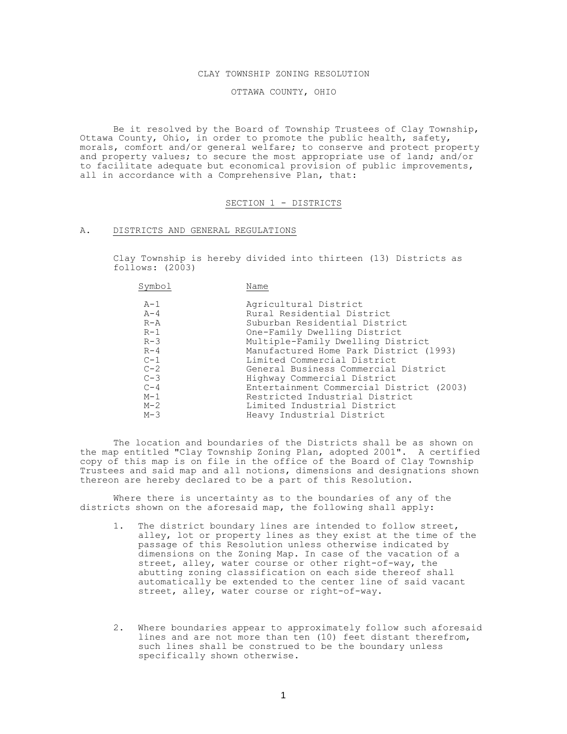# CLAY TOWNSHIP ZONING RESOLUTION

## OTTAWA COUNTY, OHIO

Be it resolved by the Board of Township Trustees of Clay Township, Ottawa County, Ohio, in order to promote the public health, safety, morals, comfort and/or general welfare; to conserve and protect property and property values; to secure the most appropriate use of land; and/or to facilitate adequate but economical provision of public improvements, all in accordance with a Comprehensive Plan, that:

## SECTION 1 - DISTRICTS

### A. DISTRICTS AND GENERAL REGULATIONS

Clay Township is hereby divided into thirteen (13) Districts as follows: (2003)

| Symbol | Name |
|---|---|
| A-1 | Agricultural District |
| A-4 | Rural Residential District |
| R-A | Suburban Residential District |
| R-1 | One-Family Dwelling District |
| R-3 | Multiple-Family Dwelling District |
| R-4 | Manufactured Home Park District (1993) |
| C-1 | Limited Commercial District |
| C-2 | General Business Commercial District |
| C-3 | Highway Commercial District |
| C-4 | Entertainment Commercial District (2003) |
| M-1 | Restricted Industrial District |
| M-2 | Limited Industrial District |
| M-3 | Heavy Industrial District |

The location and boundaries of the Districts shall be as shown on the map entitled "Clay Township Zoning Plan, adopted 2001". A certified copy of this map is on file in the office of the Board of Clay Township Trustees and said map and all notions, dimensions and designations shown thereon are hereby declared to be a part of this Resolution.

Where there is uncertainty as to the boundaries of any of the districts shown on the aforesaid map, the following shall apply:

1. The district boundary lines are intended to follow street, alley, lot or property lines as they exist at the time of the passage of this Resolution unless otherwise indicated by dimensions on the Zoning Map. In case of the vacation of a street, alley, water course or other right-of-way, the abutting zoning classification on each side thereof shall automatically be extended to the center line of said vacant street, alley, water course or right-of-way.

2. Where boundaries appear to approximately follow such aforesaid lines and are not more than ten (10) feet distant therefrom, such lines shall be construed to be the boundary unless specifically shown otherwise.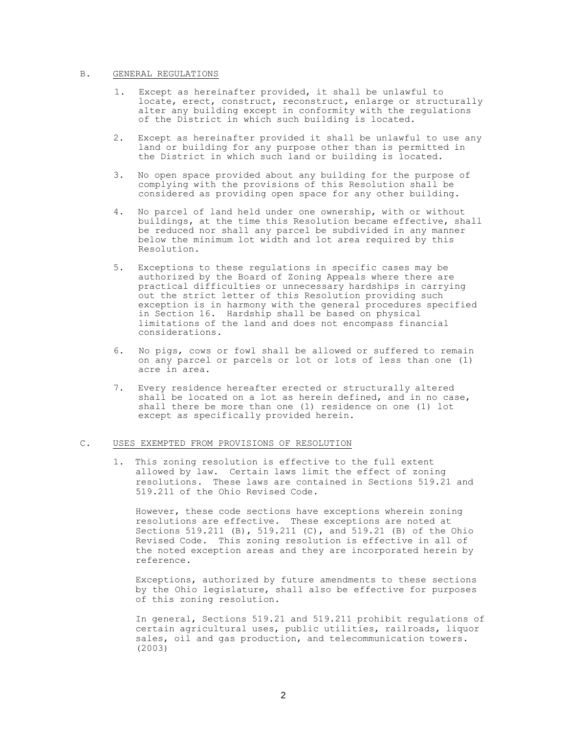## B. GENERAL REGULATIONS

1. Except as hereinafter provided, it shall be unlawful to locate, erect, construct, reconstruct, enlarge or structurally alter any building except in conformity with the regulations of the District in which such building is located.

2. Except as hereinafter provided it shall be unlawful to use any land or building for any purpose other than is permitted in the District in which such land or building is located.

3. No open space provided about any building for the purpose of complying with the provisions of this Resolution shall be considered as providing open space for any other building.

4. No parcel of land held under one ownership, with or without buildings, at the time this Resolution became effective, shall be reduced nor shall any parcel be subdivided in any manner below the minimum lot width and lot area required by this Resolution.

5. Exceptions to these regulations in specific cases may be authorized by the Board of Zoning Appeals where there are practical difficulties or unnecessary hardships in carrying out the strict letter of this Resolution providing such exception is in harmony with the general procedures specified in Section 16. Hardship shall be based on physical limitations of the land and does not encompass financial considerations.

6. No pigs, cows or fowl shall be allowed or suffered to remain on any parcel or parcels or lot or lots of less than one (1) acre in area.

7. Every residence hereafter erected or structurally altered shall be located on a lot as herein defined, and in no case, shall there be more than one (1) residence on one (1) lot except as specifically provided herein.

## C. USES EXEMPTED FROM PROVISIONS OF RESOLUTION

1. This zoning resolution is effective to the full extent allowed by law. Certain laws limit the effect of zoning resolutions. These laws are contained in Sections 519.21 and 519.211 of the Ohio Revised Code.

   However, these code sections have exceptions wherein zoning resolutions are effective. These exceptions are noted at Sections 519.211 (B), 519.211 (C), and 519.21 (B) of the Ohio Revised Code. This zoning resolution is effective in all of the noted exception areas and they are incorporated herein by reference.

   Exceptions, authorized by future amendments to these sections by the Ohio legislature, shall also be effective for purposes of this zoning resolution.

   In general, Sections 519.21 and 519.211 prohibit regulations of certain agricultural uses, public utilities, railroads, liquor sales, oil and gas production, and telecommunication towers. (2003)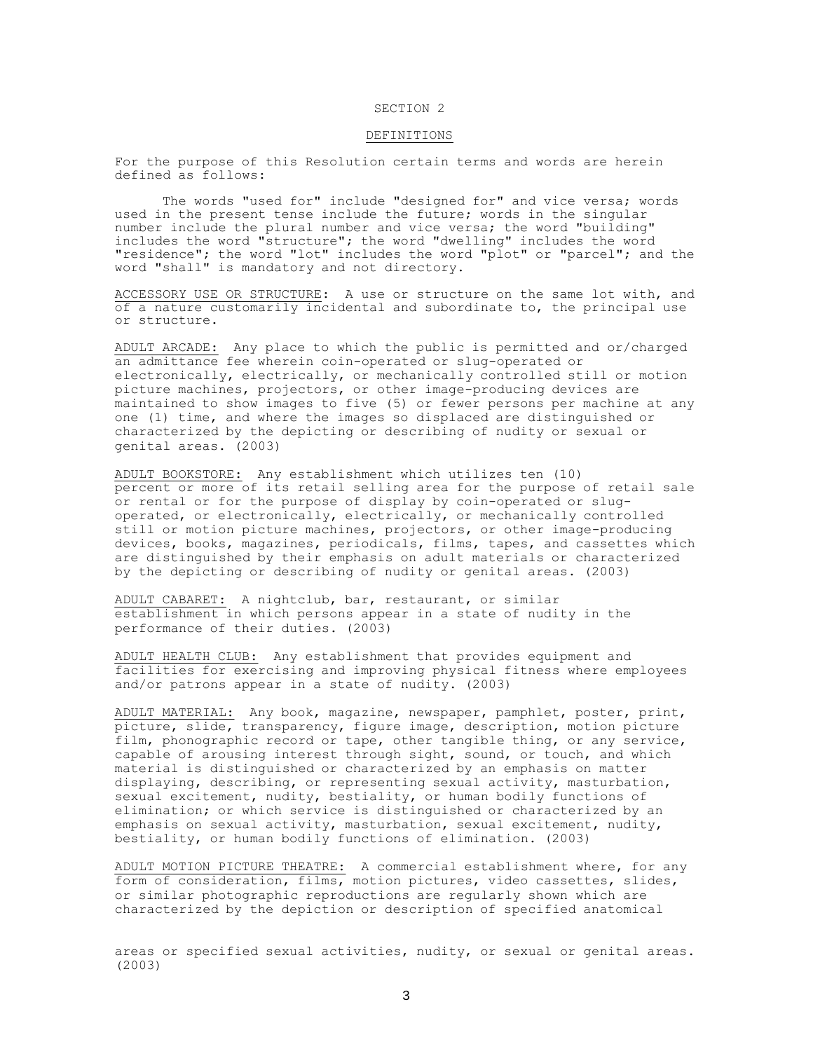# SECTION 2

## DEFINITIONS

For the purpose of this Resolution certain terms and words are herein defined as follows:

The words "used for" include "designed for" and vice versa; words used in the present tense include the future; words in the singular number include the plural number and vice versa; the word "building" includes the word "structure"; the word "dwelling" includes the word "residence"; the word "lot" includes the word "plot" or "parcel"; and the word "shall" is mandatory and not directory.

ACCESSORY USE OR STRUCTURE: A use or structure on the same lot with, and of a nature customarily incidental and subordinate to, the principal use or structure.

ADULT ARCADE: Any place to which the public is permitted and or/charged an admittance fee wherein coin-operated or slug-operated or electronically, electrically, or mechanically controlled still or motion picture machines, projectors, or other image-producing devices are maintained to show images to five (5) or fewer persons per machine at any one (1) time, and where the images so displaced are distinguished or characterized by the depicting or describing of nudity or sexual or genital areas. (2003)

ADULT BOOKSTORE: Any establishment which utilizes ten (10) percent or more of its retail selling area for the purpose of retail sale or rental or for the purpose of display by coin-operated or slug-operated, or electronically, electrically, or mechanically controlled still or motion picture machines, projectors, or other image-producing devices, books, magazines, periodicals, films, tapes, and cassettes which are distinguished by their emphasis on adult materials or characterized by the depicting or describing of nudity or genital areas. (2003)

ADULT CABARET: A nightclub, bar, restaurant, or similar establishment in which persons appear in a state of nudity in the performance of their duties. (2003)

ADULT HEALTH CLUB: Any establishment that provides equipment and facilities for exercising and improving physical fitness where employees and/or patrons appear in a state of nudity. (2003)

ADULT MATERIAL: Any book, magazine, newspaper, pamphlet, poster, print, picture, slide, transparency, figure image, description, motion picture film, phonographic record or tape, other tangible thing, or any service, capable of arousing interest through sight, sound, or touch, and which material is distinguished or characterized by an emphasis on matter displaying, describing, or representing sexual activity, masturbation, sexual excitement, nudity, bestiality, or human bodily functions of elimination; or which service is distinguished or characterized by an emphasis on sexual activity, masturbation, sexual excitement, nudity, bestiality, or human bodily functions of elimination. (2003)

ADULT MOTION PICTURE THEATRE: A commercial establishment where, for any form of consideration, films, motion pictures, video cassettes, slides, or similar photographic reproductions are regularly shown which are characterized by the depiction or description of specified anatomical areas or specified sexual activities, nudity, or sexual or genital areas. (2003)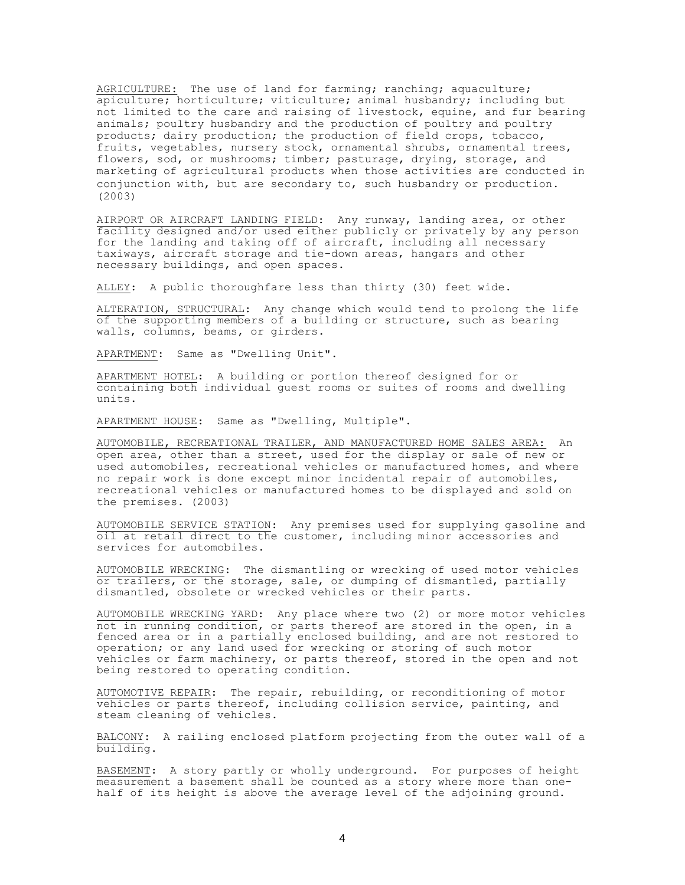<u>AGRICULTURE:</u> The use of land for farming; ranching; aquaculture; apiculture; horticulture; viticulture; animal husbandry; including but not limited to the care and raising of livestock, equine, and fur bearing animals; poultry husbandry and the production of poultry and poultry products; dairy production; the production of field crops, tobacco, fruits, vegetables, nursery stock, ornamental shrubs, ornamental trees, flowers, sod, or mushrooms; timber; pasturage, drying, storage, and marketing of agricultural products when those activities are conducted in conjunction with, but are secondary to, such husbandry or production. (2003)

<u>AIRPORT OR AIRCRAFT LANDING FIELD</u>: Any runway, landing area, or other facility designed and/or used either publicly or privately by any person for the landing and taking off of aircraft, including all necessary taxiways, aircraft storage and tie-down areas, hangars and other necessary buildings, and open spaces.

<u>ALLEY</u>: A public thoroughfare less than thirty (30) feet wide.

<u>ALTERATION, STRUCTURAL</u>: Any change which would tend to prolong the life of the supporting members of a building or structure, such as bearing walls, columns, beams, or girders.

<u>APARTMENT</u>: Same as "Dwelling Unit".

<u>APARTMENT HOTEL</u>: A building or portion thereof designed for or containing both individual guest rooms or suites of rooms and dwelling units.

<u>APARTMENT HOUSE</u>: Same as "Dwelling, Multiple".

<u>AUTOMOBILE, RECREATIONAL TRAILER, AND MANUFACTURED HOME SALES AREA:</u> An open area, other than a street, used for the display or sale of new or used automobiles, recreational vehicles or manufactured homes, and where no repair work is done except minor incidental repair of automobiles, recreational vehicles or manufactured homes to be displayed and sold on the premises. (2003)

<u>AUTOMOBILE SERVICE STATION</u>: Any premises used for supplying gasoline and oil at retail direct to the customer, including minor accessories and services for automobiles.

<u>AUTOMOBILE WRECKING</u>: The dismantling or wrecking of used motor vehicles or trailers, or the storage, sale, or dumping of dismantled, partially dismantled, obsolete or wrecked vehicles or their parts.

<u>AUTOMOBILE WRECKING YARD</u>: Any place where two (2) or more motor vehicles not in running condition, or parts thereof are stored in the open, in a fenced area or in a partially enclosed building, and are not restored to operation; or any land used for wrecking or storing of such motor vehicles or farm machinery, or parts thereof, stored in the open and not being restored to operating condition.

<u>AUTOMOTIVE REPAIR</u>: The repair, rebuilding, or reconditioning of motor vehicles or parts thereof, including collision service, painting, and steam cleaning of vehicles.

<u>BALCONY</u>: A railing enclosed platform projecting from the outer wall of a building.

<u>BASEMENT</u>: A story partly or wholly underground. For purposes of height measurement a basement shall be counted as a story where more than one-half of its height is above the average level of the adjoining ground.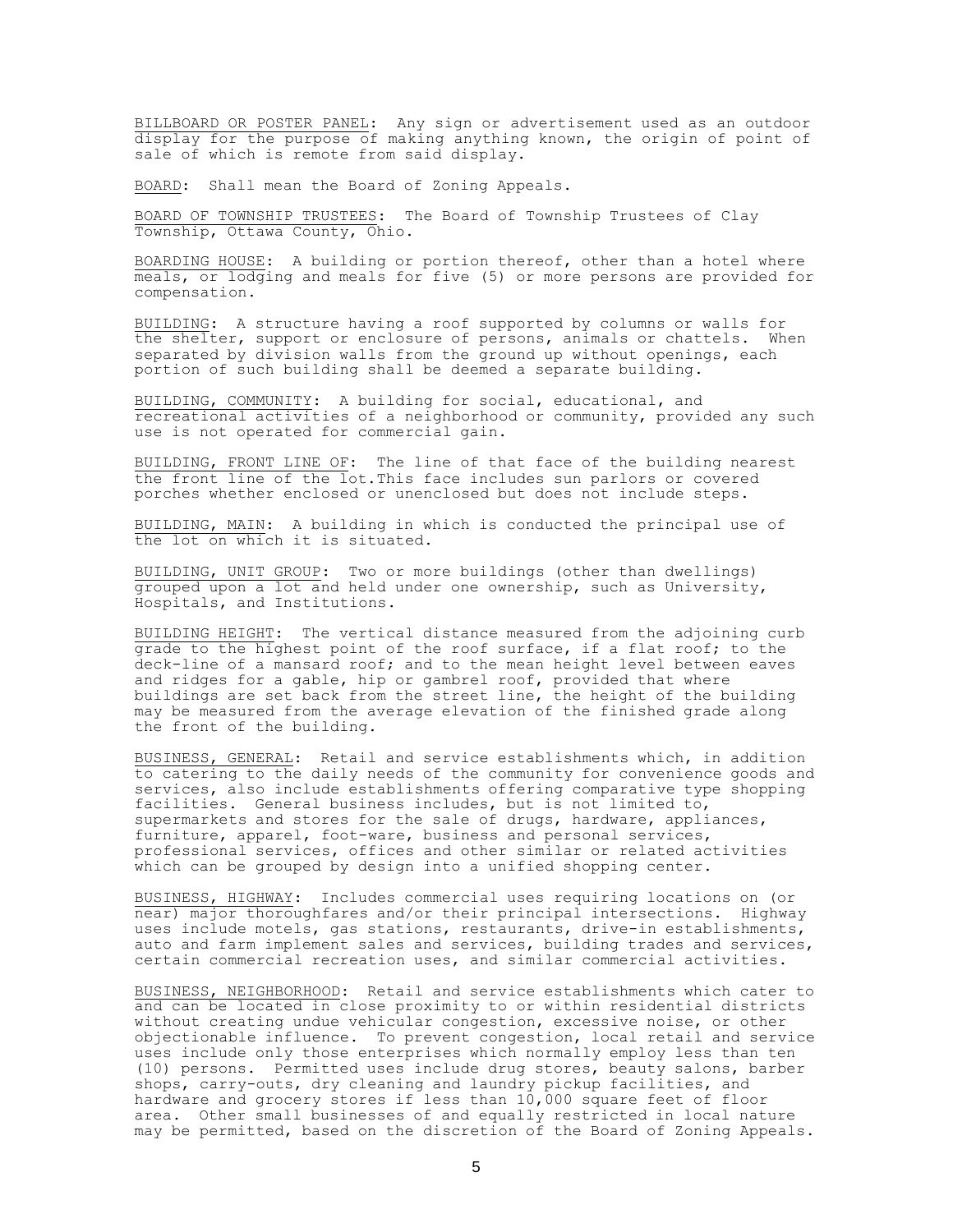BILLBOARD OR POSTER PANEL: Any sign or advertisement used as an outdoor display for the purpose of making anything known, the origin of point of sale of which is remote from said display.

BOARD: Shall mean the Board of Zoning Appeals.

BOARD OF TOWNSHIP TRUSTEES: The Board of Township Trustees of Clay Township, Ottawa County, Ohio.

BOARDING HOUSE: A building or portion thereof, other than a hotel where meals, or lodging and meals for five (5) or more persons are provided for compensation.

BUILDING: A structure having a roof supported by columns or walls for the shelter, support or enclosure of persons, animals or chattels. When separated by division walls from the ground up without openings, each portion of such building shall be deemed a separate building.

BUILDING, COMMUNITY: A building for social, educational, and recreational activities of a neighborhood or community, provided any such use is not operated for commercial gain.

BUILDING, FRONT LINE OF: The line of that face of the building nearest the front line of the lot.This face includes sun parlors or covered porches whether enclosed or unenclosed but does not include steps.

BUILDING, MAIN: A building in which is conducted the principal use of the lot on which it is situated.

BUILDING, UNIT GROUP: Two or more buildings (other than dwellings) grouped upon a lot and held under one ownership, such as University, Hospitals, and Institutions.

BUILDING HEIGHT: The vertical distance measured from the adjoining curb grade to the highest point of the roof surface, if a flat roof; to the deck-line of a mansard roof; and to the mean height level between eaves and ridges for a gable, hip or gambrel roof, provided that where buildings are set back from the street line, the height of the building may be measured from the average elevation of the finished grade along the front of the building.

BUSINESS, GENERAL: Retail and service establishments which, in addition to catering to the daily needs of the community for convenience goods and services, also include establishments offering comparative type shopping facilities. General business includes, but is not limited to, supermarkets and stores for the sale of drugs, hardware, appliances, furniture, apparel, foot-ware, business and personal services, professional services, offices and other similar or related activities which can be grouped by design into a unified shopping center.

BUSINESS, HIGHWAY: Includes commercial uses requiring locations on (or near) major thoroughfares and/or their principal intersections. Highway uses include motels, gas stations, restaurants, drive-in establishments, auto and farm implement sales and services, building trades and services, certain commercial recreation uses, and similar commercial activities.

BUSINESS, NEIGHBORHOOD: Retail and service establishments which cater to and can be located in close proximity to or within residential districts without creating undue vehicular congestion, excessive noise, or other objectionable influence. To prevent congestion, local retail and service uses include only those enterprises which normally employ less than ten (10) persons. Permitted uses include drug stores, beauty salons, barber shops, carry-outs, dry cleaning and laundry pickup facilities, and hardware and grocery stores if less than 10,000 square feet of floor area. Other small businesses of and equally restricted in local nature may be permitted, based on the discretion of the Board of Zoning Appeals.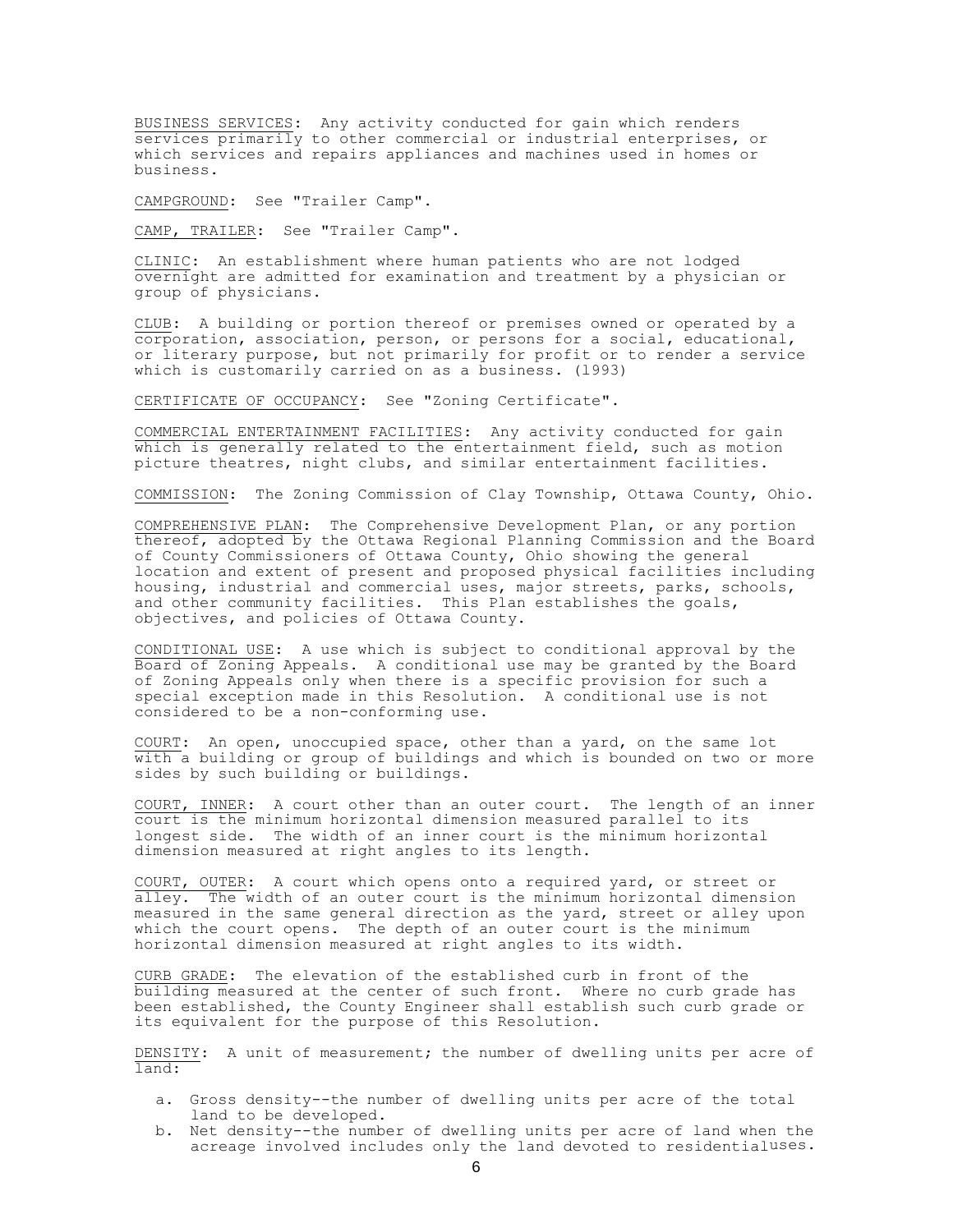BUSINESS SERVICES: Any activity conducted for gain which renders services primarily to other commercial or industrial enterprises, or which services and repairs appliances and machines used in homes or business.

CAMPGROUND: See "Trailer Camp".

CAMP, TRAILER: See "Trailer Camp".

CLINIC: An establishment where human patients who are not lodged overnight are admitted for examination and treatment by a physician or group of physicians.

CLUB: A building or portion thereof or premises owned or operated by a corporation, association, person, or persons for a social, educational, or literary purpose, but not primarily for profit or to render a service which is customarily carried on as a business. (1993)

CERTIFICATE OF OCCUPANCY: See "Zoning Certificate".

COMMERCIAL ENTERTAINMENT FACILITIES: Any activity conducted for gain which is generally related to the entertainment field, such as motion picture theatres, night clubs, and similar entertainment facilities.

COMMISSION: The Zoning Commission of Clay Township, Ottawa County, Ohio.

COMPREHENSIVE PLAN: The Comprehensive Development Plan, or any portion thereof, adopted by the Ottawa Regional Planning Commission and the Board of County Commissioners of Ottawa County, Ohio showing the general location and extent of present and proposed physical facilities including housing, industrial and commercial uses, major streets, parks, schools, and other community facilities. This Plan establishes the goals, objectives, and policies of Ottawa County.

CONDITIONAL USE: A use which is subject to conditional approval by the Board of Zoning Appeals. A conditional use may be granted by the Board of Zoning Appeals only when there is a specific provision for such a special exception made in this Resolution. A conditional use is not considered to be a non-conforming use.

COURT: An open, unoccupied space, other than a yard, on the same lot with a building or group of buildings and which is bounded on two or more sides by such building or buildings.

COURT, INNER: A court other than an outer court. The length of an inner court is the minimum horizontal dimension measured parallel to its longest side. The width of an inner court is the minimum horizontal dimension measured at right angles to its length.

COURT, OUTER: A court which opens onto a required yard, or street or alley. The width of an outer court is the minimum horizontal dimension measured in the same general direction as the yard, street or alley upon which the court opens. The depth of an outer court is the minimum horizontal dimension measured at right angles to its width.

CURB GRADE: The elevation of the established curb in front of the building measured at the center of such front. Where no curb grade has been established, the County Engineer shall establish such curb grade or its equivalent for the purpose of this Resolution.

DENSITY: A unit of measurement; the number of dwelling units per acre of land:

a. Gross density--the number of dwelling units per acre of the total land to be developed.
b. Net density--the number of dwelling units per acre of land when the acreage involved includes only the land devoted to residentialuses.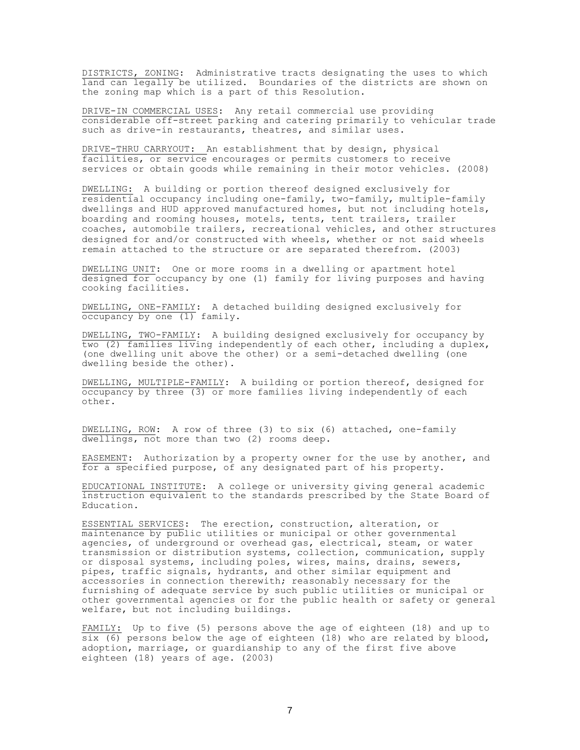DISTRICTS, ZONING: Administrative tracts designating the uses to which land can legally be utilized. Boundaries of the districts are shown on the zoning map which is a part of this Resolution.

DRIVE-IN COMMERCIAL USES: Any retail commercial use providing considerable off-street parking and catering primarily to vehicular trade such as drive-in restaurants, theatres, and similar uses.

DRIVE-THRU CARRYOUT: An establishment that by design, physical facilities, or service encourages or permits customers to receive services or obtain goods while remaining in their motor vehicles. (2008)

DWELLING: A building or portion thereof designed exclusively for residential occupancy including one-family, two-family, multiple-family dwellings and HUD approved manufactured homes, but not including hotels, boarding and rooming houses, motels, tents, tent trailers, trailer coaches, automobile trailers, recreational vehicles, and other structures designed for and/or constructed with wheels, whether or not said wheels remain attached to the structure or are separated therefrom. (2003)

DWELLING UNIT: One or more rooms in a dwelling or apartment hotel designed for occupancy by one (1) family for living purposes and having cooking facilities.

DWELLING, ONE-FAMILY: A detached building designed exclusively for occupancy by one (1) family.

DWELLING, TWO-FAMILY: A building designed exclusively for occupancy by two (2) families living independently of each other, including a duplex, (one dwelling unit above the other) or a semi-detached dwelling (one dwelling beside the other).

DWELLING, MULTIPLE-FAMILY: A building or portion thereof, designed for occupancy by three (3) or more families living independently of each other.

DWELLING, ROW: A row of three (3) to six (6) attached, one-family dwellings, not more than two (2) rooms deep.

EASEMENT: Authorization by a property owner for the use by another, and for a specified purpose, of any designated part of his property.

EDUCATIONAL INSTITUTE: A college or university giving general academic instruction equivalent to the standards prescribed by the State Board of Education.

ESSENTIAL SERVICES: The erection, construction, alteration, or maintenance by public utilities or municipal or other governmental agencies, of underground or overhead gas, electrical, steam, or water transmission or distribution systems, collection, communication, supply or disposal systems, including poles, wires, mains, drains, sewers, pipes, traffic signals, hydrants, and other similar equipment and accessories in connection therewith; reasonably necessary for the furnishing of adequate service by such public utilities or municipal or other governmental agencies or for the public health or safety or general welfare, but not including buildings.

FAMILY: Up to five (5) persons above the age of eighteen (18) and up to six (6) persons below the age of eighteen (18) who are related by blood, adoption, marriage, or guardianship to any of the first five above eighteen (18) years of age. (2003)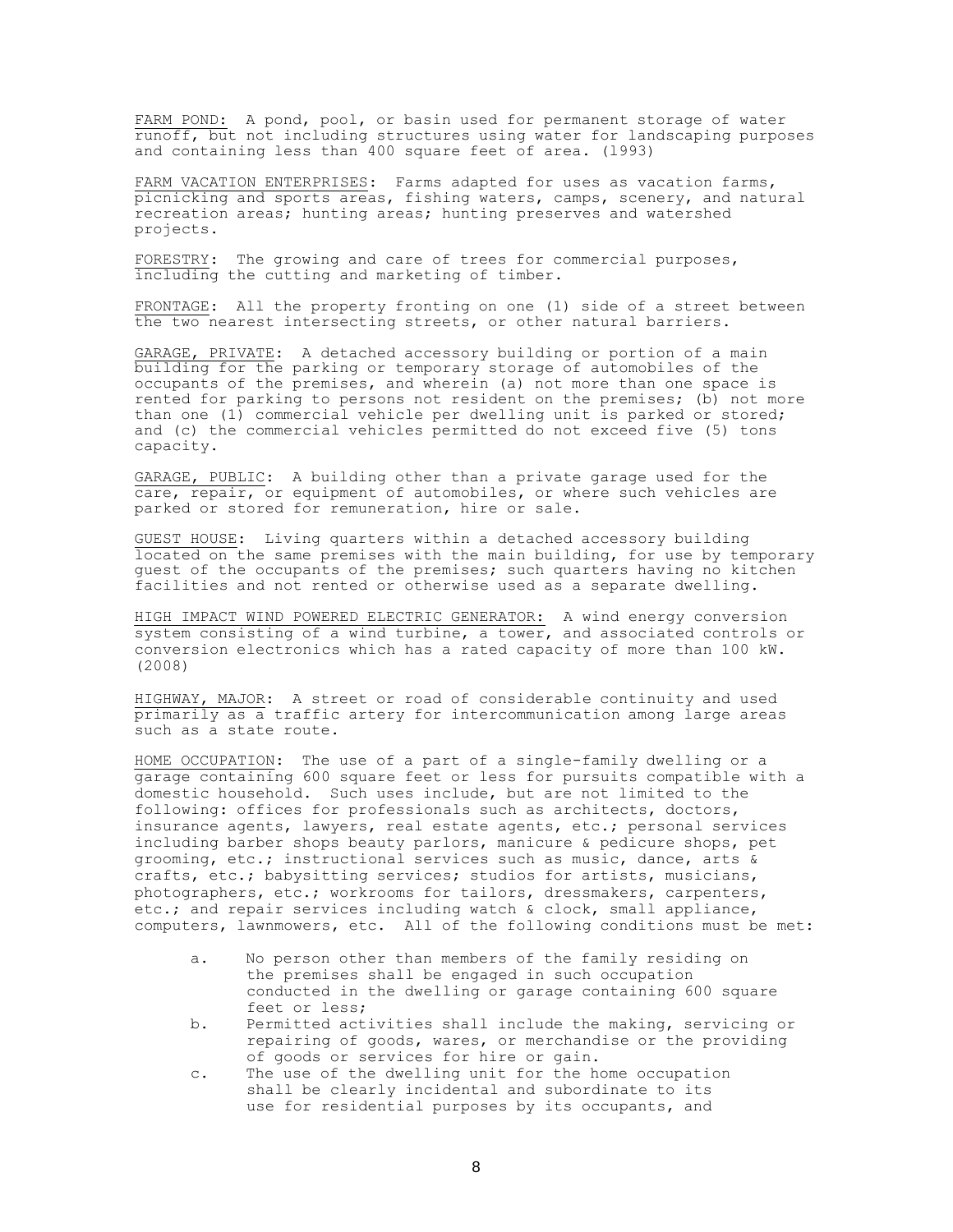<u>FARM POND:</u> A pond, pool, or basin used for permanent storage of water runoff, but not including structures using water for landscaping purposes and containing less than 400 square feet of area. (1993)

<u>FARM VACATION ENTERPRISES</u>: Farms adapted for uses as vacation farms, picnicking and sports areas, fishing waters, camps, scenery, and natural recreation areas; hunting areas; hunting preserves and watershed projects.

<u>FORESTRY</u>: The growing and care of trees for commercial purposes, including the cutting and marketing of timber.

<u>FRONTAGE</u>: All the property fronting on one (1) side of a street between the two nearest intersecting streets, or other natural barriers.

<u>GARAGE, PRIVATE</u>: A detached accessory building or portion of a main building for the parking or temporary storage of automobiles of the occupants of the premises, and wherein (a) not more than one space is rented for parking to persons not resident on the premises; (b) not more than one (1) commercial vehicle per dwelling unit is parked or stored; and (c) the commercial vehicles permitted do not exceed five (5) tons capacity.

<u>GARAGE, PUBLIC</u>: A building other than a private garage used for the care, repair, or equipment of automobiles, or where such vehicles are parked or stored for remuneration, hire or sale.

<u>GUEST HOUSE</u>: Living quarters within a detached accessory building located on the same premises with the main building, for use by temporary guest of the occupants of the premises; such quarters having no kitchen facilities and not rented or otherwise used as a separate dwelling.

<u>HIGH IMPACT WIND POWERED ELECTRIC GENERATOR:</u> A wind energy conversion system consisting of a wind turbine, a tower, and associated controls or conversion electronics which has a rated capacity of more than 100 kW. (2008)

<u>HIGHWAY, MAJOR</u>: A street or road of considerable continuity and used primarily as a traffic artery for intercommunication among large areas such as a state route.

<u>HOME OCCUPATION</u>: The use of a part of a single-family dwelling or a garage containing 600 square feet or less for pursuits compatible with a domestic household. Such uses include, but are not limited to the following: offices for professionals such as architects, doctors, insurance agents, lawyers, real estate agents, etc.; personal services including barber shops beauty parlors, manicure & pedicure shops, pet grooming, etc.; instructional services such as music, dance, arts & crafts, etc.; babysitting services; studios for artists, musicians, photographers, etc.; workrooms for tailors, dressmakers, carpenters, etc.; and repair services including watch & clock, small appliance, computers, lawnmowers, etc. All of the following conditions must be met:

a. No person other than members of the family residing on the premises shall be engaged in such occupation conducted in the dwelling or garage containing 600 square feet or less;

b. Permitted activities shall include the making, servicing or repairing of goods, wares, or merchandise or the providing of goods or services for hire or gain.

c. The use of the dwelling unit for the home occupation shall be clearly incidental and subordinate to its use for residential purposes by its occupants, and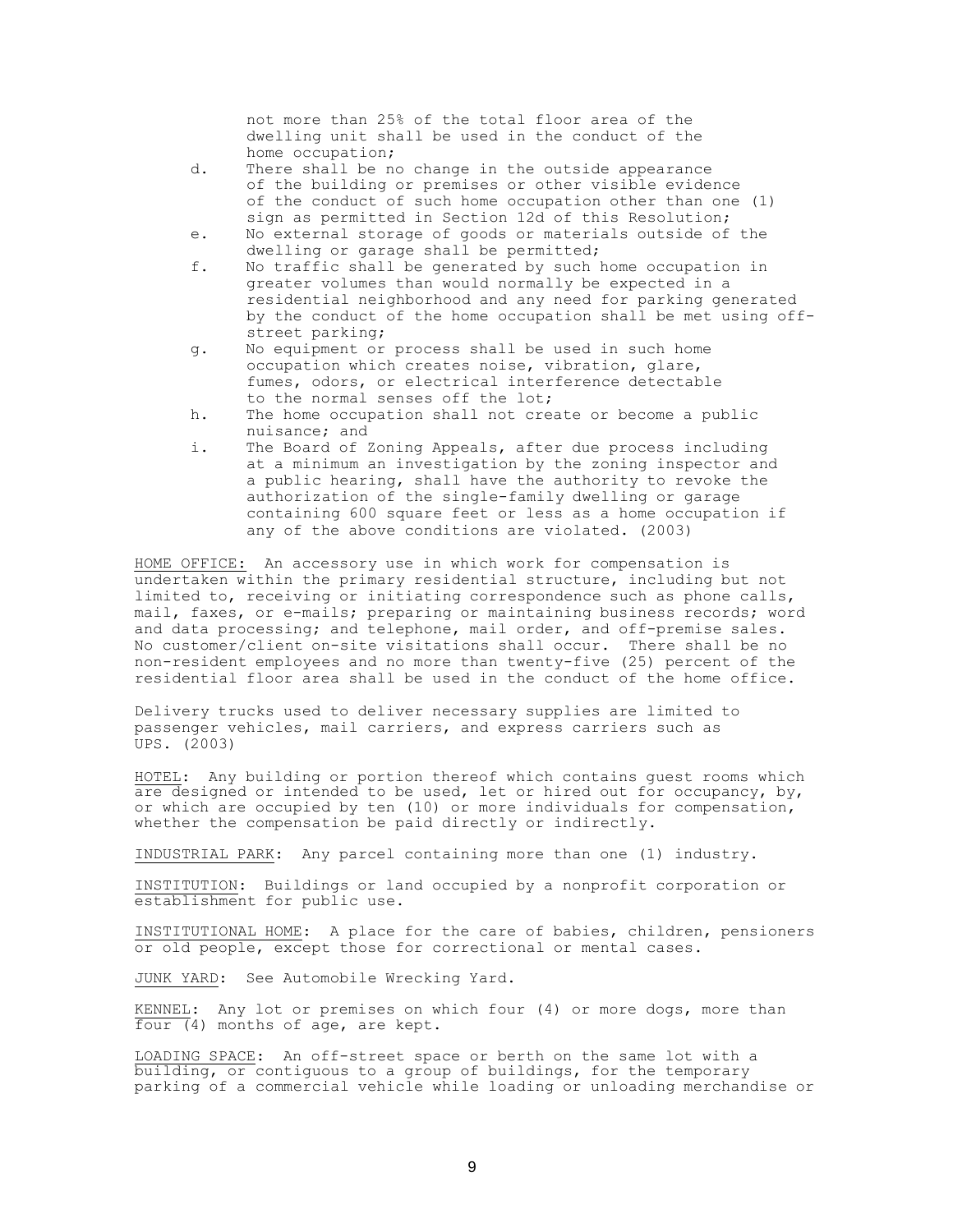not more than 25% of the total floor area of the dwelling unit shall be used in the conduct of the home occupation;

d. There shall be no change in the outside appearance of the building or premises or other visible evidence of the conduct of such home occupation other than one (1) sign as permitted in Section 12d of this Resolution;

e. No external storage of goods or materials outside of the dwelling or garage shall be permitted;

f. No traffic shall be generated by such home occupation in greater volumes than would normally be expected in a residential neighborhood and any need for parking generated by the conduct of the home occupation shall be met using off-street parking;

g. No equipment or process shall be used in such home occupation which creates noise, vibration, glare, fumes, odors, or electrical interference detectable to the normal senses off the lot;

h. The home occupation shall not create or become a public nuisance; and

i. The Board of Zoning Appeals, after due process including at a minimum an investigation by the zoning inspector and a public hearing, shall have the authority to revoke the authorization of the single-family dwelling or garage containing 600 square feet or less as a home occupation if any of the above conditions are violated. (2003)

<u>HOME OFFICE:</u> An accessory use in which work for compensation is undertaken within the primary residential structure, including but not limited to, receiving or initiating correspondence such as phone calls, mail, faxes, or e-mails; preparing or maintaining business records; word and data processing; and telephone, mail order, and off-premise sales. No customer/client on-site visitations shall occur. There shall be no non-resident employees and no more than twenty-five (25) percent of the residential floor area shall be used in the conduct of the home office.

Delivery trucks used to deliver necessary supplies are limited to passenger vehicles, mail carriers, and express carriers such as UPS. (2003)

<u>HOTEL</u>: Any building or portion thereof which contains guest rooms which are designed or intended to be used, let or hired out for occupancy, by, or which are occupied by ten (10) or more individuals for compensation, whether the compensation be paid directly or indirectly.

<u>INDUSTRIAL PARK</u>: Any parcel containing more than one (1) industry.

<u>INSTITUTION</u>: Buildings or land occupied by a nonprofit corporation or establishment for public use.

<u>INSTITUTIONAL HOME</u>: A place for the care of babies, children, pensioners or old people, except those for correctional or mental cases.

<u>JUNK YARD</u>: See Automobile Wrecking Yard.

<u>KENNEL</u>: Any lot or premises on which four (4) or more dogs, more than four (4) months of age, are kept.

<u>LOADING SPACE</u>: An off-street space or berth on the same lot with a building, or contiguous to a group of buildings, for the temporary parking of a commercial vehicle while loading or unloading merchandise or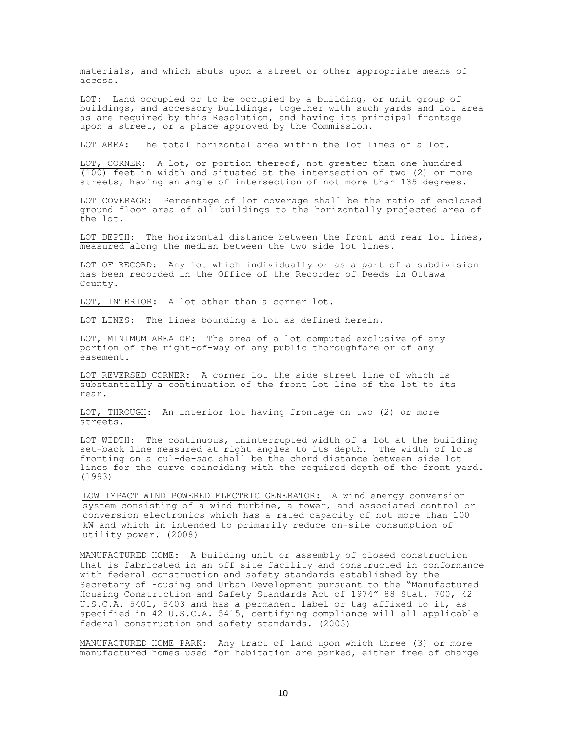materials, and which abuts upon a street or other appropriate means of access.

<u>LOT</u>: Land occupied or to be occupied by a building, or unit group of buildings, and accessory buildings, together with such yards and lot area as are required by this Resolution, and having its principal frontage upon a street, or a place approved by the Commission.

<u>LOT AREA</u>: The total horizontal area within the lot lines of a lot.

<u>LOT, CORNER</u>: A lot, or portion thereof, not greater than one hundred (100) feet in width and situated at the intersection of two (2) or more streets, having an angle of intersection of not more than 135 degrees.

<u>LOT COVERAGE</u>: Percentage of lot coverage shall be the ratio of enclosed ground floor area of all buildings to the horizontally projected area of the lot.

<u>LOT DEPTH</u>: The horizontal distance between the front and rear lot lines, measured along the median between the two side lot lines.

<u>LOT OF RECORD</u>: Any lot which individually or as a part of a subdivision has been recorded in the Office of the Recorder of Deeds in Ottawa County.

<u>LOT, INTERIOR</u>: A lot other than a corner lot.

<u>LOT LINES</u>: The lines bounding a lot as defined herein.

<u>LOT, MINIMUM AREA OF</u>: The area of a lot computed exclusive of any portion of the right-of-way of any public thoroughfare or of any easement.

<u>LOT REVERSED CORNER</u>: A corner lot the side street line of which is substantially a continuation of the front lot line of the lot to its rear.

<u>LOT, THROUGH</u>: An interior lot having frontage on two (2) or more streets.

<u>LOT WIDTH</u>: The continuous, uninterrupted width of a lot at the building set-back line measured at right angles to its depth. The width of lots fronting on a cul-de-sac shall be the chord distance between side lot lines for the curve coinciding with the required depth of the front yard. (1993)

<u>LOW IMPACT WIND POWERED ELECTRIC GENERATOR:</u> A wind energy conversion system consisting of a wind turbine, a tower, and associated control or conversion electronics which has a rated capacity of not more than 100 kW and which in intended to primarily reduce on-site consumption of utility power. (2008)

<u>MANUFACTURED HOME</u>: A building unit or assembly of closed construction that is fabricated in an off site facility and constructed in conformance with federal construction and safety standards established by the Secretary of Housing and Urban Development pursuant to the "Manufactured Housing Construction and Safety Standards Act of 1974" 88 Stat. 700, 42 U.S.C.A. 5401, 5403 and has a permanent label or tag affixed to it, as specified in 42 U.S.C.A. 5415, certifying compliance will all applicable federal construction and safety standards. (2003)

<u>MANUFACTURED HOME PARK</u>: Any tract of land upon which three (3) or more manufactured homes used for habitation are parked, either free of charge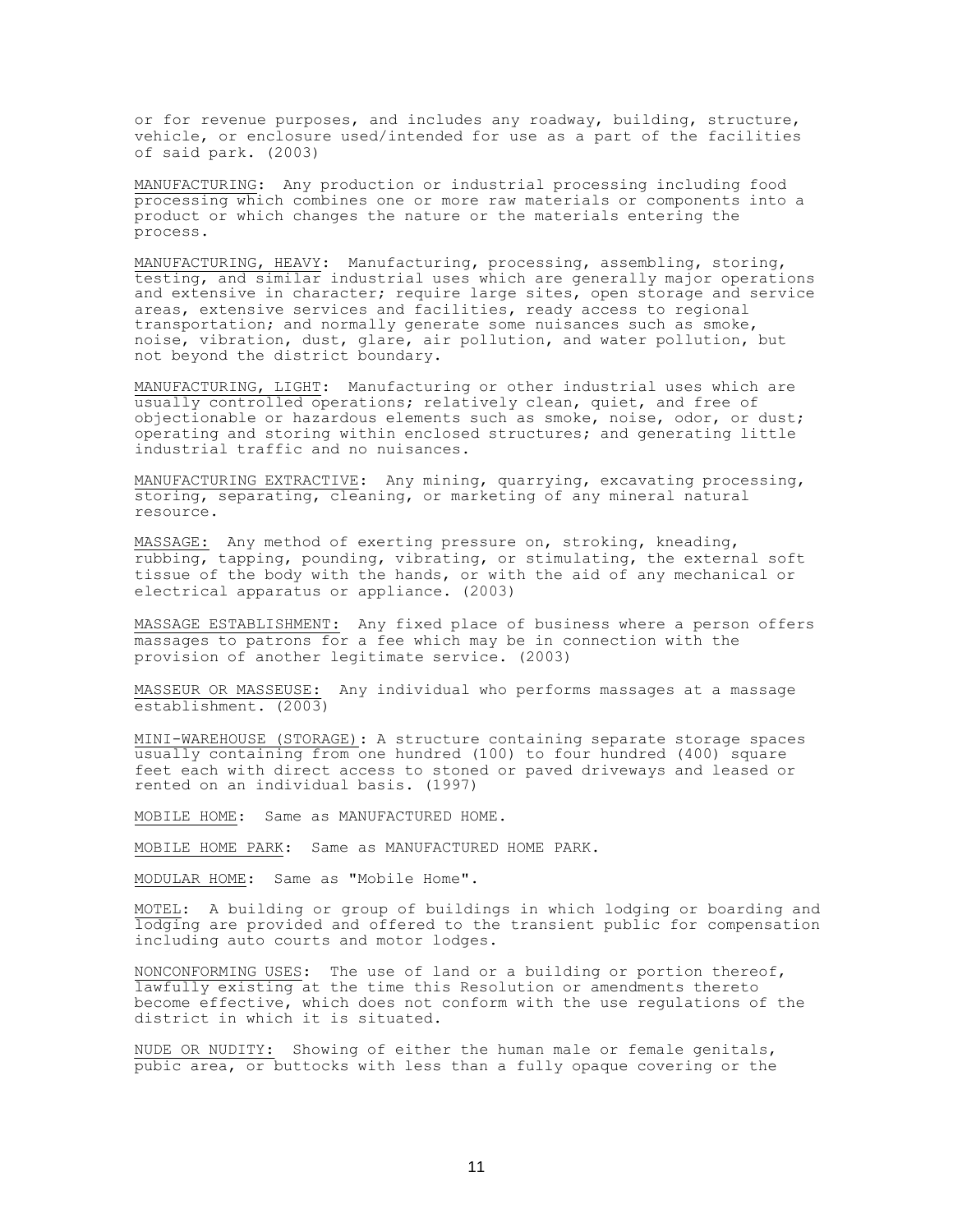or for revenue purposes, and includes any roadway, building, structure, vehicle, or enclosure used/intended for use as a part of the facilities of said park. (2003)

<u>MANUFACTURING</u>: Any production or industrial processing including food processing which combines one or more raw materials or components into a product or which changes the nature or the materials entering the process.

<u>MANUFACTURING, HEAVY</u>: Manufacturing, processing, assembling, storing, testing, and similar industrial uses which are generally major operations and extensive in character; require large sites, open storage and service areas, extensive services and facilities, ready access to regional transportation; and normally generate some nuisances such as smoke, noise, vibration, dust, glare, air pollution, and water pollution, but not beyond the district boundary.

<u>MANUFACTURING, LIGHT</u>: Manufacturing or other industrial uses which are usually controlled operations; relatively clean, quiet, and free of objectionable or hazardous elements such as smoke, noise, odor, or dust; operating and storing within enclosed structures; and generating little industrial traffic and no nuisances.

<u>MANUFACTURING EXTRACTIVE</u>: Any mining, quarrying, excavating processing, storing, separating, cleaning, or marketing of any mineral natural resource.

<u>MASSAGE:</u> Any method of exerting pressure on, stroking, kneading, rubbing, tapping, pounding, vibrating, or stimulating, the external soft tissue of the body with the hands, or with the aid of any mechanical or electrical apparatus or appliance. (2003)

<u>MASSAGE ESTABLISHMENT:</u> Any fixed place of business where a person offers massages to patrons for a fee which may be in connection with the provision of another legitimate service. (2003)

<u>MASSEUR OR MASSEUSE:</u> Any individual who performs massages at a massage establishment. (2003)

<u>MINI-WAREHOUSE (STORAGE)</u>: A structure containing separate storage spaces usually containing from one hundred (100) to four hundred (400) square feet each with direct access to stoned or paved driveways and leased or rented on an individual basis. (1997)

<u>MOBILE HOME</u>: Same as MANUFACTURED HOME.

<u>MOBILE HOME PARK</u>: Same as MANUFACTURED HOME PARK.

<u>MODULAR HOME</u>: Same as "Mobile Home".

<u>MOTEL</u>: A building or group of buildings in which lodging or boarding and lodging are provided and offered to the transient public for compensation including auto courts and motor lodges.

<u>NONCONFORMING USES</u>: The use of land or a building or portion thereof, lawfully existing at the time this Resolution or amendments thereto become effective, which does not conform with the use regulations of the district in which it is situated.

<u>NUDE OR NUDITY:</u> Showing of either the human male or female genitals, pubic area, or buttocks with less than a fully opaque covering or the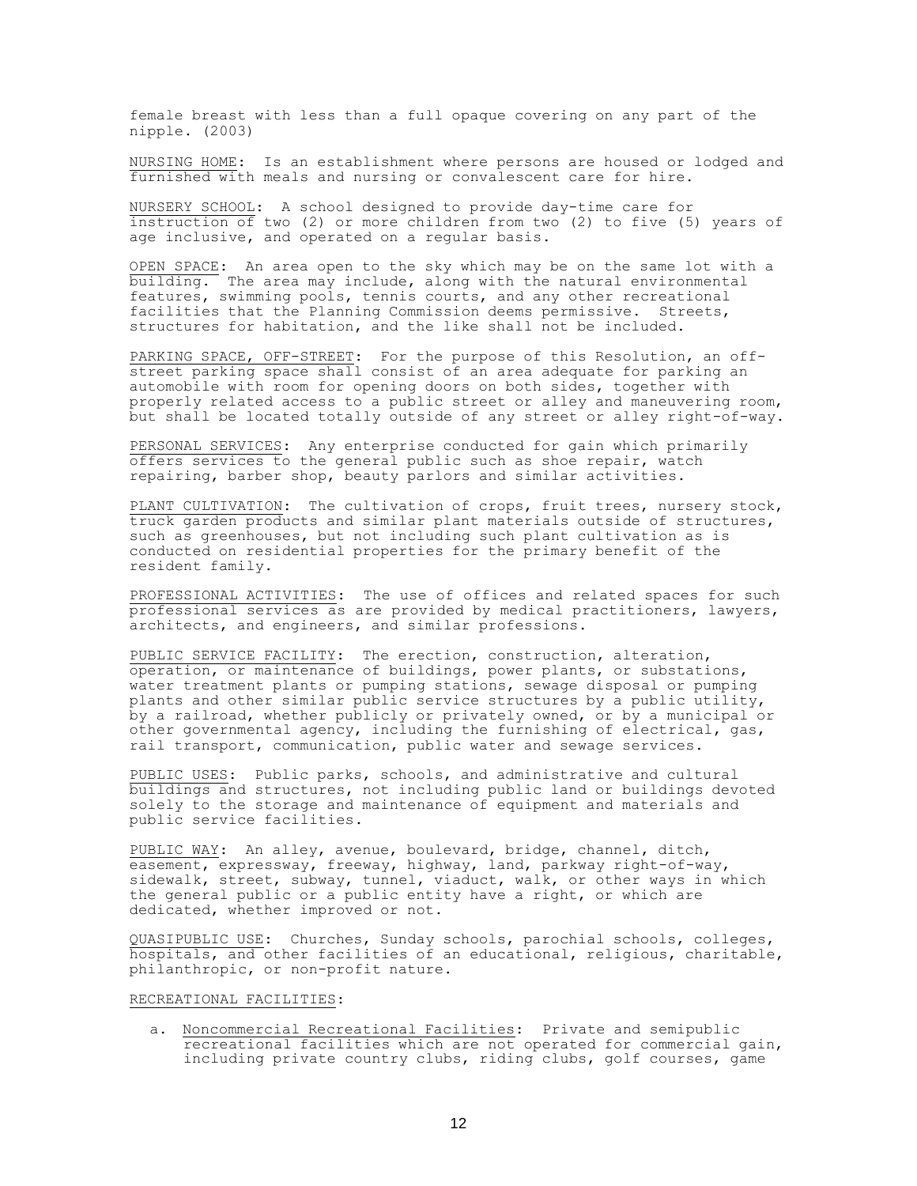female breast with less than a full opaque covering on any part of the nipple. (2003)

<u>NURSING HOME</u>: Is an establishment where persons are housed or lodged and furnished with meals and nursing or convalescent care for hire.

<u>NURSERY SCHOOL</u>: A school designed to provide day-time care for instruction of two (2) or more children from two (2) to five (5) years of age inclusive, and operated on a regular basis.

<u>OPEN SPACE</u>: An area open to the sky which may be on the same lot with a building. The area may include, along with the natural environmental features, swimming pools, tennis courts, and any other recreational facilities that the Planning Commission deems permissive. Streets, structures for habitation, and the like shall not be included.

<u>PARKING SPACE, OFF-STREET</u>: For the purpose of this Resolution, an off-street parking space shall consist of an area adequate for parking an automobile with room for opening doors on both sides, together with properly related access to a public street or alley and maneuvering room, but shall be located totally outside of any street or alley right-of-way.

<u>PERSONAL SERVICES</u>: Any enterprise conducted for gain which primarily offers services to the general public such as shoe repair, watch repairing, barber shop, beauty parlors and similar activities.

<u>PLANT CULTIVATION</u>: The cultivation of crops, fruit trees, nursery stock, truck garden products and similar plant materials outside of structures, such as greenhouses, but not including such plant cultivation as is conducted on residential properties for the primary benefit of the resident family.

<u>PROFESSIONAL ACTIVITIES</u>: The use of offices and related spaces for such professional services as are provided by medical practitioners, lawyers, architects, and engineers, and similar professions.

<u>PUBLIC SERVICE FACILITY</u>: The erection, construction, alteration, operation, or maintenance of buildings, power plants, or substations, water treatment plants or pumping stations, sewage disposal or pumping plants and other similar public service structures by a public utility, by a railroad, whether publicly or privately owned, or by a municipal or other governmental agency, including the furnishing of electrical, gas, rail transport, communication, public water and sewage services.

<u>PUBLIC USES</u>: Public parks, schools, and administrative and cultural buildings and structures, not including public land or buildings devoted solely to the storage and maintenance of equipment and materials and public service facilities.

<u>PUBLIC WAY</u>: An alley, avenue, boulevard, bridge, channel, ditch, easement, expressway, freeway, highway, land, parkway right-of-way, sidewalk, street, subway, tunnel, viaduct, walk, or other ways in which the general public or a public entity have a right, or which are dedicated, whether improved or not.

<u>QUASIPUBLIC USE</u>: Churches, Sunday schools, parochial schools, colleges, hospitals, and other facilities of an educational, religious, charitable, philanthropic, or non-profit nature.

<u>RECREATIONAL FACILITIES</u>:

a. <u>Noncommercial Recreational Facilities</u>: Private and semipublic recreational facilities which are not operated for commercial gain, including private country clubs, riding clubs, golf courses, game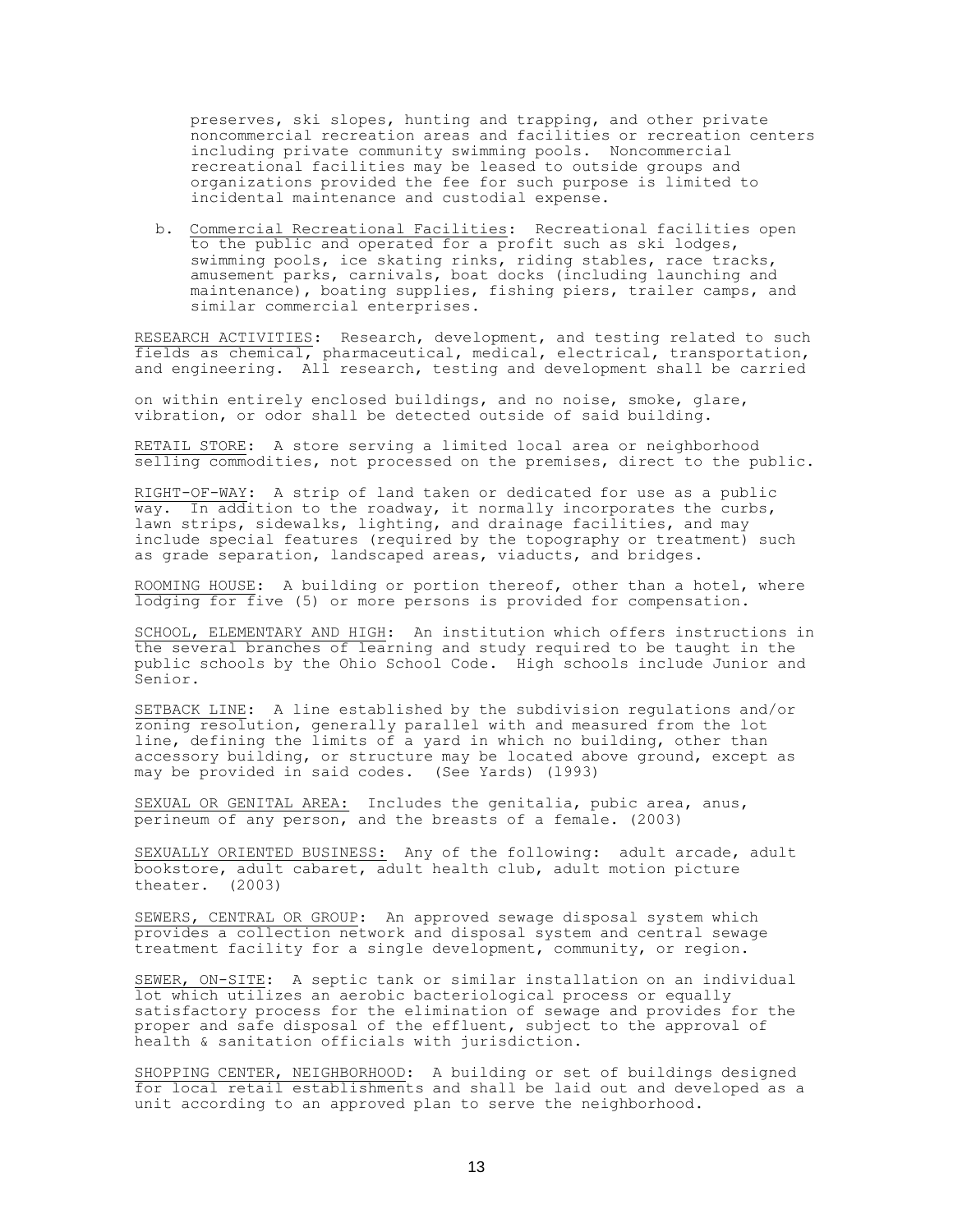preserves, ski slopes, hunting and trapping, and other private noncommercial recreation areas and facilities or recreation centers including private community swimming pools. Noncommercial recreational facilities may be leased to outside groups and organizations provided the fee for such purpose is limited to incidental maintenance and custodial expense.

b. Commercial Recreational Facilities: Recreational facilities open to the public and operated for a profit such as ski lodges, swimming pools, ice skating rinks, riding stables, race tracks, amusement parks, carnivals, boat docks (including launching and maintenance), boating supplies, fishing piers, trailer camps, and similar commercial enterprises.

RESEARCH ACTIVITIES: Research, development, and testing related to such fields as chemical, pharmaceutical, medical, electrical, transportation, and engineering. All research, testing and development shall be carried

on within entirely enclosed buildings, and no noise, smoke, glare, vibration, or odor shall be detected outside of said building.

RETAIL STORE: A store serving a limited local area or neighborhood selling commodities, not processed on the premises, direct to the public.

RIGHT-OF-WAY: A strip of land taken or dedicated for use as a public way. In addition to the roadway, it normally incorporates the curbs, lawn strips, sidewalks, lighting, and drainage facilities, and may include special features (required by the topography or treatment) such as grade separation, landscaped areas, viaducts, and bridges.

ROOMING HOUSE: A building or portion thereof, other than a hotel, where lodging for five (5) or more persons is provided for compensation.

SCHOOL, ELEMENTARY AND HIGH: An institution which offers instructions in the several branches of learning and study required to be taught in the public schools by the Ohio School Code. High schools include Junior and Senior.

SETBACK LINE: A line established by the subdivision regulations and/or zoning resolution, generally parallel with and measured from the lot line, defining the limits of a yard in which no building, other than accessory building, or structure may be located above ground, except as may be provided in said codes. (See Yards) (1993)

SEXUAL OR GENITAL AREA: Includes the genitalia, pubic area, anus, perineum of any person, and the breasts of a female. (2003)

SEXUALLY ORIENTED BUSINESS: Any of the following: adult arcade, adult bookstore, adult cabaret, adult health club, adult motion picture theater. (2003)

SEWERS, CENTRAL OR GROUP: An approved sewage disposal system which provides a collection network and disposal system and central sewage treatment facility for a single development, community, or region.

SEWER, ON-SITE: A septic tank or similar installation on an individual lot which utilizes an aerobic bacteriological process or equally satisfactory process for the elimination of sewage and provides for the proper and safe disposal of the effluent, subject to the approval of health & sanitation officials with jurisdiction.

SHOPPING CENTER, NEIGHBORHOOD: A building or set of buildings designed for local retail establishments and shall be laid out and developed as a unit according to an approved plan to serve the neighborhood.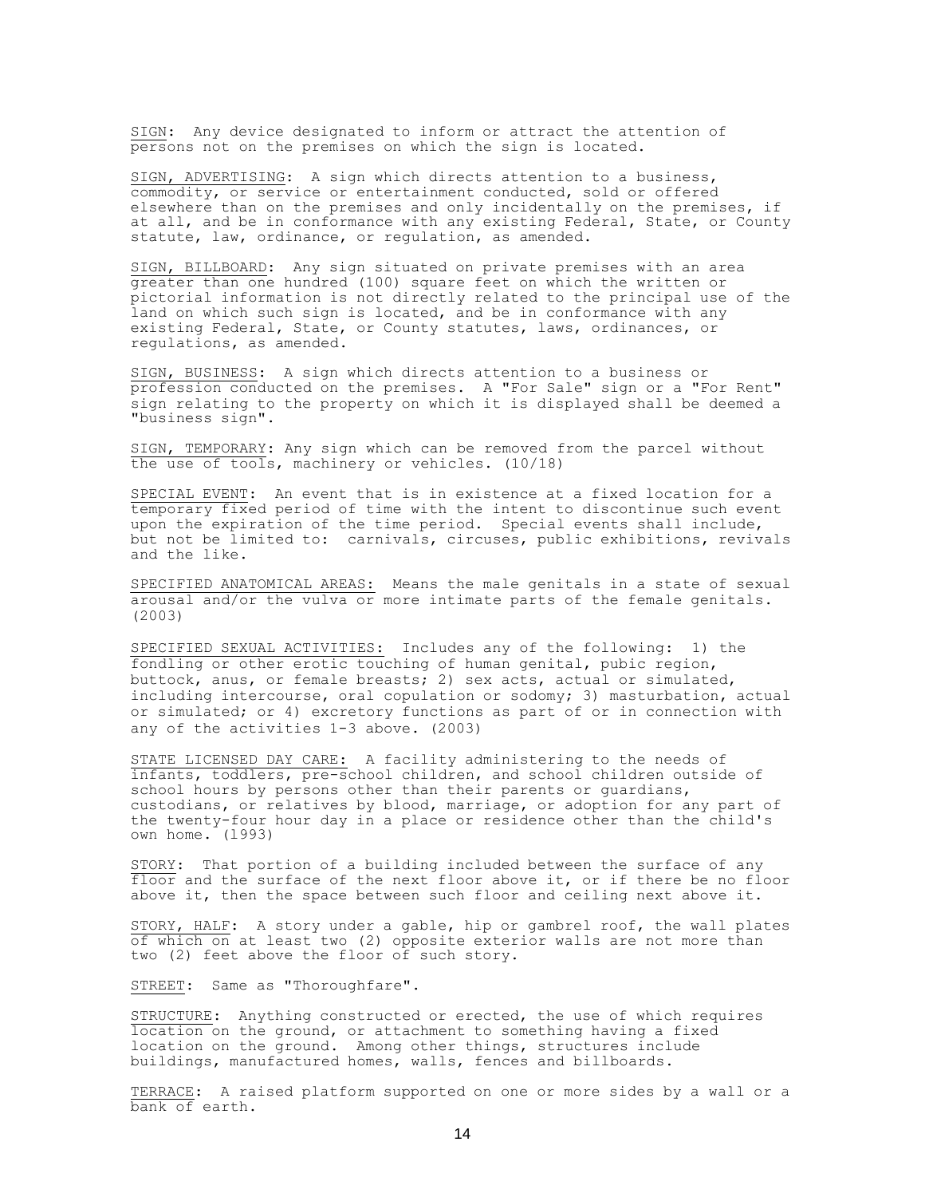<u>SIGN</u>: Any device designated to inform or attract the attention of persons not on the premises on which the sign is located.

<u>SIGN, ADVERTISING</u>: A sign which directs attention to a business, commodity, or service or entertainment conducted, sold or offered elsewhere than on the premises and only incidentally on the premises, if at all, and be in conformance with any existing Federal, State, or County statute, law, ordinance, or regulation, as amended.

<u>SIGN, BILLBOARD</u>: Any sign situated on private premises with an area greater than one hundred (100) square feet on which the written or pictorial information is not directly related to the principal use of the land on which such sign is located, and be in conformance with any existing Federal, State, or County statutes, laws, ordinances, or regulations, as amended.

<u>SIGN, BUSINESS</u>: A sign which directs attention to a business or profession conducted on the premises. A "For Sale" sign or a "For Rent" sign relating to the property on which it is displayed shall be deemed a "business sign".

<u>SIGN, TEMPORARY</u>: Any sign which can be removed from the parcel without the use of tools, machinery or vehicles. (10/18)

<u>SPECIAL EVENT</u>: An event that is in existence at a fixed location for a temporary fixed period of time with the intent to discontinue such event upon the expiration of the time period. Special events shall include, but not be limited to: carnivals, circuses, public exhibitions, revivals and the like.

<u>SPECIFIED ANATOMICAL AREAS:</u> Means the male genitals in a state of sexual arousal and/or the vulva or more intimate parts of the female genitals. (2003)

<u>SPECIFIED SEXUAL ACTIVITIES:</u> Includes any of the following: 1) the fondling or other erotic touching of human genital, pubic region, buttock, anus, or female breasts; 2) sex acts, actual or simulated, including intercourse, oral copulation or sodomy; 3) masturbation, actual or simulated; or 4) excretory functions as part of or in connection with any of the activities 1-3 above. (2003)

<u>STATE LICENSED DAY CARE:</u> A facility administering to the needs of infants, toddlers, pre-school children, and school children outside of school hours by persons other than their parents or guardians, custodians, or relatives by blood, marriage, or adoption for any part of the twenty-four hour day in a place or residence other than the child's own home. (1993)

<u>STORY</u>: That portion of a building included between the surface of any floor and the surface of the next floor above it, or if there be no floor above it, then the space between such floor and ceiling next above it.

<u>STORY, HALF</u>: A story under a gable, hip or gambrel roof, the wall plates of which on at least two (2) opposite exterior walls are not more than two (2) feet above the floor of such story.

<u>STREET</u>: Same as "Thoroughfare".

<u>STRUCTURE</u>: Anything constructed or erected, the use of which requires location on the ground, or attachment to something having a fixed location on the ground. Among other things, structures include buildings, manufactured homes, walls, fences and billboards.

<u>TERRACE</u>: A raised platform supported on one or more sides by a wall or a bank of earth.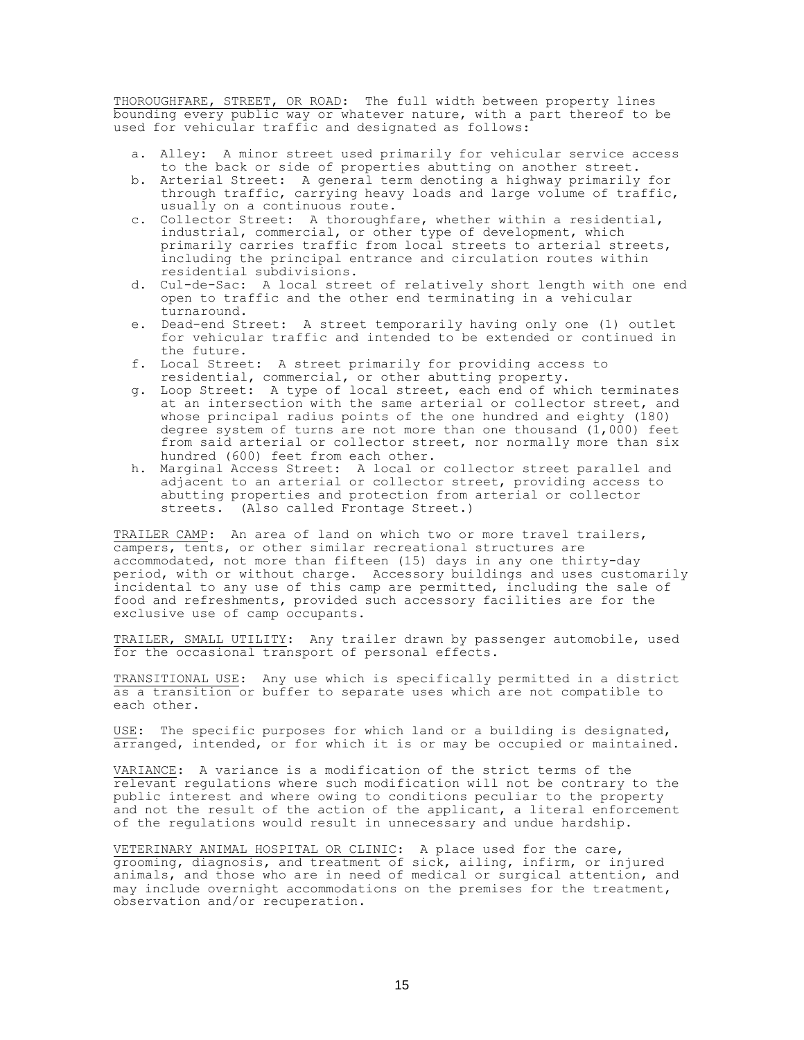<u>THOROUGHFARE, STREET, OR ROAD</u>: The full width between property lines bounding every public way or whatever nature, with a part thereof to be used for vehicular traffic and designated as follows:

a. Alley: A minor street used primarily for vehicular service access to the back or side of properties abutting on another street.
b. Arterial Street: A general term denoting a highway primarily for through traffic, carrying heavy loads and large volume of traffic, usually on a continuous route.
c. Collector Street: A thoroughfare, whether within a residential, industrial, commercial, or other type of development, which primarily carries traffic from local streets to arterial streets, including the principal entrance and circulation routes within residential subdivisions.
d. Cul-de-Sac: A local street of relatively short length with one end open to traffic and the other end terminating in a vehicular turnaround.
e. Dead-end Street: A street temporarily having only one (1) outlet for vehicular traffic and intended to be extended or continued in the future.
f. Local Street: A street primarily for providing access to residential, commercial, or other abutting property.
g. Loop Street: A type of local street, each end of which terminates at an intersection with the same arterial or collector street, and whose principal radius points of the one hundred and eighty (180) degree system of turns are not more than one thousand (1,000) feet from said arterial or collector street, nor normally more than six hundred (600) feet from each other.
h. Marginal Access Street: A local or collector street parallel and adjacent to an arterial or collector street, providing access to abutting properties and protection from arterial or collector streets. (Also called Frontage Street.)

<u>TRAILER CAMP</u>: An area of land on which two or more travel trailers, campers, tents, or other similar recreational structures are accommodated, not more than fifteen (15) days in any one thirty-day period, with or without charge. Accessory buildings and uses customarily incidental to any use of this camp are permitted, including the sale of food and refreshments, provided such accessory facilities are for the exclusive use of camp occupants.

<u>TRAILER, SMALL UTILITY</u>: Any trailer drawn by passenger automobile, used for the occasional transport of personal effects.

<u>TRANSITIONAL USE</u>: Any use which is specifically permitted in a district as a transition or buffer to separate uses which are not compatible to each other.

<u>USE</u>: The specific purposes for which land or a building is designated, arranged, intended, or for which it is or may be occupied or maintained.

<u>VARIANCE</u>: A variance is a modification of the strict terms of the relevant regulations where such modification will not be contrary to the public interest and where owing to conditions peculiar to the property and not the result of the action of the applicant, a literal enforcement of the regulations would result in unnecessary and undue hardship.

<u>VETERINARY ANIMAL HOSPITAL OR CLINIC</u>: A place used for the care, grooming, diagnosis, and treatment of sick, ailing, infirm, or injured animals, and those who are in need of medical or surgical attention, and may include overnight accommodations on the premises for the treatment, observation and/or recuperation.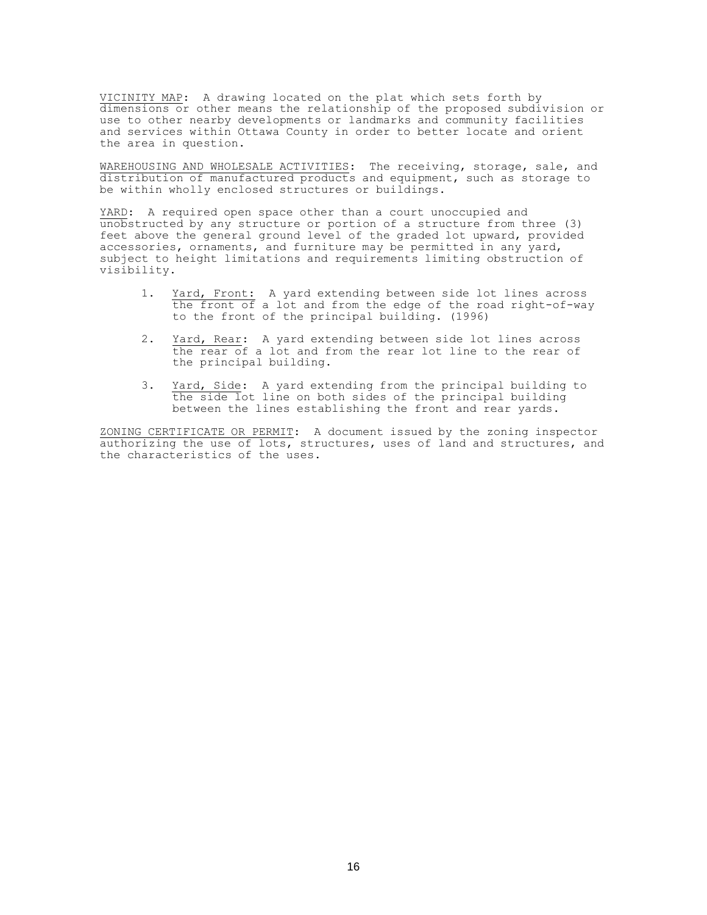VICINITY MAP: A drawing located on the plat which sets forth by dimensions or other means the relationship of the proposed subdivision or use to other nearby developments or landmarks and community facilities and services within Ottawa County in order to better locate and orient the area in question.

WAREHOUSING AND WHOLESALE ACTIVITIES: The receiving, storage, sale, and distribution of manufactured products and equipment, such as storage to be within wholly enclosed structures or buildings.

YARD: A required open space other than a court unoccupied and unobstructed by any structure or portion of a structure from three (3) feet above the general ground level of the graded lot upward, provided accessories, ornaments, and furniture may be permitted in any yard, subject to height limitations and requirements limiting obstruction of visibility.

1. Yard, Front: A yard extending between side lot lines across the front of a lot and from the edge of the road right-of-way to the front of the principal building. (1996)

2. Yard, Rear: A yard extending between side lot lines across the rear of a lot and from the rear lot line to the rear of the principal building.

3. Yard, Side: A yard extending from the principal building to the side lot line on both sides of the principal building between the lines establishing the front and rear yards.

ZONING CERTIFICATE OR PERMIT: A document issued by the zoning inspector authorizing the use of lots, structures, uses of land and structures, and the characteristics of the uses.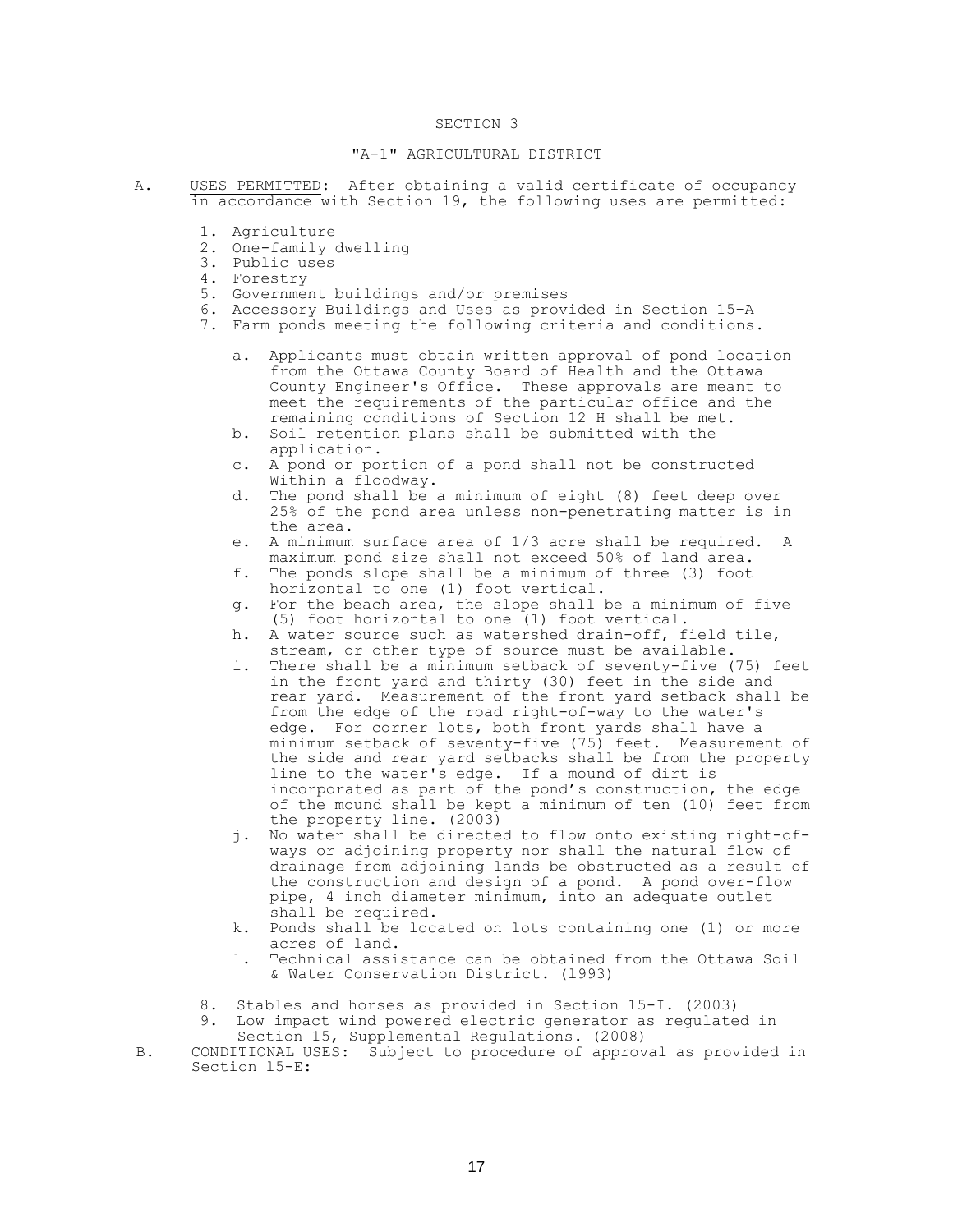## SECTION 3

### "A-1" AGRICULTURAL DISTRICT

A. USES PERMITTED: After obtaining a valid certificate of occupancy in accordance with Section 19, the following uses are permitted:

1. Agriculture
2. One-family dwelling
3. Public uses
4. Forestry
5. Government buildings and/or premises
6. Accessory Buildings and Uses as provided in Section 15-A
7. Farm ponds meeting the following criteria and conditions.

   a. Applicants must obtain written approval of pond location from the Ottawa County Board of Health and the Ottawa County Engineer's Office. These approvals are meant to meet the requirements of the particular office and the remaining conditions of Section 12 H shall be met.
   b. Soil retention plans shall be submitted with the application.
   c. A pond or portion of a pond shall not be constructed Within a floodway.
   d. The pond shall be a minimum of eight (8) feet deep over 25% of the pond area unless non-penetrating matter is in the area.
   e. A minimum surface area of 1/3 acre shall be required. A maximum pond size shall not exceed 50% of land area.
   f. The ponds slope shall be a minimum of three (3) foot horizontal to one (1) foot vertical.
   g. For the beach area, the slope shall be a minimum of five (5) foot horizontal to one (1) foot vertical.
   h. A water source such as watershed drain-off, field tile, stream, or other type of source must be available.
   i. There shall be a minimum setback of seventy-five (75) feet in the front yard and thirty (30) feet in the side and rear yard. Measurement of the front yard setback shall be from the edge of the road right-of-way to the water's edge. For corner lots, both front yards shall have a minimum setback of seventy-five (75) feet. Measurement of the side and rear yard setbacks shall be from the property line to the water's edge. If a mound of dirt is incorporated as part of the pond's construction, the edge of the mound shall be kept a minimum of ten (10) feet from the property line. (2003)
   j. No water shall be directed to flow onto existing right-of-ways or adjoining property nor shall the natural flow of drainage from adjoining lands be obstructed as a result of the construction and design of a pond. A pond over-flow pipe, 4 inch diameter minimum, into an adequate outlet shall be required.
   k. Ponds shall be located on lots containing one (1) or more acres of land.
   l. Technical assistance can be obtained from the Ottawa Soil & Water Conservation District. (1993)

8. Stables and horses as provided in Section 15-I. (2003)
9. Low impact wind powered electric generator as regulated in Section 15, Supplemental Regulations. (2008)

B. CONDITIONAL USES: Subject to procedure of approval as provided in Section 15-E: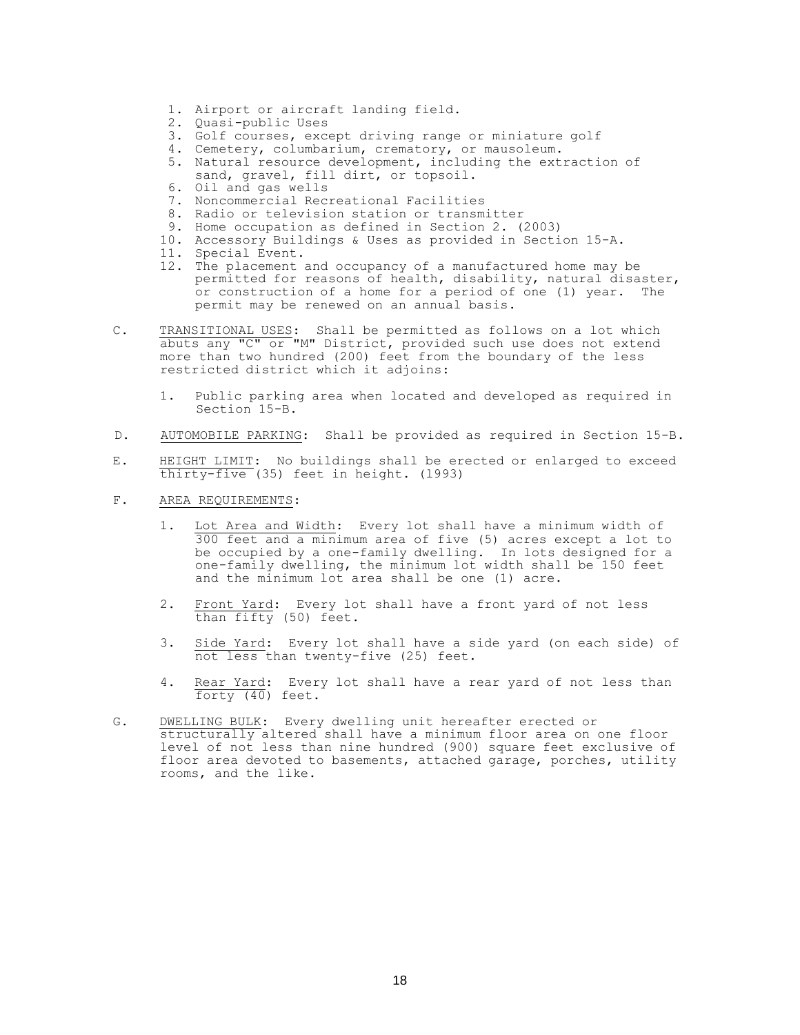1. Airport or aircraft landing field.
2. Quasi-public Uses
3. Golf courses, except driving range or miniature golf
4. Cemetery, columbarium, crematory, or mausoleum.
5. Natural resource development, including the extraction of sand, gravel, fill dirt, or topsoil.
6. Oil and gas wells
7. Noncommercial Recreational Facilities
8. Radio or television station or transmitter
9. Home occupation as defined in Section 2. (2003)
10. Accessory Buildings & Uses as provided in Section 15-A.
11. Special Event.
12. The placement and occupancy of a manufactured home may be permitted for reasons of health, disability, natural disaster, or construction of a home for a period of one (1) year. The permit may be renewed on an annual basis.

C. <u>TRANSITIONAL USES</u>: Shall be permitted as follows on a lot which abuts any "C" or "M" District, provided such use does not extend more than two hundred (200) feet from the boundary of the less restricted district which it adjoins:

   1. Public parking area when located and developed as required in Section 15-B.

D. <u>AUTOMOBILE PARKING</u>: Shall be provided as required in Section 15-B.

E. <u>HEIGHT LIMIT</u>: No buildings shall be erected or enlarged to exceed thirty-five (35) feet in height. (1993)

F. <u>AREA REQUIREMENTS</u>:

   1. <u>Lot Area and Width</u>: Every lot shall have a minimum width of 300 feet and a minimum area of five (5) acres except a lot to be occupied by a one-family dwelling. In lots designed for a one-family dwelling, the minimum lot width shall be 150 feet and the minimum lot area shall be one (1) acre.

   2. <u>Front Yard</u>: Every lot shall have a front yard of not less than fifty (50) feet.

   3. <u>Side Yard</u>: Every lot shall have a side yard (on each side) of not less than twenty-five (25) feet.

   4. <u>Rear Yard</u>: Every lot shall have a rear yard of not less than forty (40) feet.

G. <u>DWELLING BULK</u>: Every dwelling unit hereafter erected or structurally altered shall have a minimum floor area on one floor level of not less than nine hundred (900) square feet exclusive of floor area devoted to basements, attached garage, porches, utility rooms, and the like.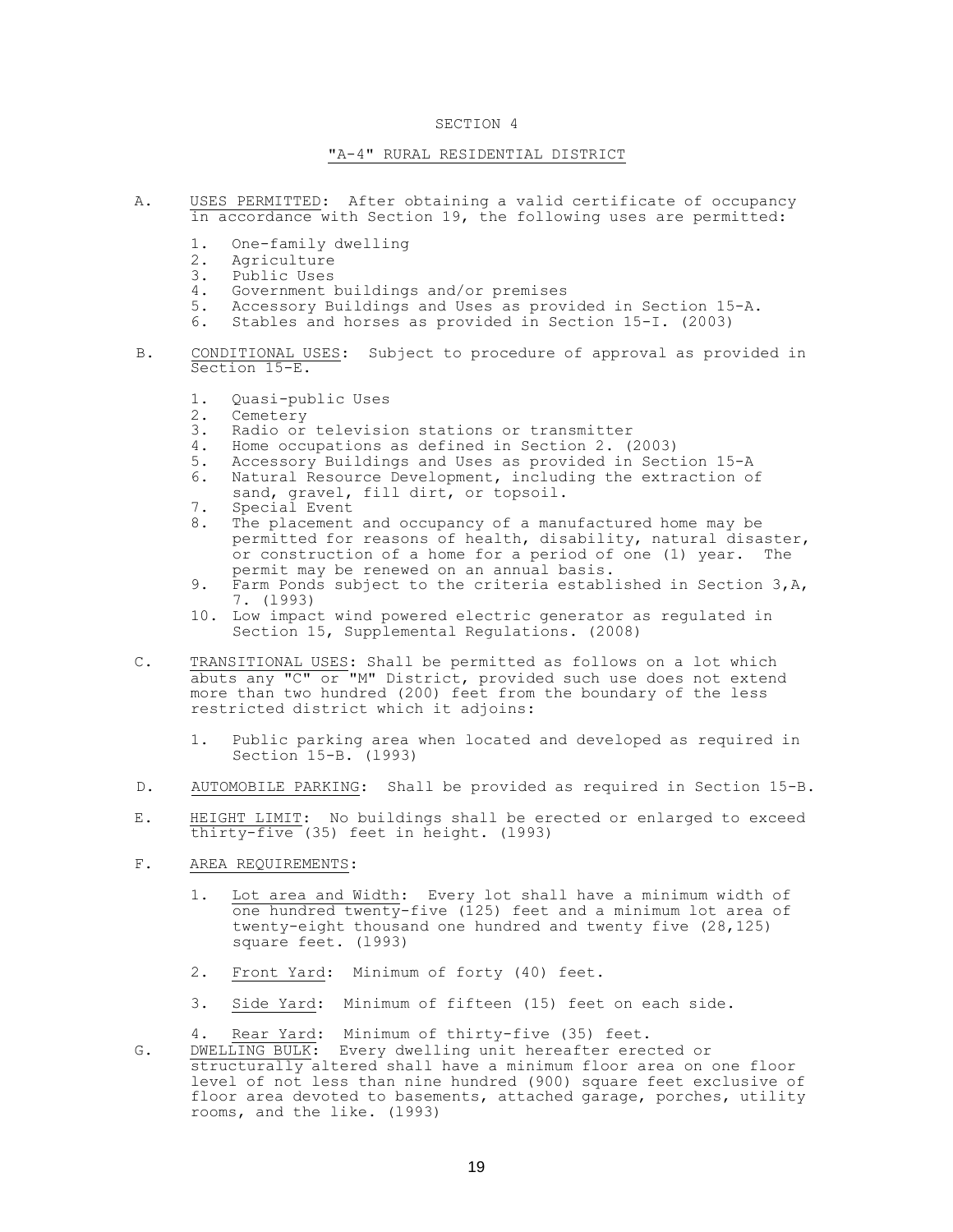# SECTION 4

## "A-4" RURAL RESIDENTIAL DISTRICT

A. USES PERMITTED: After obtaining a valid certificate of occupancy in accordance with Section 19, the following uses are permitted:

1. One-family dwelling
2. Agriculture
3. Public Uses
4. Government buildings and/or premises
5. Accessory Buildings and Uses as provided in Section 15-A.
6. Stables and horses as provided in Section 15-I. (2003)

B. CONDITIONAL USES: Subject to procedure of approval as provided in Section 15-E.

1. Quasi-public Uses
2. Cemetery
3. Radio or television stations or transmitter
4. Home occupations as defined in Section 2. (2003)
5. Accessory Buildings and Uses as provided in Section 15-A
6. Natural Resource Development, including the extraction of sand, gravel, fill dirt, or topsoil.
7. Special Event
8. The placement and occupancy of a manufactured home may be permitted for reasons of health, disability, natural disaster, or construction of a home for a period of one (1) year. The permit may be renewed on an annual basis.
9. Farm Ponds subject to the criteria established in Section 3,A, 7. (1993)
10. Low impact wind powered electric generator as regulated in Section 15, Supplemental Regulations. (2008)

C. TRANSITIONAL USES: Shall be permitted as follows on a lot which abuts any "C" or "M" District, provided such use does not extend more than two hundred (200) feet from the boundary of the less restricted district which it adjoins:

1. Public parking area when located and developed as required in Section 15-B. (1993)

D. AUTOMOBILE PARKING: Shall be provided as required in Section 15-B.

E. HEIGHT LIMIT: No buildings shall be erected or enlarged to exceed thirty-five (35) feet in height. (1993)

F. AREA REQUIREMENTS:

1. Lot area and Width: Every lot shall have a minimum width of one hundred twenty-five (125) feet and a minimum lot area of twenty-eight thousand one hundred and twenty five (28,125) square feet. (1993)

2. Front Yard: Minimum of forty (40) feet.

3. Side Yard: Minimum of fifteen (15) feet on each side.

4. Rear Yard: Minimum of thirty-five (35) feet.

G. DWELLING BULK: Every dwelling unit hereafter erected or structurally altered shall have a minimum floor area on one floor level of not less than nine hundred (900) square feet exclusive of floor area devoted to basements, attached garage, porches, utility rooms, and the like. (1993)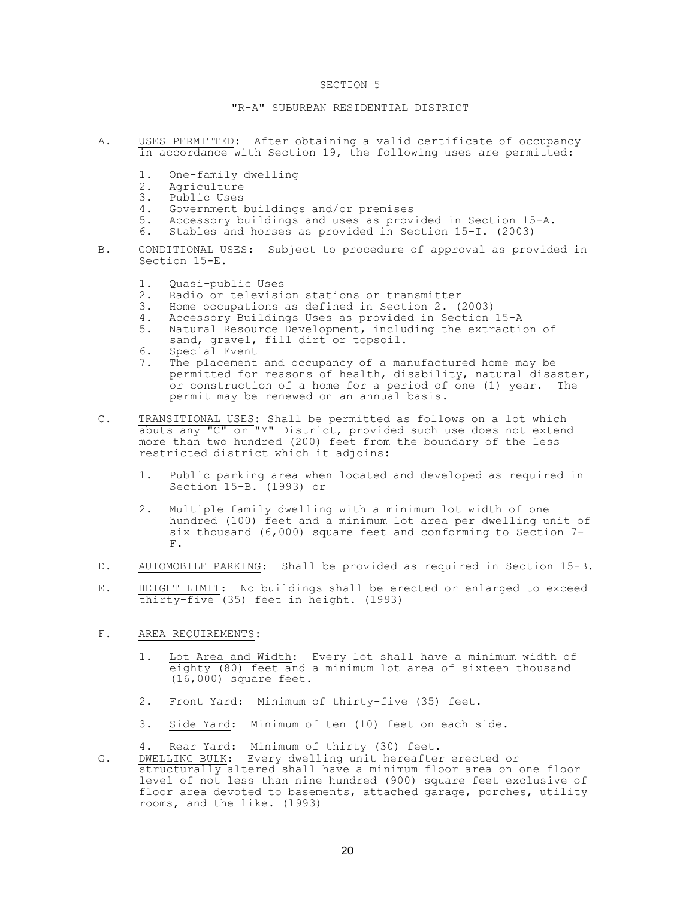# SECTION 5

## "R-A" SUBURBAN RESIDENTIAL DISTRICT

A. USES PERMITTED: After obtaining a valid certificate of occupancy in accordance with Section 19, the following uses are permitted:

1. One-family dwelling
2. Agriculture
3. Public Uses
4. Government buildings and/or premises
5. Accessory buildings and uses as provided in Section 15-A.
6. Stables and horses as provided in Section 15-I. (2003)

B. CONDITIONAL USES: Subject to procedure of approval as provided in Section 15-E.

1. Quasi-public Uses
2. Radio or television stations or transmitter
3. Home occupations as defined in Section 2. (2003)
4. Accessory Buildings Uses as provided in Section 15-A
5. Natural Resource Development, including the extraction of sand, gravel, fill dirt or topsoil.
6. Special Event
7. The placement and occupancy of a manufactured home may be permitted for reasons of health, disability, natural disaster, or construction of a home for a period of one (1) year. The permit may be renewed on an annual basis.

C. TRANSITIONAL USES: Shall be permitted as follows on a lot which abuts any "C" or "M" District, provided such use does not extend more than two hundred (200) feet from the boundary of the less restricted district which it adjoins:

1. Public parking area when located and developed as required in Section 15-B. (1993) or

2. Multiple family dwelling with a minimum lot width of one hundred (100) feet and a minimum lot area per dwelling unit of six thousand (6,000) square feet and conforming to Section 7-F.

D. AUTOMOBILE PARKING: Shall be provided as required in Section 15-B.

E. HEIGHT LIMIT: No buildings shall be erected or enlarged to exceed thirty-five (35) feet in height. (1993)

F. AREA REQUIREMENTS:

1. Lot Area and Width: Every lot shall have a minimum width of eighty (80) feet and a minimum lot area of sixteen thousand (16,000) square feet.

2. Front Yard: Minimum of thirty-five (35) feet.

3. Side Yard: Minimum of ten (10) feet on each side.

4. Rear Yard: Minimum of thirty (30) feet.

G. DWELLING BULK: Every dwelling unit hereafter erected or structurally altered shall have a minimum floor area on one floor level of not less than nine hundred (900) square feet exclusive of floor area devoted to basements, attached garage, porches, utility rooms, and the like. (1993)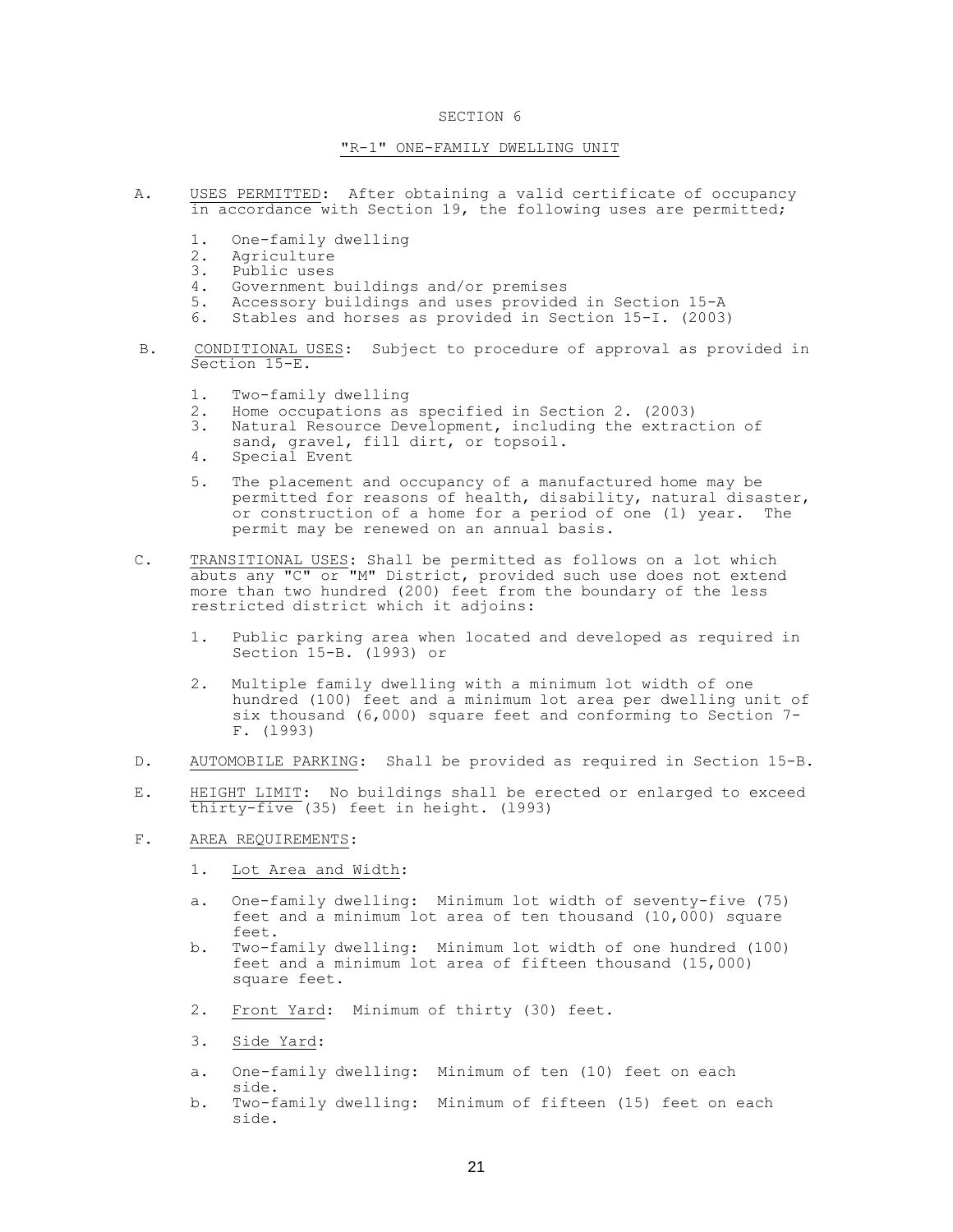# SECTION 6

## "R-1" ONE-FAMILY DWELLING UNIT

A. USES PERMITTED: After obtaining a valid certificate of occupancy in accordance with Section 19, the following uses are permitted;

1. One-family dwelling
2. Agriculture
3. Public uses
4. Government buildings and/or premises
5. Accessory buildings and uses provided in Section 15-A
6. Stables and horses as provided in Section 15-I. (2003)

B. CONDITIONAL USES: Subject to procedure of approval as provided in Section 15-E.

1. Two-family dwelling
2. Home occupations as specified in Section 2. (2003)
3. Natural Resource Development, including the extraction of sand, gravel, fill dirt, or topsoil.
4. Special Event
5. The placement and occupancy of a manufactured home may be permitted for reasons of health, disability, natural disaster, or construction of a home for a period of one (1) year. The permit may be renewed on an annual basis.

C. TRANSITIONAL USES: Shall be permitted as follows on a lot which abuts any "C" or "M" District, provided such use does not extend more than two hundred (200) feet from the boundary of the less restricted district which it adjoins:

1. Public parking area when located and developed as required in Section 15-B. (1993) or
2. Multiple family dwelling with a minimum lot width of one hundred (100) feet and a minimum lot area per dwelling unit of six thousand (6,000) square feet and conforming to Section 7-F. (1993)

D. AUTOMOBILE PARKING: Shall be provided as required in Section 15-B.

E. HEIGHT LIMIT: No buildings shall be erected or enlarged to exceed thirty-five (35) feet in height. (1993)

F. AREA REQUIREMENTS:

1. Lot Area and Width:

   a. One-family dwelling: Minimum lot width of seventy-five (75) feet and a minimum lot area of ten thousand (10,000) square feet.
   b. Two-family dwelling: Minimum lot width of one hundred (100) feet and a minimum lot area of fifteen thousand (15,000) square feet.

2. Front Yard: Minimum of thirty (30) feet.

3. Side Yard:

   a. One-family dwelling: Minimum of ten (10) feet on each side.
   b. Two-family dwelling: Minimum of fifteen (15) feet on each side.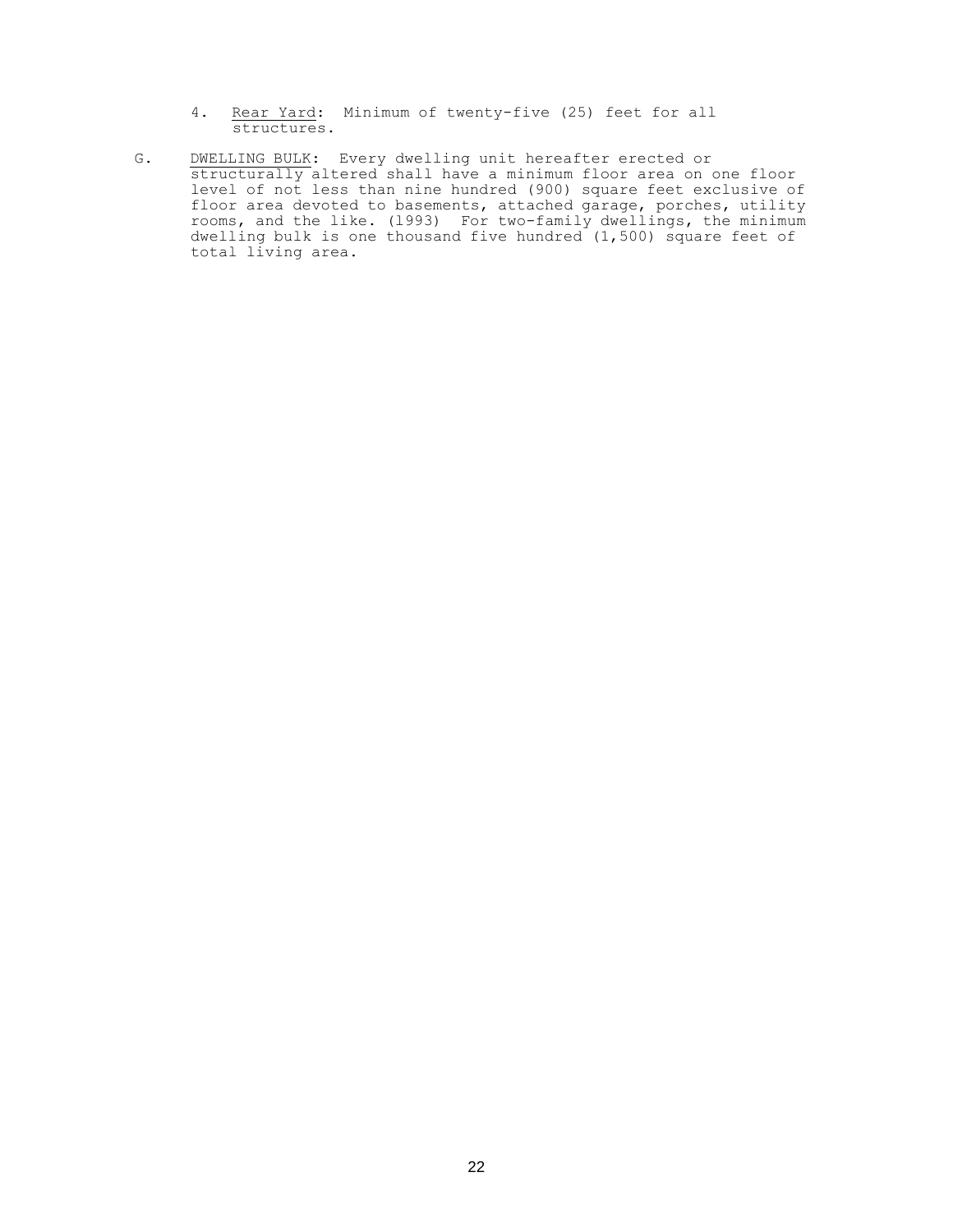4. Rear Yard: Minimum of twenty-five (25) feet for all structures.

G. DWELLING BULK: Every dwelling unit hereafter erected or structurally altered shall have a minimum floor area on one floor level of not less than nine hundred (900) square feet exclusive of floor area devoted to basements, attached garage, porches, utility rooms, and the like. (1993) For two-family dwellings, the minimum dwelling bulk is one thousand five hundred (1,500) square feet of total living area.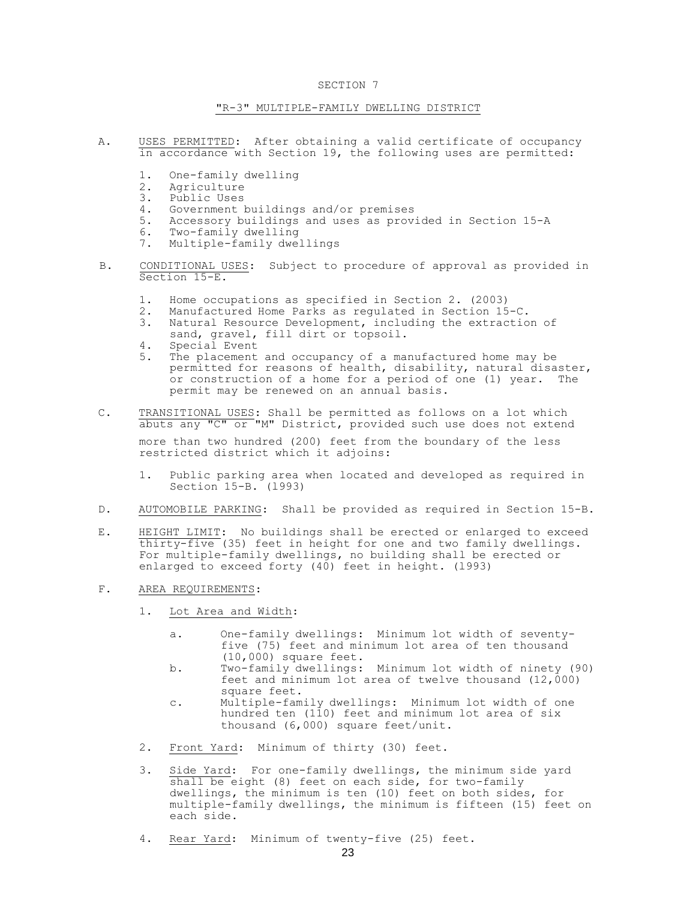# SECTION 7

## "R-3" MULTIPLE-FAMILY DWELLING DISTRICT

A. USES PERMITTED: After obtaining a valid certificate of occupancy in accordance with Section 19, the following uses are permitted:

1. One-family dwelling
2. Agriculture
3. Public Uses
4. Government buildings and/or premises
5. Accessory buildings and uses as provided in Section 15-A
6. Two-family dwelling
7. Multiple-family dwellings

B. CONDITIONAL USES: Subject to procedure of approval as provided in Section 15-E.

1. Home occupations as specified in Section 2. (2003)
2. Manufactured Home Parks as regulated in Section 15-C.
3. Natural Resource Development, including the extraction of sand, gravel, fill dirt or topsoil.
4. Special Event
5. The placement and occupancy of a manufactured home may be permitted for reasons of health, disability, natural disaster, or construction of a home for a period of one (1) year. The permit may be renewed on an annual basis.

C. TRANSITIONAL USES: Shall be permitted as follows on a lot which abuts any "C" or "M" District, provided such use does not extend more than two hundred (200) feet from the boundary of the less restricted district which it adjoins:

1. Public parking area when located and developed as required in Section 15-B. (1993)

D. AUTOMOBILE PARKING: Shall be provided as required in Section 15-B.

E. HEIGHT LIMIT: No buildings shall be erected or enlarged to exceed thirty-five (35) feet in height for one and two family dwellings. For multiple-family dwellings, no building shall be erected or enlarged to exceed forty (40) feet in height. (1993)

F. AREA REQUIREMENTS:

1. Lot Area and Width:
   a. One-family dwellings: Minimum lot width of seventy-five (75) feet and minimum lot area of ten thousand (10,000) square feet.
   b. Two-family dwellings: Minimum lot width of ninety (90) feet and minimum lot area of twelve thousand (12,000) square feet.
   c. Multiple-family dwellings: Minimum lot width of one hundred ten (110) feet and minimum lot area of six thousand (6,000) square feet/unit.

2. Front Yard: Minimum of thirty (30) feet.

3. Side Yard: For one-family dwellings, the minimum side yard shall be eight (8) feet on each side, for two-family dwellings, the minimum is ten (10) feet on both sides, for multiple-family dwellings, the minimum is fifteen (15) feet on each side.

4. Rear Yard: Minimum of twenty-five (25) feet.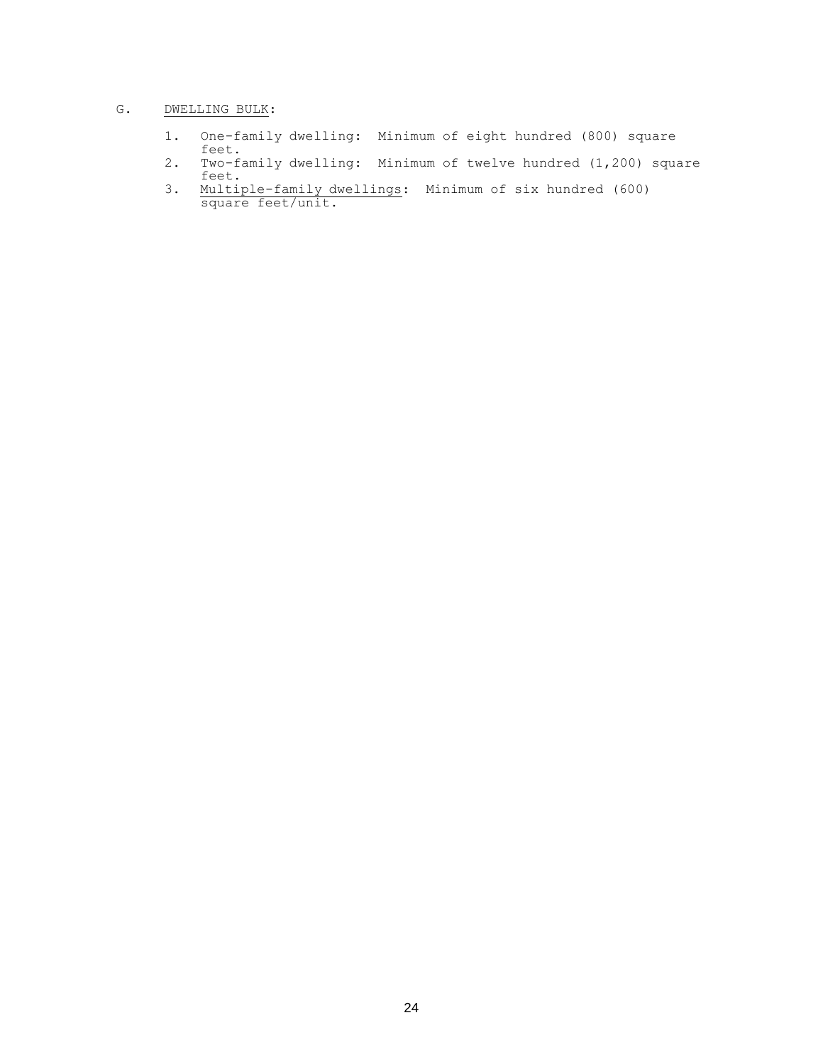G. DWELLING BULK:

1. One-family dwelling: Minimum of eight hundred (800) square feet.
2. Two-family dwelling: Minimum of twelve hundred (1,200) square feet.
3. Multiple-family dwellings: Minimum of six hundred (600) square feet/unit.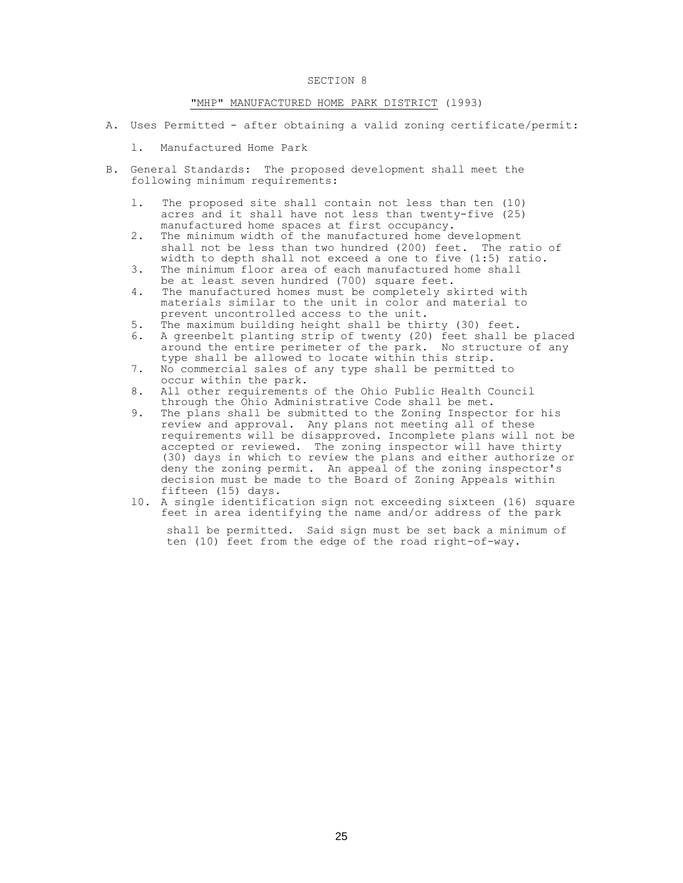# SECTION 8

## "MHP" MANUFACTURED HOME PARK DISTRICT (1993)

A. Uses Permitted - after obtaining a valid zoning certificate/permit:

   1. Manufactured Home Park

B. General Standards: The proposed development shall meet the following minimum requirements:

   1. The proposed site shall contain not less than ten (10) acres and it shall have not less than twenty-five (25) manufactured home spaces at first occupancy.
   2. The minimum width of the manufactured home development shall not be less than two hundred (200) feet. The ratio of width to depth shall not exceed a one to five (1:5) ratio.
   3. The minimum floor area of each manufactured home shall be at least seven hundred (700) square feet.
   4. The manufactured homes must be completely skirted with materials similar to the unit in color and material to prevent uncontrolled access to the unit.
   5. The maximum building height shall be thirty (30) feet.
   6. A greenbelt planting strip of twenty (20) feet shall be placed around the entire perimeter of the park. No structure of any type shall be allowed to locate within this strip.
   7. No commercial sales of any type shall be permitted to occur within the park.
   8. All other requirements of the Ohio Public Health Council through the Ohio Administrative Code shall be met.
   9. The plans shall be submitted to the Zoning Inspector for his review and approval. Any plans not meeting all of these requirements will be disapproved. Incomplete plans will not be accepted or reviewed. The zoning inspector will have thirty (30) days in which to review the plans and either authorize or deny the zoning permit. An appeal of the zoning inspector's decision must be made to the Board of Zoning Appeals within fifteen (15) days.
   10. A single identification sign not exceeding sixteen (16) square feet in area identifying the name and/or address of the park shall be permitted. Said sign must be set back a minimum of ten (10) feet from the edge of the road right-of-way.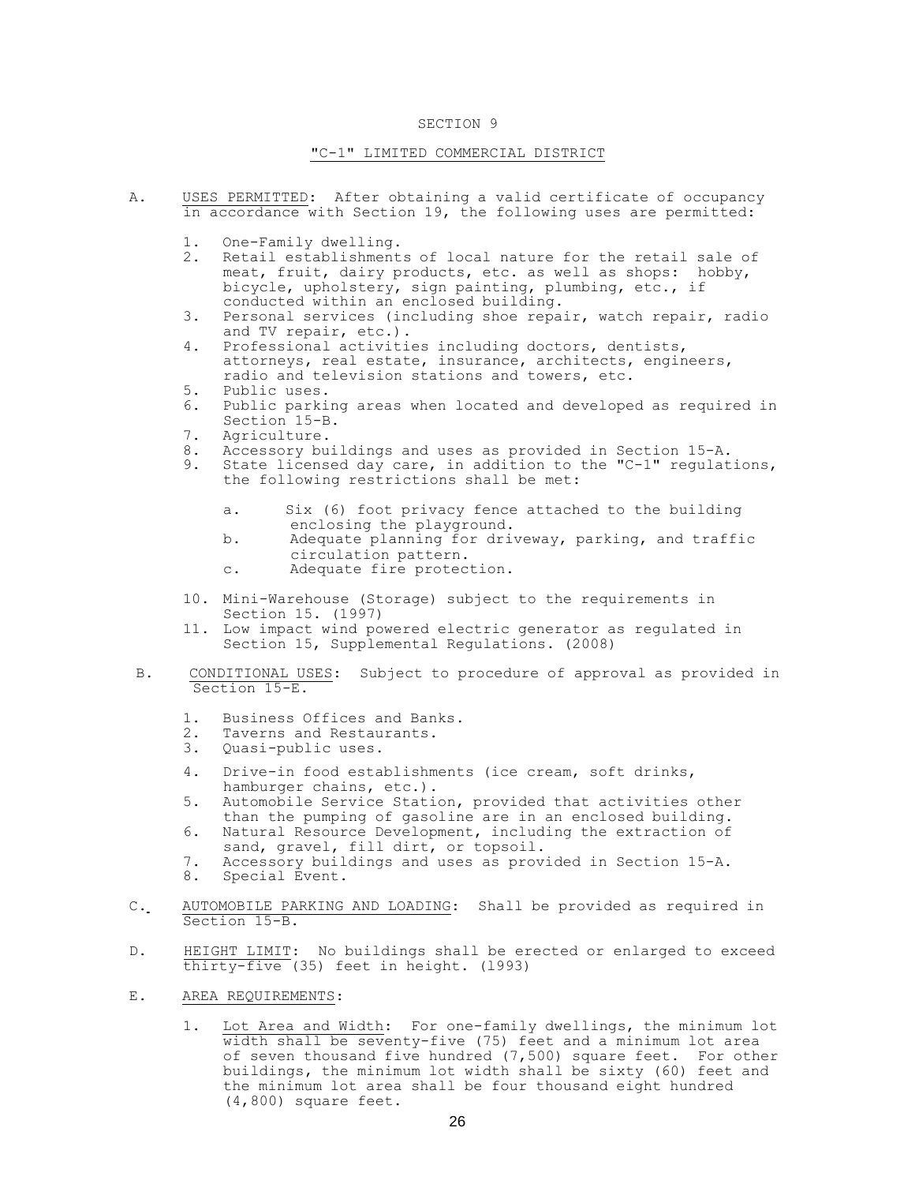# SECTION 9

## "C-1" LIMITED COMMERCIAL DISTRICT

A. USES PERMITTED: After obtaining a valid certificate of occupancy in accordance with Section 19, the following uses are permitted:

1. One-Family dwelling.
2. Retail establishments of local nature for the retail sale of meat, fruit, dairy products, etc. as well as shops: hobby, bicycle, upholstery, sign painting, plumbing, etc., if conducted within an enclosed building.
3. Personal services (including shoe repair, watch repair, radio and TV repair, etc.).
4. Professional activities including doctors, dentists, attorneys, real estate, insurance, architects, engineers, radio and television stations and towers, etc.
5. Public uses.
6. Public parking areas when located and developed as required in Section 15-B.
7. Agriculture.
8. Accessory buildings and uses as provided in Section 15-A.
9. State licensed day care, in addition to the "C-1" regulations, the following restrictions shall be met:

   a. Six (6) foot privacy fence attached to the building enclosing the playground.
   b. Adequate planning for driveway, parking, and traffic circulation pattern.
   c. Adequate fire protection.

10. Mini-Warehouse (Storage) subject to the requirements in Section 15. (1997)
11. Low impact wind powered electric generator as regulated in Section 15, Supplemental Regulations. (2008)

B. CONDITIONAL USES: Subject to procedure of approval as provided in Section 15-E.

1. Business Offices and Banks.
2. Taverns and Restaurants.
3. Quasi-public uses.
4. Drive-in food establishments (ice cream, soft drinks, hamburger chains, etc.).
5. Automobile Service Station, provided that activities other than the pumping of gasoline are in an enclosed building.
6. Natural Resource Development, including the extraction of sand, gravel, fill dirt, or topsoil.
7. Accessory buildings and uses as provided in Section 15-A.
8. Special Event.

C. AUTOMOBILE PARKING AND LOADING: Shall be provided as required in Section 15-B.

D. HEIGHT LIMIT: No buildings shall be erected or enlarged to exceed thirty-five (35) feet in height. (1993)

E. AREA REQUIREMENTS:

1. Lot Area and Width: For one-family dwellings, the minimum lot width shall be seventy-five (75) feet and a minimum lot area of seven thousand five hundred (7,500) square feet. For other buildings, the minimum lot width shall be sixty (60) feet and the minimum lot area shall be four thousand eight hundred (4,800) square feet.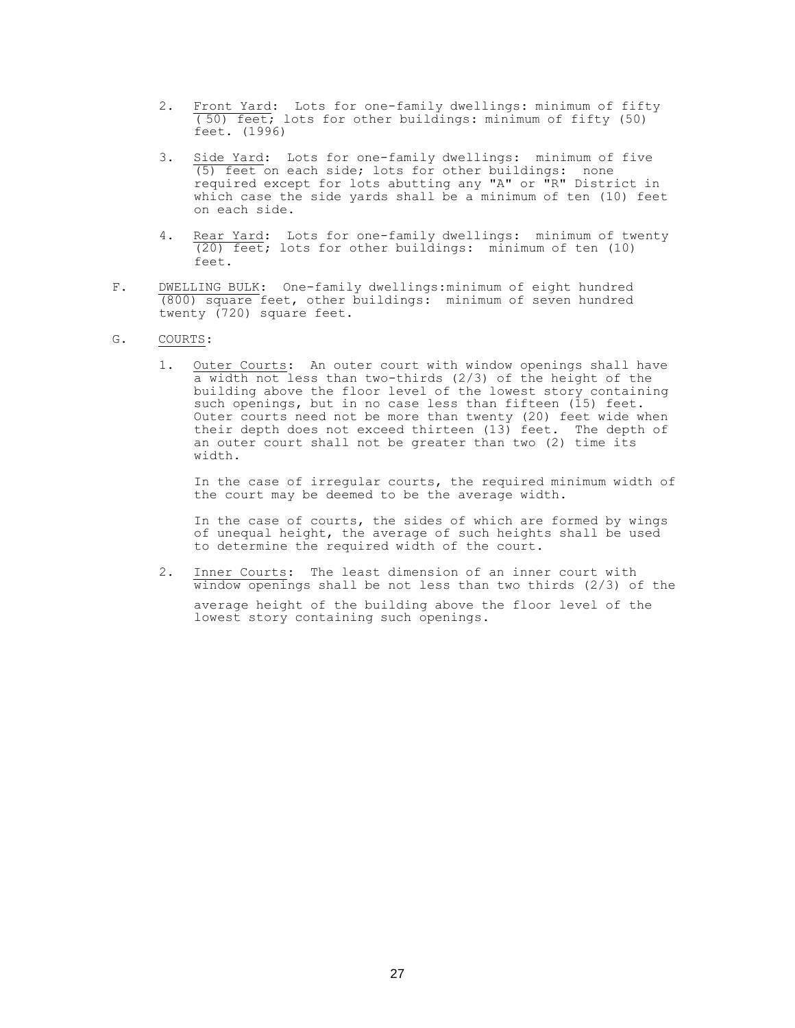2. Front Yard: Lots for one-family dwellings: minimum of fifty (50) feet; lots for other buildings: minimum of fifty (50) feet. (1996)

3. Side Yard: Lots for one-family dwellings: minimum of five (5) feet on each side; lots for other buildings: none required except for lots abutting any "A" or "R" District in which case the side yards shall be a minimum of ten (10) feet on each side.

4. Rear Yard: Lots for one-family dwellings: minimum of twenty (20) feet; lots for other buildings: minimum of ten (10) feet.

F. DWELLING BULK: One-family dwellings:minimum of eight hundred (800) square feet, other buildings: minimum of seven hundred twenty (720) square feet.

G. COURTS:

1. Outer Courts: An outer court with window openings shall have a width not less than two-thirds (2/3) of the height of the building above the floor level of the lowest story containing such openings, but in no case less than fifteen (15) feet. Outer courts need not be more than twenty (20) feet wide when their depth does not exceed thirteen (13) feet. The depth of an outer court shall not be greater than two (2) time its width.

   In the case of irregular courts, the required minimum width of the court may be deemed to be the average width.

   In the case of courts, the sides of which are formed by wings of unequal height, the average of such heights shall be used to determine the required width of the court.

2. Inner Courts: The least dimension of an inner court with window openings shall be not less than two thirds (2/3) of the average height of the building above the floor level of the lowest story containing such openings.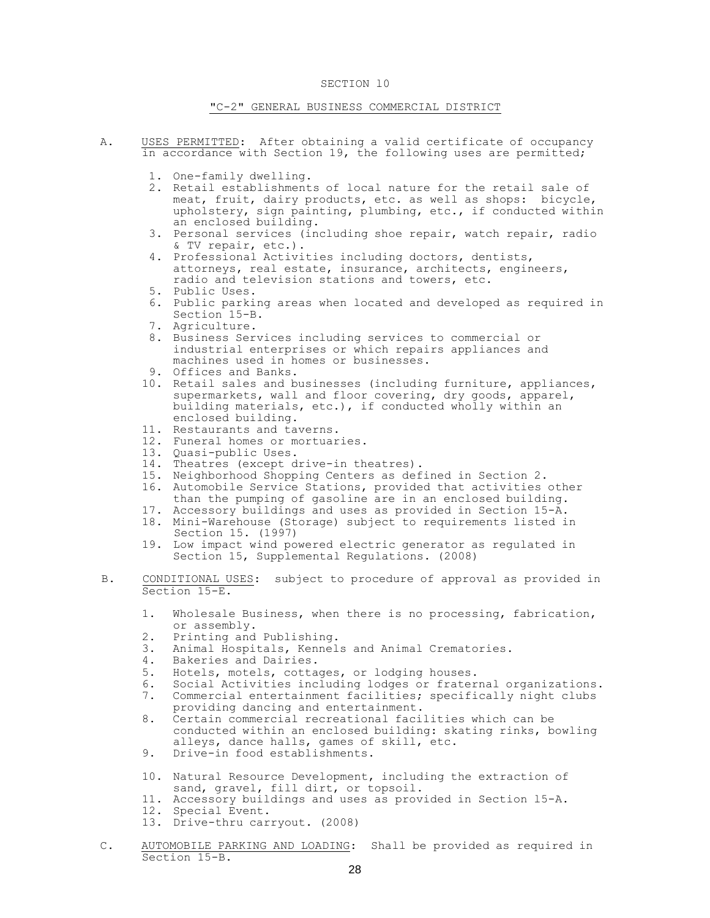# SECTION 10

## "C-2" GENERAL BUSINESS COMMERCIAL DISTRICT

A. USES PERMITTED: After obtaining a valid certificate of occupancy in accordance with Section 19, the following uses are permitted;

1. One-family dwelling.
2. Retail establishments of local nature for the retail sale of meat, fruit, dairy products, etc. as well as shops: bicycle, upholstery, sign painting, plumbing, etc., if conducted within an enclosed building.
3. Personal services (including shoe repair, watch repair, radio & TV repair, etc.).
4. Professional Activities including doctors, dentists, attorneys, real estate, insurance, architects, engineers, radio and television stations and towers, etc.
5. Public Uses.
6. Public parking areas when located and developed as required in Section 15-B.
7. Agriculture.
8. Business Services including services to commercial or industrial enterprises or which repairs appliances and machines used in homes or businesses.
9. Offices and Banks.
10. Retail sales and businesses (including furniture, appliances, supermarkets, wall and floor covering, dry goods, apparel, building materials, etc.), if conducted wholly within an enclosed building.
11. Restaurants and taverns.
12. Funeral homes or mortuaries.
13. Quasi-public Uses.
14. Theatres (except drive-in theatres).
15. Neighborhood Shopping Centers as defined in Section 2.
16. Automobile Service Stations, provided that activities other than the pumping of gasoline are in an enclosed building.
17. Accessory buildings and uses as provided in Section 15-A.
18. Mini-Warehouse (Storage) subject to requirements listed in Section 15. (1997)
19. Low impact wind powered electric generator as regulated in Section 15, Supplemental Regulations. (2008)

B. CONDITIONAL USES: subject to procedure of approval as provided in Section 15-E.

1. Wholesale Business, when there is no processing, fabrication, or assembly.
2. Printing and Publishing.
3. Animal Hospitals, Kennels and Animal Crematories.
4. Bakeries and Dairies.
5. Hotels, motels, cottages, or lodging houses.
6. Social Activities including lodges or fraternal organizations.
7. Commercial entertainment facilities; specifically night clubs providing dancing and entertainment.
8. Certain commercial recreational facilities which can be conducted within an enclosed building: skating rinks, bowling alleys, dance halls, games of skill, etc.
9. Drive-in food establishments.
10. Natural Resource Development, including the extraction of sand, gravel, fill dirt, or topsoil.
11. Accessory buildings and uses as provided in Section 15-A.
12. Special Event.
13. Drive-thru carryout. (2008)

C. AUTOMOBILE PARKING AND LOADING: Shall be provided as required in Section 15-B.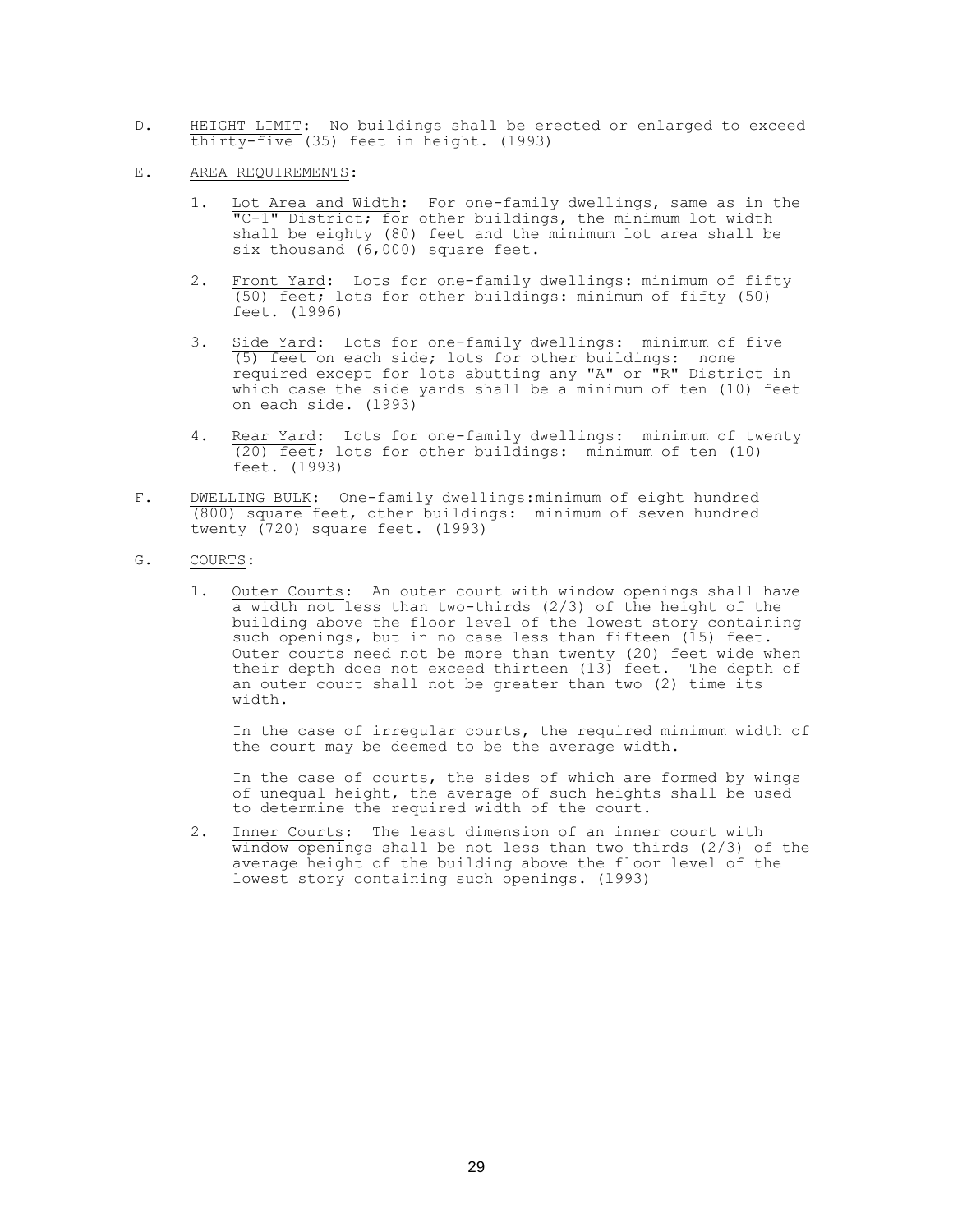D. <u>HEIGHT LIMIT</u>: No buildings shall be erected or enlarged to exceed thirty-five (35) feet in height. (1993)

E. <u>AREA REQUIREMENTS</u>:

1. <u>Lot Area and Width</u>: For one-family dwellings, same as in the "C-1" District; for other buildings, the minimum lot width shall be eighty (80) feet and the minimum lot area shall be six thousand (6,000) square feet.

2. <u>Front Yard</u>: Lots for one-family dwellings: minimum of fifty (50) feet; lots for other buildings: minimum of fifty (50) feet. (1996)

3. <u>Side Yard</u>: Lots for one-family dwellings: minimum of five (5) feet on each side; lots for other buildings: none required except for lots abutting any "A" or "R" District in which case the side yards shall be a minimum of ten (10) feet on each side. (1993)

4. <u>Rear Yard</u>: Lots for one-family dwellings: minimum of twenty (20) feet; lots for other buildings: minimum of ten (10) feet. (1993)

F. <u>DWELLING BULK</u>: One-family dwellings:minimum of eight hundred (800) square feet, other buildings: minimum of seven hundred twenty (720) square feet. (1993)

G. <u>COURTS</u>:

1. <u>Outer Courts</u>: An outer court with window openings shall have a width not less than two-thirds (2/3) of the height of the building above the floor level of the lowest story containing such openings, but in no case less than fifteen (15) feet. Outer courts need not be more than twenty (20) feet wide when their depth does not exceed thirteen (13) feet. The depth of an outer court shall not be greater than two (2) time its width.

   In the case of irregular courts, the required minimum width of the court may be deemed to be the average width.

   In the case of courts, the sides of which are formed by wings of unequal height, the average of such heights shall be used to determine the required width of the court.

2. <u>Inner Courts</u>: The least dimension of an inner court with window openings shall be not less than two thirds (2/3) of the average height of the building above the floor level of the lowest story containing such openings. (1993)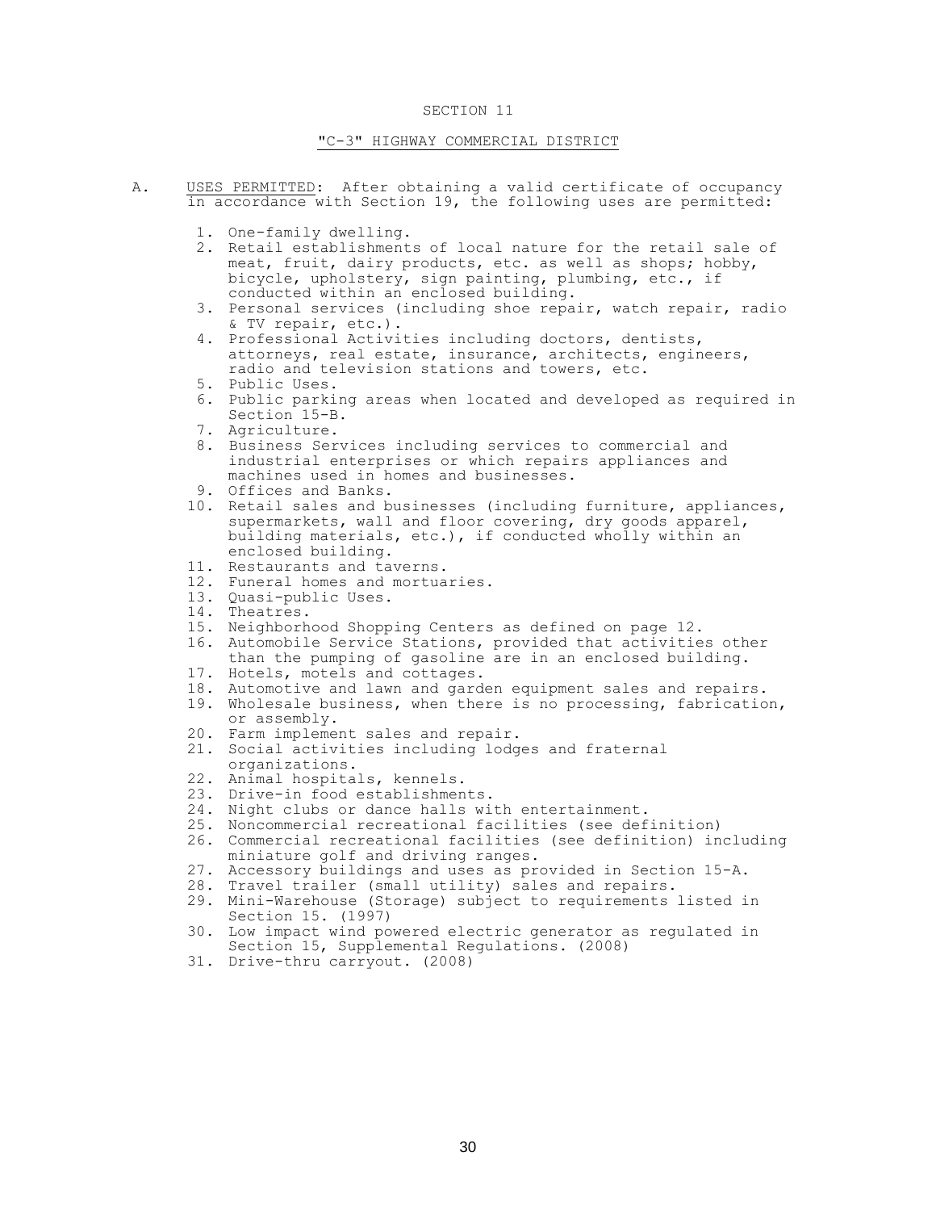# SECTION 11

## "C-3" HIGHWAY COMMERCIAL DISTRICT

A. USES PERMITTED: After obtaining a valid certificate of occupancy in accordance with Section 19, the following uses are permitted:

1. One-family dwelling.
2. Retail establishments of local nature for the retail sale of meat, fruit, dairy products, etc. as well as shops; hobby, bicycle, upholstery, sign painting, plumbing, etc., if conducted within an enclosed building.
3. Personal services (including shoe repair, watch repair, radio & TV repair, etc.).
4. Professional Activities including doctors, dentists, attorneys, real estate, insurance, architects, engineers, radio and television stations and towers, etc.
5. Public Uses.
6. Public parking areas when located and developed as required in Section 15-B.
7. Agriculture.
8. Business Services including services to commercial and industrial enterprises or which repairs appliances and machines used in homes and businesses.
9. Offices and Banks.
10. Retail sales and businesses (including furniture, appliances, supermarkets, wall and floor covering, dry goods apparel, building materials, etc.), if conducted wholly within an enclosed building.
11. Restaurants and taverns.
12. Funeral homes and mortuaries.
13. Quasi-public Uses.
14. Theatres.
15. Neighborhood Shopping Centers as defined on page 12.
16. Automobile Service Stations, provided that activities other than the pumping of gasoline are in an enclosed building.
17. Hotels, motels and cottages.
18. Automotive and lawn and garden equipment sales and repairs.
19. Wholesale business, when there is no processing, fabrication, or assembly.
20. Farm implement sales and repair.
21. Social activities including lodges and fraternal organizations.
22. Animal hospitals, kennels.
23. Drive-in food establishments.
24. Night clubs or dance halls with entertainment.
25. Noncommercial recreational facilities (see definition)
26. Commercial recreational facilities (see definition) including miniature golf and driving ranges.
27. Accessory buildings and uses as provided in Section 15-A.
28. Travel trailer (small utility) sales and repairs.
29. Mini-Warehouse (Storage) subject to requirements listed in Section 15. (1997)
30. Low impact wind powered electric generator as regulated in Section 15, Supplemental Regulations. (2008)
31. Drive-thru carryout. (2008)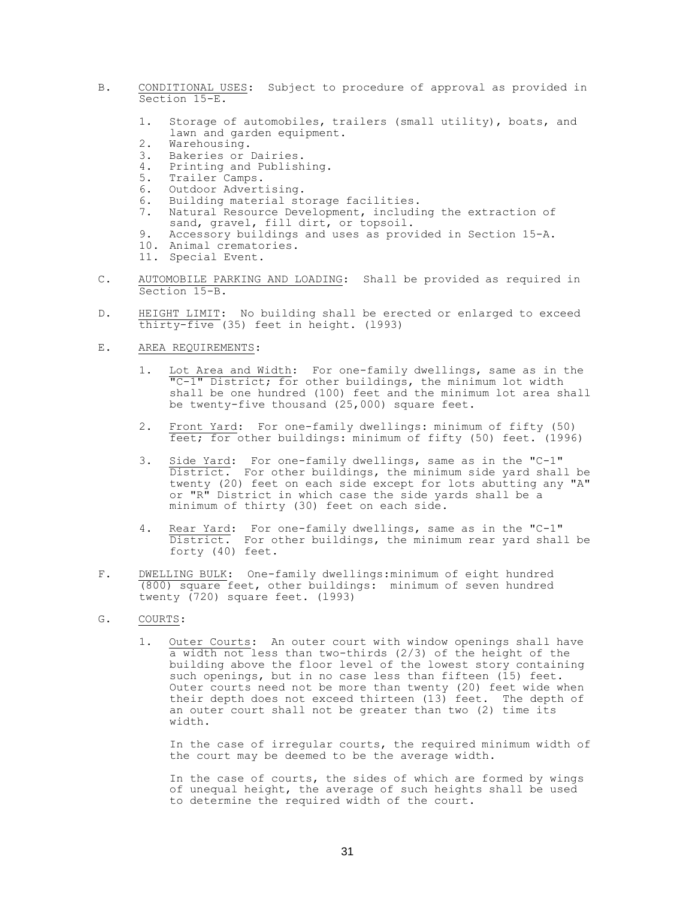B. <u>CONDITIONAL USES</u>: Subject to procedure of approval as provided in Section 15-E.

   1. Storage of automobiles, trailers (small utility), boats, and lawn and garden equipment.
   2. Warehousing.
   3. Bakeries or Dairies.
   4. Printing and Publishing.
   5. Trailer Camps.
   6. Outdoor Advertising.
   6. Building material storage facilities.
   7. Natural Resource Development, including the extraction of sand, gravel, fill dirt, or topsoil.
   9. Accessory buildings and uses as provided in Section 15-A.
   10. Animal crematories.
   11. Special Event.

C. <u>AUTOMOBILE PARKING AND LOADING</u>: Shall be provided as required in Section 15-B.

D. <u>HEIGHT LIMIT</u>: No building shall be erected or enlarged to exceed thirty-five (35) feet in height. (l993)

E. <u>AREA REQUIREMENTS</u>:

   1. <u>Lot Area and Width</u>: For one-family dwellings, same as in the "C-1" District; for other buildings, the minimum lot width shall be one hundred (100) feet and the minimum lot area shall be twenty-five thousand (25,000) square feet.

   2. <u>Front Yard</u>: For one-family dwellings: minimum of fifty (50) feet; for other buildings: minimum of fifty (50) feet. (1996)

   3. <u>Side Yard</u>: For one-family dwellings, same as in the "C-1" District. For other buildings, the minimum side yard shall be twenty (20) feet on each side except for lots abutting any "A" or "R" District in which case the side yards shall be a minimum of thirty (30) feet on each side.

   4. <u>Rear Yard</u>: For one-family dwellings, same as in the "C-1" District. For other buildings, the minimum rear yard shall be forty (40) feet.

F. <u>DWELLING BULK</u>: One-family dwellings:minimum of eight hundred (800) square feet, other buildings: minimum of seven hundred twenty (720) square feet. (l993)

G. <u>COURTS</u>:

   1. <u>Outer Courts</u>: An outer court with window openings shall have a width not less than two-thirds (2/3) of the height of the building above the floor level of the lowest story containing such openings, but in no case less than fifteen (15) feet. Outer courts need not be more than twenty (20) feet wide when their depth does not exceed thirteen (13) feet. The depth of an outer court shall not be greater than two (2) time its width.

      In the case of irregular courts, the required minimum width of the court may be deemed to be the average width.

      In the case of courts, the sides of which are formed by wings of unequal height, the average of such heights shall be used to determine the required width of the court.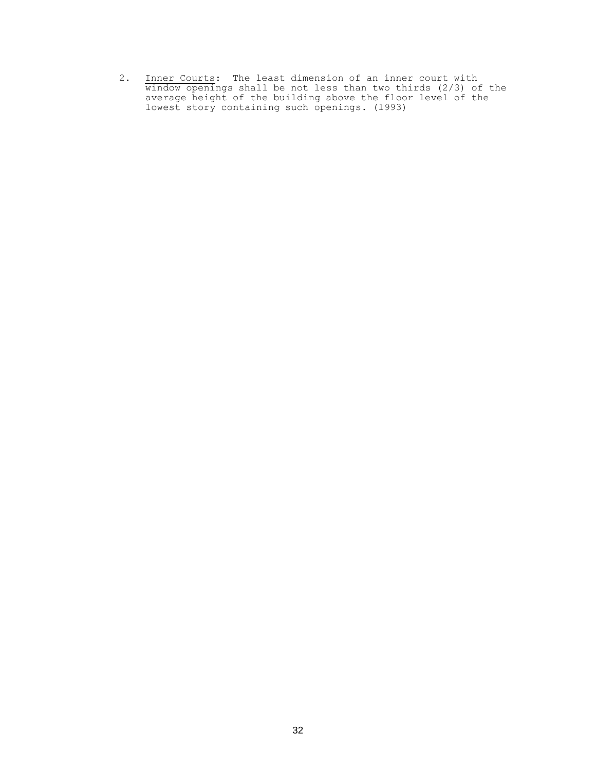2. Inner Courts: The least dimension of an inner court with window openings shall be not less than two thirds (2/3) of the average height of the building above the floor level of the lowest story containing such openings. (1993)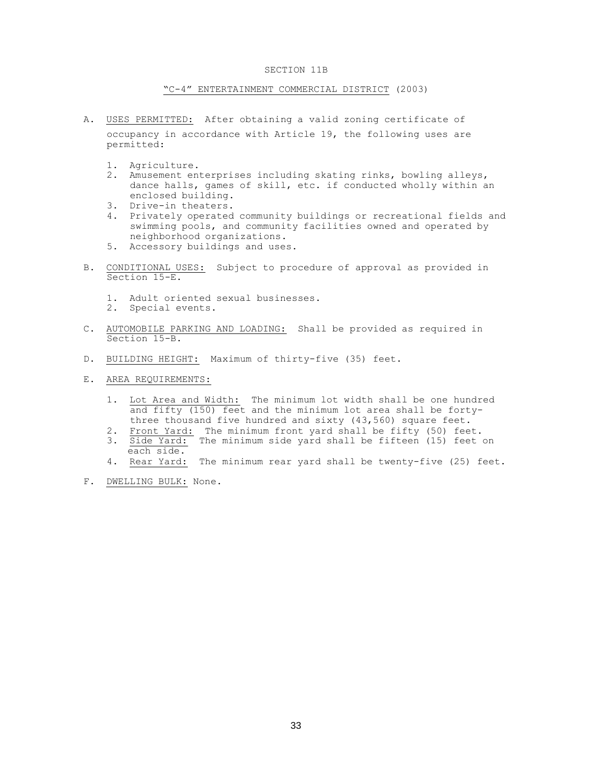# SECTION 11B

## "C-4" ENTERTAINMENT COMMERCIAL DISTRICT (2003)

A. USES PERMITTED: After obtaining a valid zoning certificate of occupancy in accordance with Article 19, the following uses are permitted:

1. Agriculture.
2. Amusement enterprises including skating rinks, bowling alleys, dance halls, games of skill, etc. if conducted wholly within an enclosed building.
3. Drive-in theaters.
4. Privately operated community buildings or recreational fields and swimming pools, and community facilities owned and operated by neighborhood organizations.
5. Accessory buildings and uses.

B. CONDITIONAL USES: Subject to procedure of approval as provided in Section 15-E.

1. Adult oriented sexual businesses.
2. Special events.

C. AUTOMOBILE PARKING AND LOADING: Shall be provided as required in Section 15-B.

D. BUILDING HEIGHT: Maximum of thirty-five (35) feet.

E. AREA REQUIREMENTS:

1. Lot Area and Width: The minimum lot width shall be one hundred and fifty (150) feet and the minimum lot area shall be forty-three thousand five hundred and sixty (43,560) square feet.
2. Front Yard: The minimum front yard shall be fifty (50) feet.
3. Side Yard: The minimum side yard shall be fifteen (15) feet on each side.
4. Rear Yard: The minimum rear yard shall be twenty-five (25) feet.

F. DWELLING BULK: None.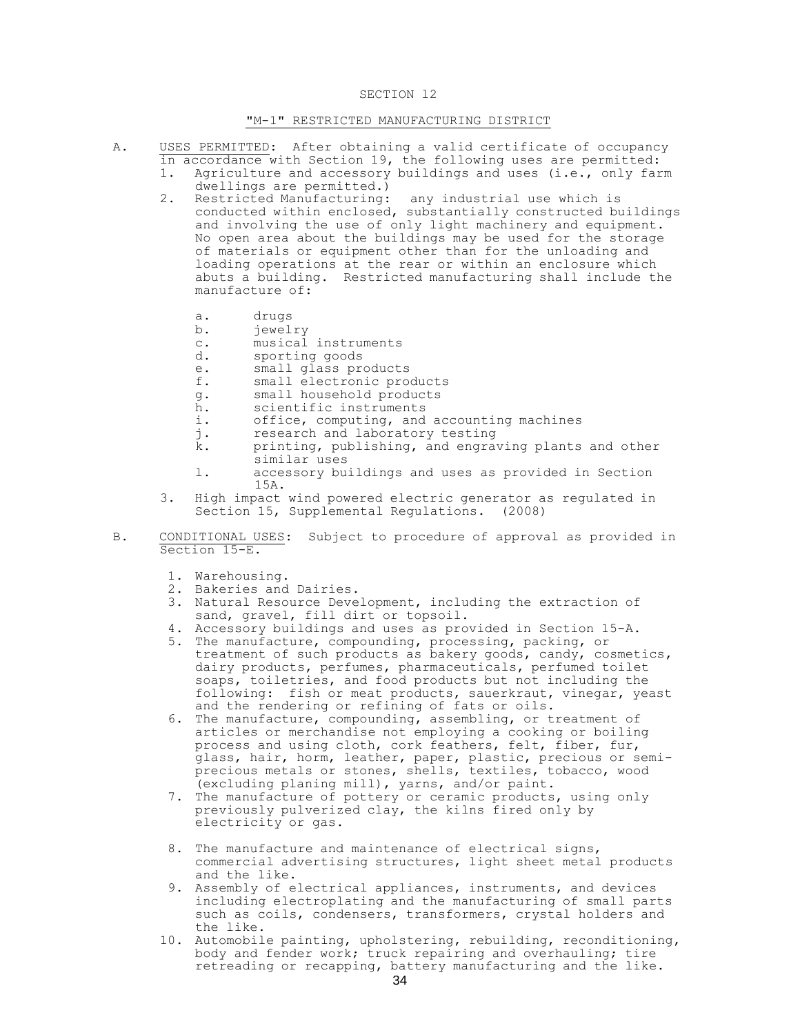# SECTION 12

## "M-1" RESTRICTED MANUFACTURING DISTRICT

A. USES PERMITTED: After obtaining a valid certificate of occupancy in accordance with Section 19, the following uses are permitted:

1. Agriculture and accessory buildings and uses (i.e., only farm dwellings are permitted.)
2. Restricted Manufacturing: any industrial use which is conducted within enclosed, substantially constructed buildings and involving the use of only light machinery and equipment. No open area about the buildings may be used for the storage of materials or equipment other than for the unloading and loading operations at the rear or within an enclosure which abuts a building. Restricted manufacturing shall include the manufacture of:

   a. drugs
   b. jewelry
   c. musical instruments
   d. sporting goods
   e. small glass products
   f. small electronic products
   g. small household products
   h. scientific instruments
   i. office, computing, and accounting machines
   j. research and laboratory testing
   k. printing, publishing, and engraving plants and other similar uses
   l. accessory buildings and uses as provided in Section 15A.

3. High impact wind powered electric generator as regulated in Section 15, Supplemental Regulations. (2008)

B. CONDITIONAL USES: Subject to procedure of approval as provided in Section 15-E.

1. Warehousing.
2. Bakeries and Dairies.
3. Natural Resource Development, including the extraction of sand, gravel, fill dirt or topsoil.
4. Accessory buildings and uses as provided in Section 15-A.
5. The manufacture, compounding, processing, packing, or treatment of such products as bakery goods, candy, cosmetics, dairy products, perfumes, pharmaceuticals, perfumed toilet soaps, toiletries, and food products but not including the following: fish or meat products, sauerkraut, vinegar, yeast and the rendering or refining of fats or oils.
6. The manufacture, compounding, assembling, or treatment of articles or merchandise not employing a cooking or boiling process and using cloth, cork feathers, felt, fiber, fur, glass, hair, horm, leather, paper, plastic, precious or semi-precious metals or stones, shells, textiles, tobacco, wood (excluding planing mill), yarns, and/or paint.
7. The manufacture of pottery or ceramic products, using only previously pulverized clay, the kilns fired only by electricity or gas.
8. The manufacture and maintenance of electrical signs, commercial advertising structures, light sheet metal products and the like.
9. Assembly of electrical appliances, instruments, and devices including electroplating and the manufacturing of small parts such as coils, condensers, transformers, crystal holders and the like.
10. Automobile painting, upholstering, rebuilding, reconditioning, body and fender work; truck repairing and overhauling; tire retreading or recapping, battery manufacturing and the like.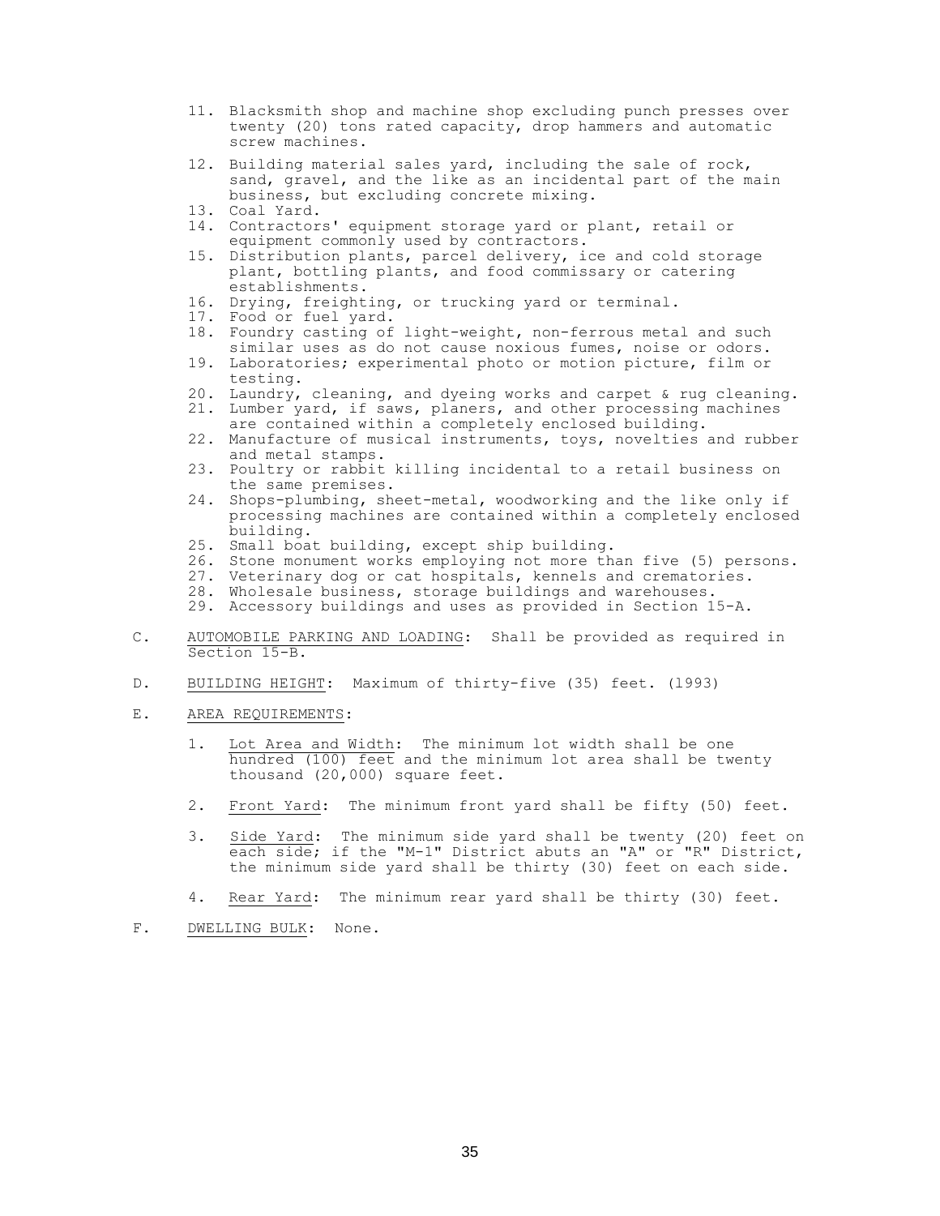11. Blacksmith shop and machine shop excluding punch presses over twenty (20) tons rated capacity, drop hammers and automatic screw machines.
12. Building material sales yard, including the sale of rock, sand, gravel, and the like as an incidental part of the main business, but excluding concrete mixing.
13. Coal Yard.
14. Contractors' equipment storage yard or plant, retail or equipment commonly used by contractors.
15. Distribution plants, parcel delivery, ice and cold storage plant, bottling plants, and food commissary or catering establishments.
16. Drying, freighting, or trucking yard or terminal.
17. Food or fuel yard.
18. Foundry casting of light-weight, non-ferrous metal and such similar uses as do not cause noxious fumes, noise or odors.
19. Laboratories; experimental photo or motion picture, film or testing.
20. Laundry, cleaning, and dyeing works and carpet & rug cleaning.
21. Lumber yard, if saws, planers, and other processing machines are contained within a completely enclosed building.
22. Manufacture of musical instruments, toys, novelties and rubber and metal stamps.
23. Poultry or rabbit killing incidental to a retail business on the same premises.
24. Shops-plumbing, sheet-metal, woodworking and the like only if processing machines are contained within a completely enclosed building.
25. Small boat building, except ship building.
26. Stone monument works employing not more than five (5) persons.
27. Veterinary dog or cat hospitals, kennels and crematories.
28. Wholesale business, storage buildings and warehouses.
29. Accessory buildings and uses as provided in Section 15-A.

C. AUTOMOBILE PARKING AND LOADING: Shall be provided as required in Section 15-B.

D. BUILDING HEIGHT: Maximum of thirty-five (35) feet. (1993)

E. AREA REQUIREMENTS:

1. Lot Area and Width: The minimum lot width shall be one hundred (100) feet and the minimum lot area shall be twenty thousand (20,000) square feet.

2. Front Yard: The minimum front yard shall be fifty (50) feet.

3. Side Yard: The minimum side yard shall be twenty (20) feet on each side; if the "M-1" District abuts an "A" or "R" District, the minimum side yard shall be thirty (30) feet on each side.

4. Rear Yard: The minimum rear yard shall be thirty (30) feet.

F. DWELLING BULK: None.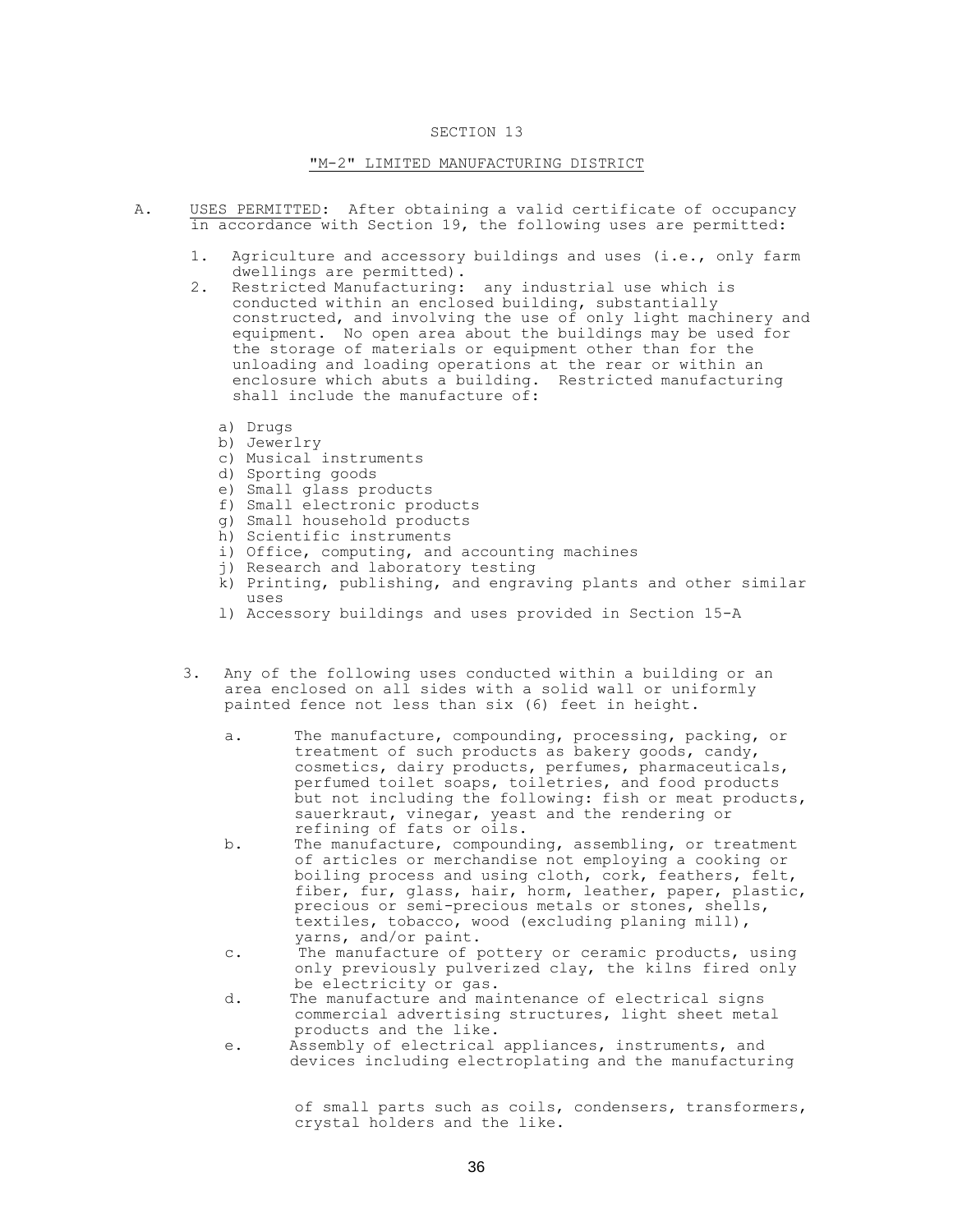# SECTION 13

## "M-2" LIMITED MANUFACTURING DISTRICT

A. USES PERMITTED: After obtaining a valid certificate of occupancy in accordance with Section 19, the following uses are permitted:

1. Agriculture and accessory buildings and uses (i.e., only farm dwellings are permitted).
2. Restricted Manufacturing: any industrial use which is conducted within an enclosed building, substantially constructed, and involving the use of only light machinery and equipment. No open area about the buildings may be used for the storage of materials or equipment other than for the unloading and loading operations at the rear or within an enclosure which abuts a building. Restricted manufacturing shall include the manufacture of:

   a) Drugs
   b) Jewerlry
   c) Musical instruments
   d) Sporting goods
   e) Small glass products
   f) Small electronic products
   g) Small household products
   h) Scientific instruments
   i) Office, computing, and accounting machines
   j) Research and laboratory testing
   k) Printing, publishing, and engraving plants and other similar uses
   l) Accessory buildings and uses provided in Section 15-A

3. Any of the following uses conducted within a building or an area enclosed on all sides with a solid wall or uniformly painted fence not less than six (6) feet in height.

   a. The manufacture, compounding, processing, packing, or treatment of such products as bakery goods, candy, cosmetics, dairy products, perfumes, pharmaceuticals, perfumed toilet soaps, toiletries, and food products but not including the following: fish or meat products, sauerkraut, vinegar, yeast and the rendering or refining of fats or oils.
   b. The manufacture, compounding, assembling, or treatment of articles or merchandise not employing a cooking or boiling process and using cloth, cork, feathers, felt, fiber, fur, glass, hair, horm, leather, paper, plastic, precious or semi-precious metals or stones, shells, textiles, tobacco, wood (excluding planing mill), yarns, and/or paint.
   c. The manufacture of pottery or ceramic products, using only previously pulverized clay, the kilns fired only be electricity or gas.
   d. The manufacture and maintenance of electrical signs commercial advertising structures, light sheet metal products and the like.
   e. Assembly of electrical appliances, instruments, and devices including electroplating and the manufacturing of small parts such as coils, condensers, transformers, crystal holders and the like.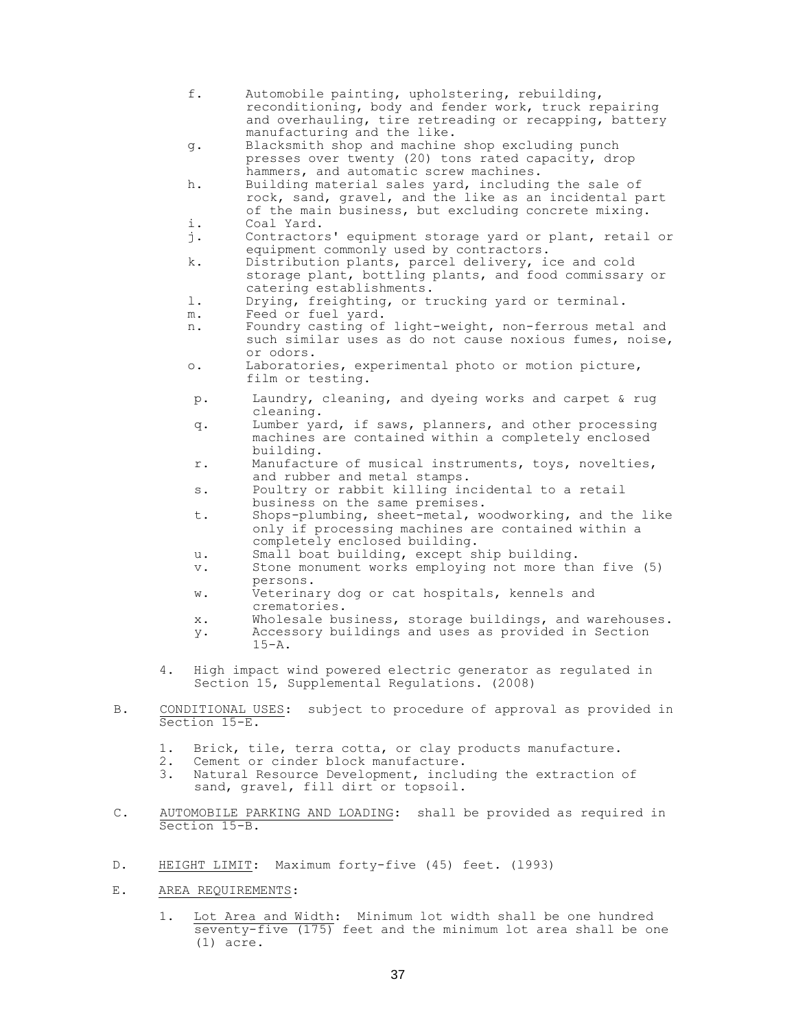f. Automobile painting, upholstering, rebuilding, reconditioning, body and fender work, truck repairing and overhauling, tire retreading or recapping, battery manufacturing and the like.
g. Blacksmith shop and machine shop excluding punch presses over twenty (20) tons rated capacity, drop hammers, and automatic screw machines.
h. Building material sales yard, including the sale of rock, sand, gravel, and the like as an incidental part of the main business, but excluding concrete mixing.
i. Coal Yard.
j. Contractors' equipment storage yard or plant, retail or equipment commonly used by contractors.
k. Distribution plants, parcel delivery, ice and cold storage plant, bottling plants, and food commissary or catering establishments.
l. Drying, freighting, or trucking yard or terminal.
m. Feed or fuel yard.
n. Foundry casting of light-weight, non-ferrous metal and such similar uses as do not cause noxious fumes, noise, or odors.
o. Laboratories, experimental photo or motion picture, film or testing.
p. Laundry, cleaning, and dyeing works and carpet & rug cleaning.
q. Lumber yard, if saws, planners, and other processing machines are contained within a completely enclosed building.
r. Manufacture of musical instruments, toys, novelties, and rubber and metal stamps.
s. Poultry or rabbit killing incidental to a retail business on the same premises.
t. Shops-plumbing, sheet-metal, woodworking, and the like only if processing machines are contained within a completely enclosed building.
u. Small boat building, except ship building.
v. Stone monument works employing not more than five (5) persons.
w. Veterinary dog or cat hospitals, kennels and crematories.
x. Wholesale business, storage buildings, and warehouses.
y. Accessory buildings and uses as provided in Section 15-A.

4. High impact wind powered electric generator as regulated in Section 15, Supplemental Regulations. (2008)

B. CONDITIONAL USES: subject to procedure of approval as provided in Section 15-E.

1. Brick, tile, terra cotta, or clay products manufacture.
2. Cement or cinder block manufacture.
3. Natural Resource Development, including the extraction of sand, gravel, fill dirt or topsoil.

C. AUTOMOBILE PARKING AND LOADING: shall be provided as required in Section 15-B.

D. HEIGHT LIMIT: Maximum forty-five (45) feet. (1993)

E. AREA REQUIREMENTS:

1. Lot Area and Width: Minimum lot width shall be one hundred seventy-five (175) feet and the minimum lot area shall be one (1) acre.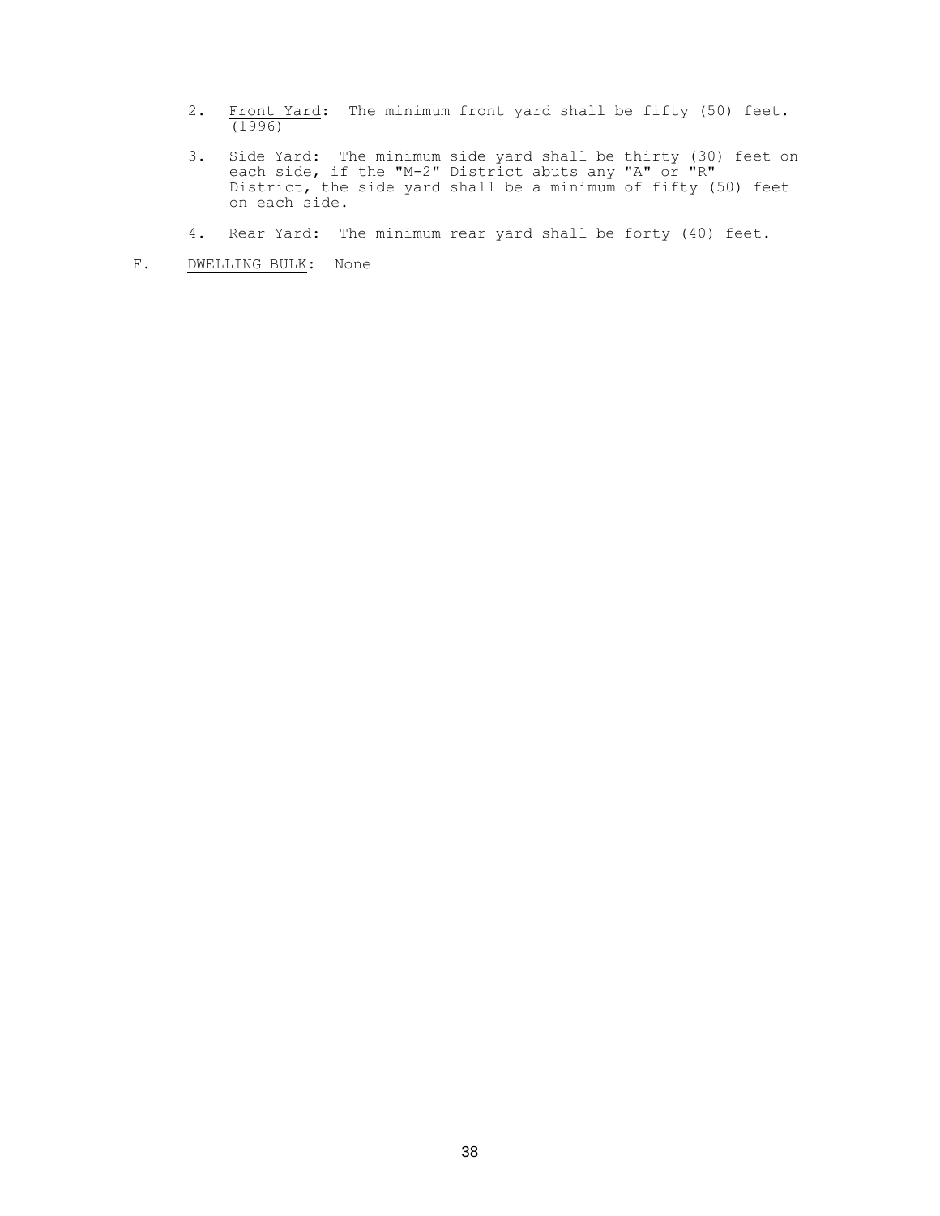2. Front Yard: The minimum front yard shall be fifty (50) feet. (1996)

3. Side Yard: The minimum side yard shall be thirty (30) feet on each side, if the "M-2" District abuts any "A" or "R" District, the side yard shall be a minimum of fifty (50) feet on each side.

4. Rear Yard: The minimum rear yard shall be forty (40) feet.

F. DWELLING BULK: None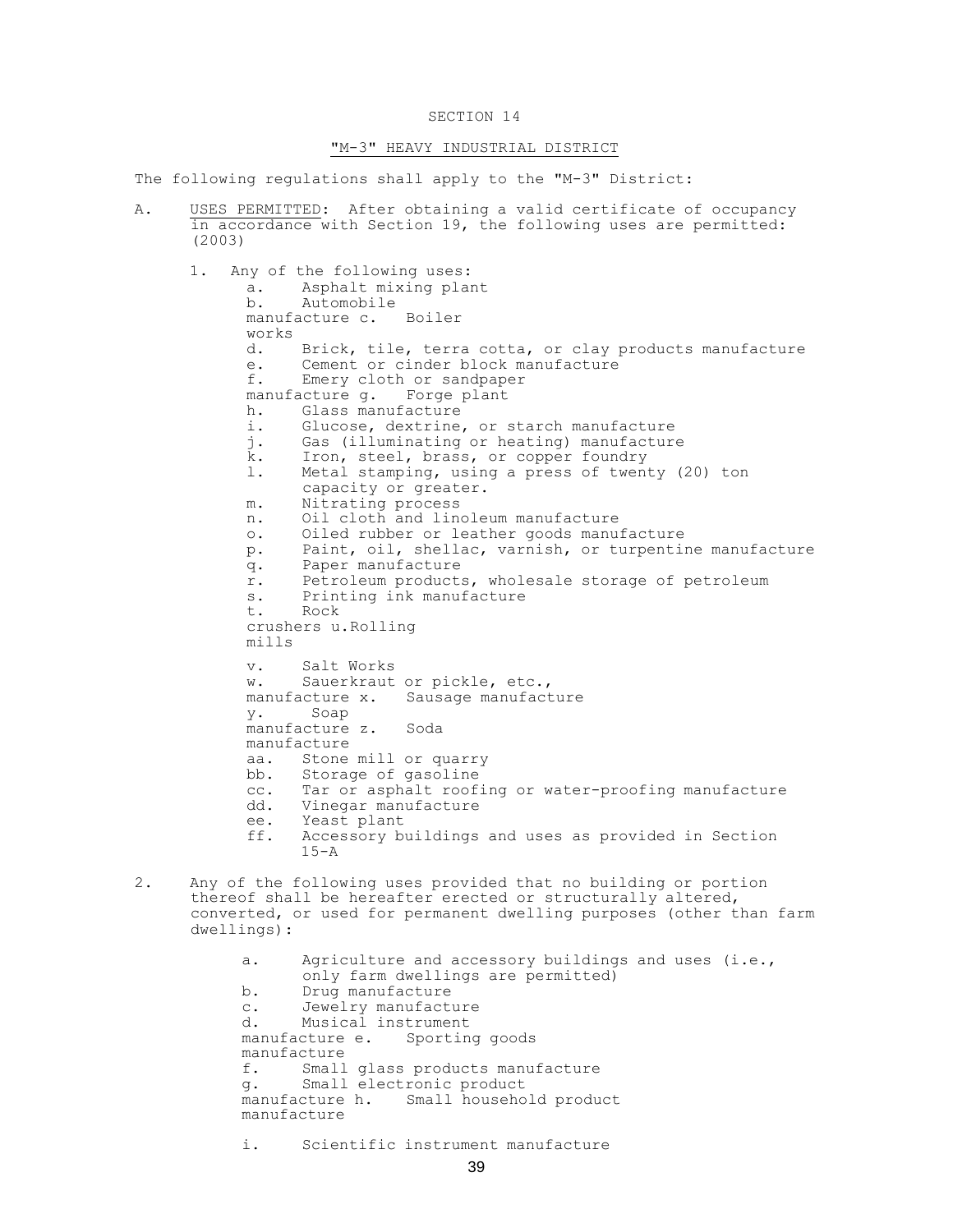# SECTION 14

## "M-3" HEAVY INDUSTRIAL DISTRICT

The following regulations shall apply to the "M-3" District:

A. USES PERMITTED: After obtaining a valid certificate of occupancy in accordance with Section 19, the following uses are permitted: (2003)

1. Any of the following uses:
   - a. Asphalt mixing plant
   - b. Automobile manufacture
   - c. Boiler works
   - d. Brick, tile, terra cotta, or clay products manufacture
   - e. Cement or cinder block manufacture
   - f. Emery cloth or sandpaper manufacture
   - g. Forge plant
   - h. Glass manufacture
   - i. Glucose, dextrine, or starch manufacture
   - j. Gas (illuminating or heating) manufacture
   - k. Iron, steel, brass, or copper foundry
   - l. Metal stamping, using a press of twenty (20) ton capacity or greater.
   - m. Nitrating process
   - n. Oil cloth and linoleum manufacture
   - o. Oiled rubber or leather goods manufacture
   - p. Paint, oil, shellac, varnish, or turpentine manufacture
   - q. Paper manufacture
   - r. Petroleum products, wholesale storage of petroleum
   - s. Printing ink manufacture
   - t. Rock crushers
   - u. Rolling mills
   - v. Salt Works
   - w. Sauerkraut or pickle, etc., manufacture
   - x. Sausage manufacture
   - y. Soap manufacture
   - z. Soda manufacture
   - aa. Stone mill or quarry
   - bb. Storage of gasoline
   - cc. Tar or asphalt roofing or water-proofing manufacture
   - dd. Vinegar manufacture
   - ee. Yeast plant
   - ff. Accessory buildings and uses as provided in Section 15-A

2. Any of the following uses provided that no building or portion thereof shall be hereafter erected or structurally altered, converted, or used for permanent dwelling purposes (other than farm dwellings):
   - a. Agriculture and accessory buildings and uses (i.e., only farm dwellings are permitted)
   - b. Drug manufacture
   - c. Jewelry manufacture
   - d. Musical instrument manufacture
   - e. Sporting goods manufacture
   - f. Small glass products manufacture
   - g. Small electronic product manufacture
   - h. Small household product manufacture
   - i. Scientific instrument manufacture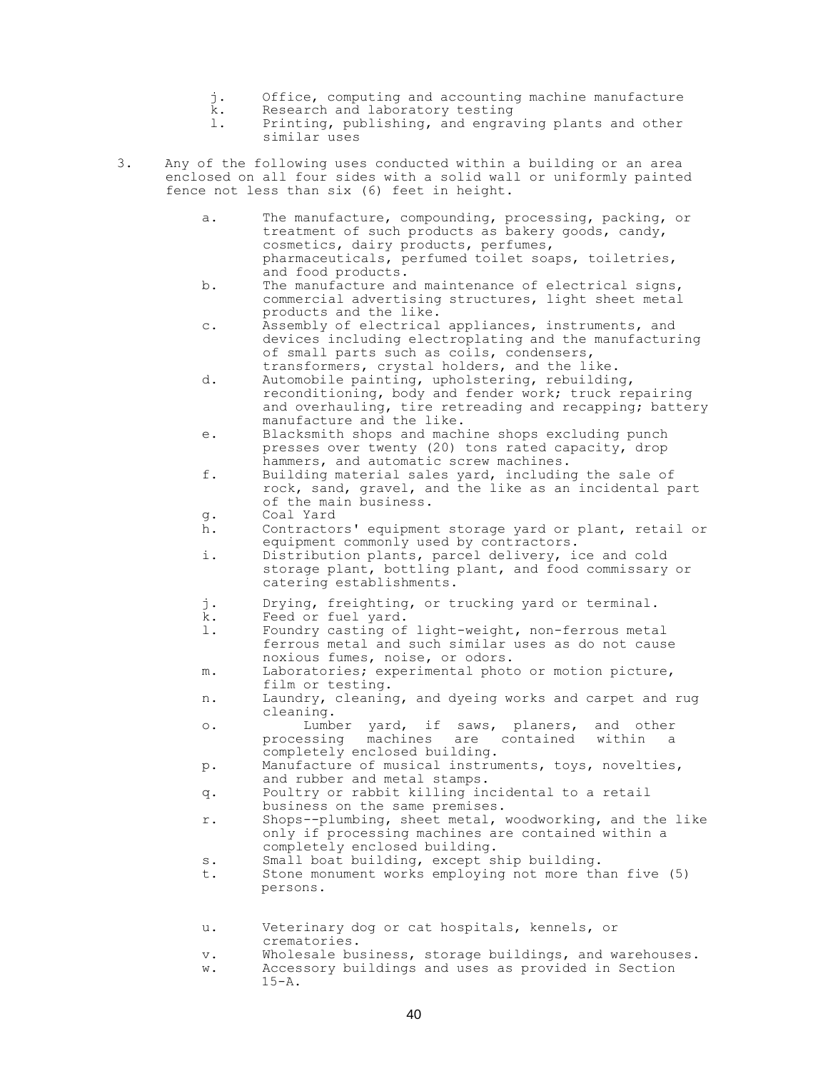j. Office, computing and accounting machine manufacture
   k. Research and laboratory testing
   l. Printing, publishing, and engraving plants and other similar uses

3. Any of the following uses conducted within a building or an area enclosed on all four sides with a solid wall or uniformly painted fence not less than six (6) feet in height.

   a. The manufacture, compounding, processing, packing, or treatment of such products as bakery goods, candy, cosmetics, dairy products, perfumes, pharmaceuticals, perfumed toilet soaps, toiletries, and food products.
   b. The manufacture and maintenance of electrical signs, commercial advertising structures, light sheet metal products and the like.
   c. Assembly of electrical appliances, instruments, and devices including electroplating and the manufacturing of small parts such as coils, condensers, transformers, crystal holders, and the like.
   d. Automobile painting, upholstering, rebuilding, reconditioning, body and fender work; truck repairing and overhauling, tire retreading and recapping; battery manufacture and the like.
   e. Blacksmith shops and machine shops excluding punch presses over twenty (20) tons rated capacity, drop hammers, and automatic screw machines.
   f. Building material sales yard, including the sale of rock, sand, gravel, and the like as an incidental part of the main business.
   g. Coal Yard
   h. Contractors' equipment storage yard or plant, retail or equipment commonly used by contractors.
   i. Distribution plants, parcel delivery, ice and cold storage plant, bottling plant, and food commissary or catering establishments.
   j. Drying, freighting, or trucking yard or terminal.
   k. Feed or fuel yard.
   l. Foundry casting of light-weight, non-ferrous metal ferrous metal and such similar uses as do not cause noxious fumes, noise, or odors.
   m. Laboratories; experimental photo or motion picture, film or testing.
   n. Laundry, cleaning, and dyeing works and carpet and rug cleaning.
   o. Lumber yard, if saws, planers, and other processing machines are contained within a completely enclosed building.
   p. Manufacture of musical instruments, toys, novelties, and rubber and metal stamps.
   q. Poultry or rabbit killing incidental to a retail business on the same premises.
   r. Shops--plumbing, sheet metal, woodworking, and the like only if processing machines are contained within a completely enclosed building.
   s. Small boat building, except ship building.
   t. Stone monument works employing not more than five (5) persons.
   u. Veterinary dog or cat hospitals, kennels, or crematories.
   v. Wholesale business, storage buildings, and warehouses.
   w. Accessory buildings and uses as provided in Section 15-A.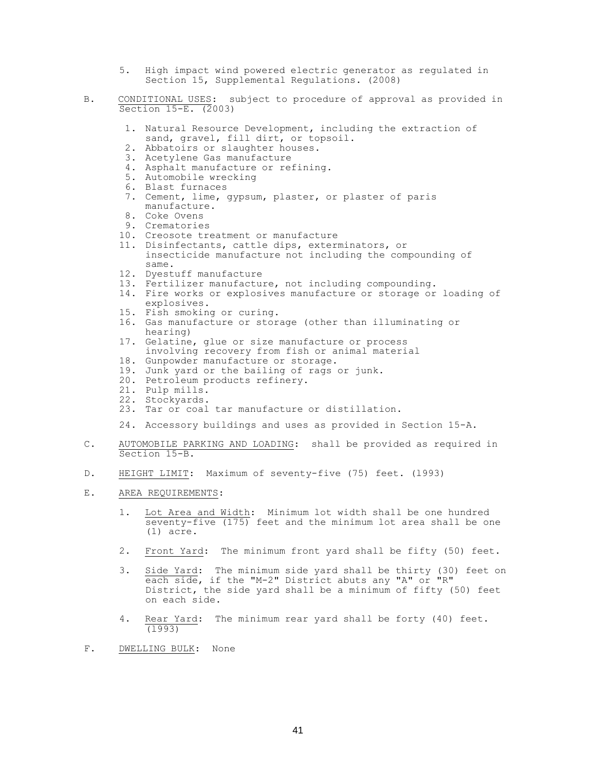5. High impact wind powered electric generator as regulated in Section 15, Supplemental Regulations. (2008)

B. CONDITIONAL USES: subject to procedure of approval as provided in Section 15-E. (2003)

1. Natural Resource Development, including the extraction of sand, gravel, fill dirt, or topsoil.
2. Abbatoirs or slaughter houses.
3. Acetylene Gas manufacture
4. Asphalt manufacture or refining.
5. Automobile wrecking
6. Blast furnaces
7. Cement, lime, gypsum, plaster, or plaster of paris manufacture.
8. Coke Ovens
9. Crematories
10. Creosote treatment or manufacture
11. Disinfectants, cattle dips, exterminators, or insecticide manufacture not including the compounding of same.
12. Dyestuff manufacture
13. Fertilizer manufacture, not including compounding.
14. Fire works or explosives manufacture or storage or loading of explosives.
15. Fish smoking or curing.
16. Gas manufacture or storage (other than illuminating or hearing)
17. Gelatine, glue or size manufacture or process involving recovery from fish or animal material
18. Gunpowder manufacture or storage.
19. Junk yard or the bailing of rags or junk.
20. Petroleum products refinery.
21. Pulp mills.
22. Stockyards.
23. Tar or coal tar manufacture or distillation.
24. Accessory buildings and uses as provided in Section 15-A.

C. AUTOMOBILE PARKING AND LOADING: shall be provided as required in Section 15-B.

D. HEIGHT LIMIT: Maximum of seventy-five (75) feet. (1993)

E. AREA REQUIREMENTS:

1. Lot Area and Width: Minimum lot width shall be one hundred seventy-five (175) feet and the minimum lot area shall be one (1) acre.

2. Front Yard: The minimum front yard shall be fifty (50) feet.

3. Side Yard: The minimum side yard shall be thirty (30) feet on each side, if the "M-2" District abuts any "A" or "R" District, the side yard shall be a minimum of fifty (50) feet on each side.

4. Rear Yard: The minimum rear yard shall be forty (40) feet. (1993)

F. DWELLING BULK: None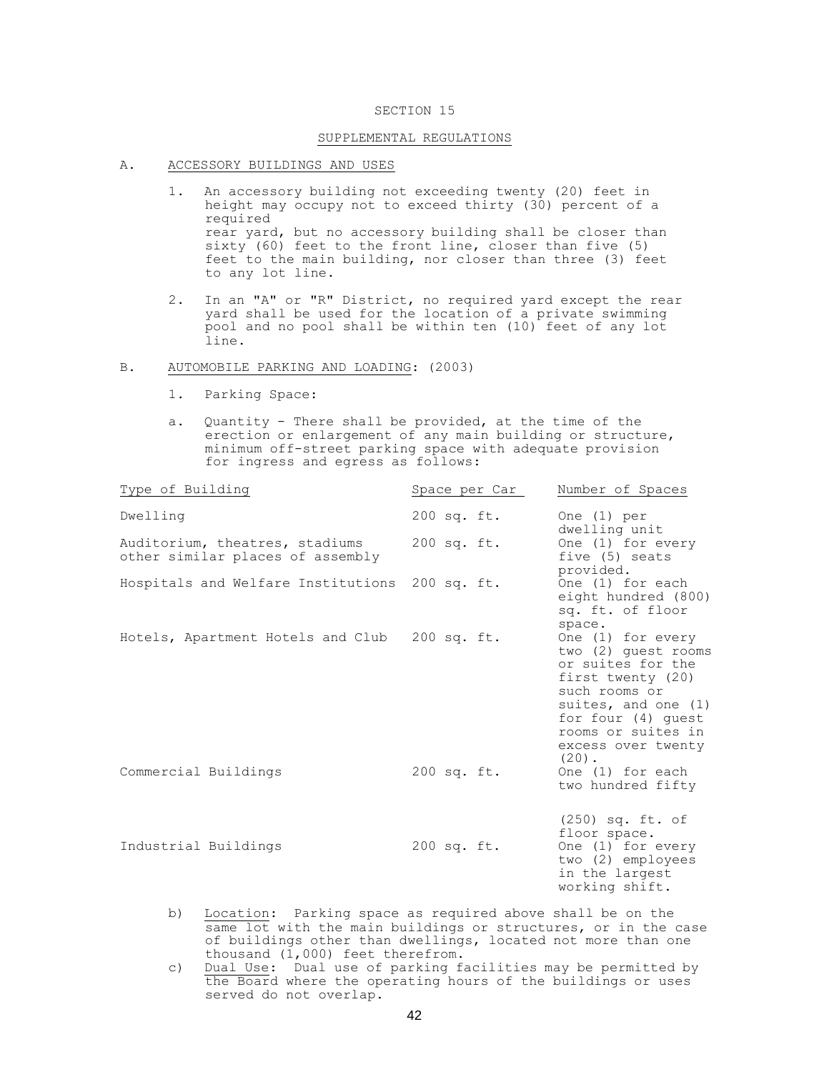# SECTION 15

## SUPPLEMENTAL REGULATIONS

### A. ACCESSORY BUILDINGS AND USES

1. An accessory building not exceeding twenty (20) feet in height may occupy not to exceed thirty (30) percent of a required rear yard, but no accessory building shall be closer than sixty (60) feet to the front line, closer than five (5) feet to the main building, nor closer than three (3) feet to any lot line.

2. In an "A" or "R" District, no required yard except the rear yard shall be used for the location of a private swimming pool and no pool shall be within ten (10) feet of any lot line.

### B. AUTOMOBILE PARKING AND LOADING: (2003)

1. Parking Space:

a. Quantity - There shall be provided, at the time of the erection or enlargement of any main building or structure, minimum off-street parking space with adequate provision for ingress and egress as follows:

| Type of Building | Space per Car | Number of Spaces |
|---|---|---|
| Dwelling | 200 sq. ft. | One (1) per dwelling unit |
| Auditorium, theatres, stadiums other similar places of assembly | 200 sq. ft. | One (1) for every five (5) seats provided. |
| Hospitals and Welfare Institutions | 200 sq. ft. | One (1) for each eight hundred (800) sq. ft. of floor space. |
| Hotels, Apartment Hotels and Club | 200 sq. ft. | One (1) for every two (2) guest rooms or suites for the first twenty (20) such rooms or suites, and one (1) for four (4) guest rooms or suites in excess over twenty (20). |
| Commercial Buildings | 200 sq. ft. | One (1) for each two hundred fifty (250) sq. ft. of floor space. |
| Industrial Buildings | 200 sq. ft. | One (1) for every two (2) employees in the largest working shift. |

b) Location: Parking space as required above shall be on the same lot with the main buildings or structures, or in the case of buildings other than dwellings, located not more than one thousand (1,000) feet therefrom.

c) Dual Use: Dual use of parking facilities may be permitted by the Board where the operating hours of the buildings or uses served do not overlap.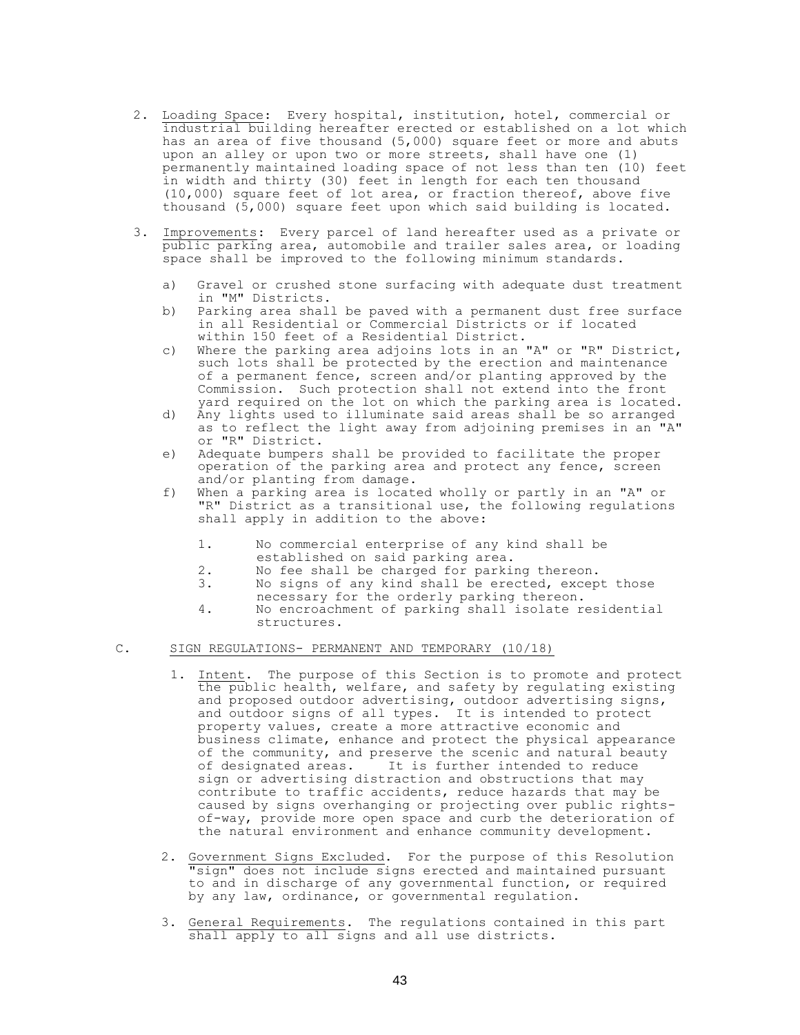2. Loading Space: Every hospital, institution, hotel, commercial or industrial building hereafter erected or established on a lot which has an area of five thousand (5,000) square feet or more and abuts upon an alley or upon two or more streets, shall have one (1) permanently maintained loading space of not less than ten (10) feet in width and thirty (30) feet in length for each ten thousand (10,000) square feet of lot area, or fraction thereof, above five thousand (5,000) square feet upon which said building is located.

3. Improvements: Every parcel of land hereafter used as a private or public parking area, automobile and trailer sales area, or loading space shall be improved to the following minimum standards.

   a) Gravel or crushed stone surfacing with adequate dust treatment in "M" Districts.
   b) Parking area shall be paved with a permanent dust free surface in all Residential or Commercial Districts or if located within 150 feet of a Residential District.
   c) Where the parking area adjoins lots in an "A" or "R" District, such lots shall be protected by the erection and maintenance of a permanent fence, screen and/or planting approved by the Commission. Such protection shall not extend into the front yard required on the lot on which the parking area is located.
   d) Any lights used to illuminate said areas shall be so arranged as to reflect the light away from adjoining premises in an "A" or "R" District.
   e) Adequate bumpers shall be provided to facilitate the proper operation of the parking area and protect any fence, screen and/or planting from damage.
   f) When a parking area is located wholly or partly in an "A" or "R" District as a transitional use, the following regulations shall apply in addition to the above:

      1. No commercial enterprise of any kind shall be established on said parking area.
      2. No fee shall be charged for parking thereon.
      3. No signs of any kind shall be erected, except those necessary for the orderly parking thereon.
      4. No encroachment of parking shall isolate residential structures.

C. SIGN REGULATIONS- PERMANENT AND TEMPORARY (10/18)

1. Intent. The purpose of this Section is to promote and protect the public health, welfare, and safety by regulating existing and proposed outdoor advertising, outdoor advertising signs, and outdoor signs of all types. It is intended to protect property values, create a more attractive economic and business climate, enhance and protect the physical appearance of the community, and preserve the scenic and natural beauty of designated areas. It is further intended to reduce sign or advertising distraction and obstructions that may contribute to traffic accidents, reduce hazards that may be caused by signs overhanging or projecting over public rights-of-way, provide more open space and curb the deterioration of the natural environment and enhance community development.

2. Government Signs Excluded. For the purpose of this Resolution "sign" does not include signs erected and maintained pursuant to and in discharge of any governmental function, or required by any law, ordinance, or governmental regulation.

3. General Requirements. The regulations contained in this part shall apply to all signs and all use districts.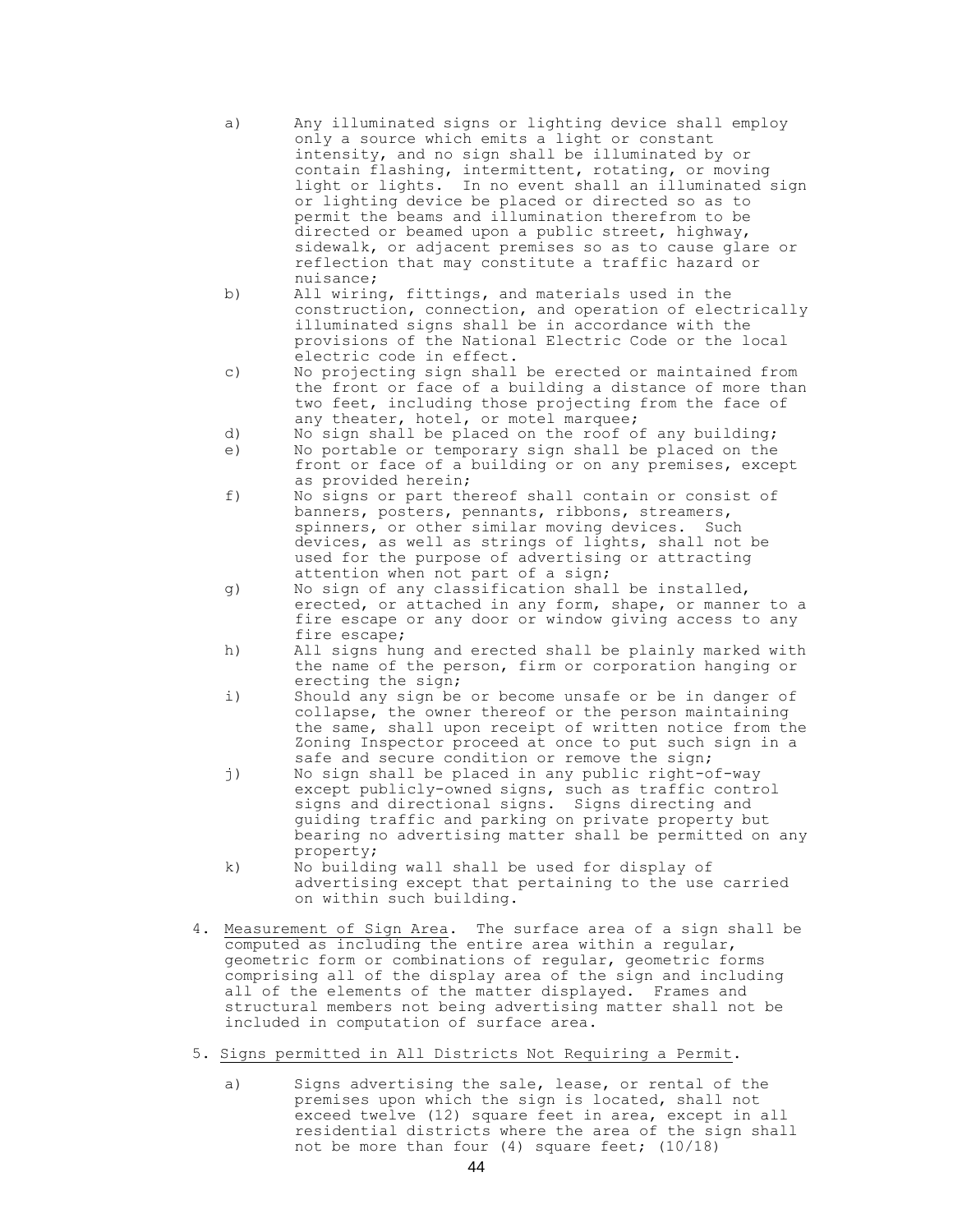a) Any illuminated signs or lighting device shall employ only a source which emits a light or constant intensity, and no sign shall be illuminated by or contain flashing, intermittent, rotating, or moving light or lights. In no event shall an illuminated sign or lighting device be placed or directed so as to permit the beams and illumination therefrom to be directed or beamed upon a public street, highway, sidewalk, or adjacent premises so as to cause glare or reflection that may constitute a traffic hazard or nuisance;

b) All wiring, fittings, and materials used in the construction, connection, and operation of electrically illuminated signs shall be in accordance with the provisions of the National Electric Code or the local electric code in effect.

c) No projecting sign shall be erected or maintained from the front or face of a building a distance of more than two feet, including those projecting from the face of any theater, hotel, or motel marquee;

d) No sign shall be placed on the roof of any building;

e) No portable or temporary sign shall be placed on the front or face of a building or on any premises, except as provided herein;

f) No signs or part thereof shall contain or consist of banners, posters, pennants, ribbons, streamers, spinners, or other similar moving devices. Such devices, as well as strings of lights, shall not be used for the purpose of advertising or attracting attention when not part of a sign;

g) No sign of any classification shall be installed, erected, or attached in any form, shape, or manner to a fire escape or any door or window giving access to any fire escape;

h) All signs hung and erected shall be plainly marked with the name of the person, firm or corporation hanging or erecting the sign;

i) Should any sign be or become unsafe or be in danger of collapse, the owner thereof or the person maintaining the same, shall upon receipt of written notice from the Zoning Inspector proceed at once to put such sign in a safe and secure condition or remove the sign;

j) No sign shall be placed in any public right-of-way except publicly-owned signs, such as traffic control signs and directional signs. Signs directing and guiding traffic and parking on private property but bearing no advertising matter shall be permitted on any property;

k) No building wall shall be used for display of advertising except that pertaining to the use carried on within such building.

4. Measurement of Sign Area. The surface area of a sign shall be computed as including the entire area within a regular, geometric form or combinations of regular, geometric forms comprising all of the display area of the sign and including all of the elements of the matter displayed. Frames and structural members not being advertising matter shall not be included in computation of surface area.

5. Signs permitted in All Districts Not Requiring a Permit.

a) Signs advertising the sale, lease, or rental of the premises upon which the sign is located, shall not exceed twelve (12) square feet in area, except in all residential districts where the area of the sign shall not be more than four (4) square feet; (10/18)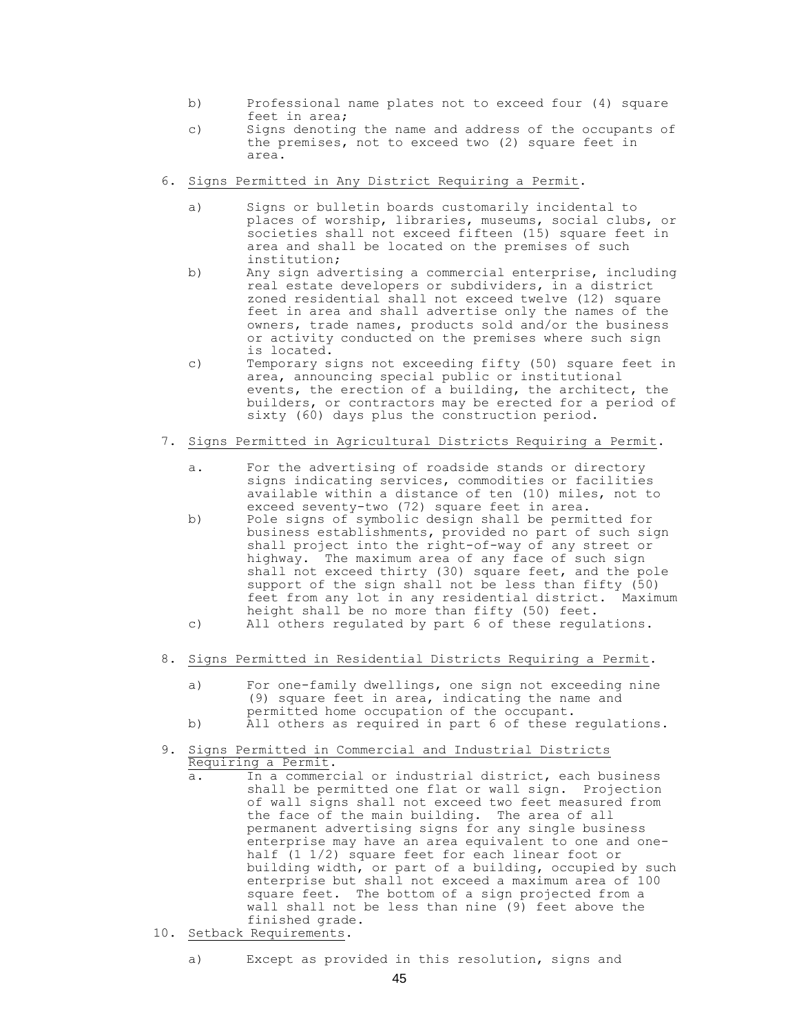b) Professional name plates not to exceed four (4) square feet in area;

c) Signs denoting the name and address of the occupants of the premises, not to exceed two (2) square feet in area.

6. Signs Permitted in Any District Requiring a Permit.

   a) Signs or bulletin boards customarily incidental to places of worship, libraries, museums, social clubs, or societies shall not exceed fifteen (15) square feet in area and shall be located on the premises of such institution;

   b) Any sign advertising a commercial enterprise, including real estate developers or subdividers, in a district zoned residential shall not exceed twelve (12) square feet in area and shall advertise only the names of the owners, trade names, products sold and/or the business or activity conducted on the premises where such sign is located.

   c) Temporary signs not exceeding fifty (50) square feet in area, announcing special public or institutional events, the erection of a building, the architect, the builders, or contractors may be erected for a period of sixty (60) days plus the construction period.

7. Signs Permitted in Agricultural Districts Requiring a Permit.

   a. For the advertising of roadside stands or directory signs indicating services, commodities or facilities available within a distance of ten (10) miles, not to exceed seventy-two (72) square feet in area.

   b) Pole signs of symbolic design shall be permitted for business establishments, provided no part of such sign shall project into the right-of-way of any street or highway. The maximum area of any face of such sign shall not exceed thirty (30) square feet, and the pole support of the sign shall not be less than fifty (50) feet from any lot in any residential district. Maximum height shall be no more than fifty (50) feet.

   c) All others regulated by part 6 of these regulations.

8. Signs Permitted in Residential Districts Requiring a Permit.

   a) For one-family dwellings, one sign not exceeding nine (9) square feet in area, indicating the name and permitted home occupation of the occupant.

   b) All others as required in part 6 of these regulations.

9. Signs Permitted in Commercial and Industrial Districts Requiring a Permit.

   a. In a commercial or industrial district, each business shall be permitted one flat or wall sign. Projection of wall signs shall not exceed two feet measured from the face of the main building. The area of all permanent advertising signs for any single business enterprise may have an area equivalent to one and one-half (1 1/2) square feet for each linear foot or building width, or part of a building, occupied by such enterprise but shall not exceed a maximum area of 100 square feet. The bottom of a sign projected from a wall shall not be less than nine (9) feet above the finished grade.

10. Setback Requirements.

   a) Except as provided in this resolution, signs and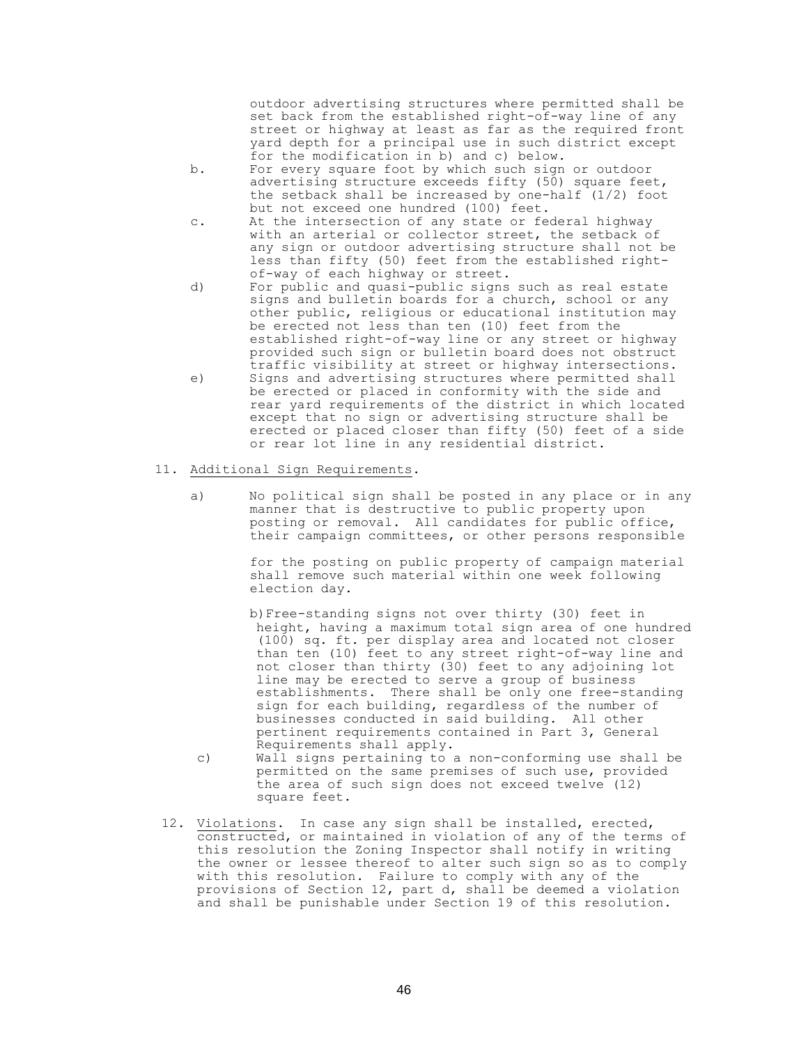outdoor advertising structures where permitted shall be set back from the established right-of-way line of any street or highway at least as far as the required front yard depth for a principal use in such district except for the modification in b) and c) below.

b. For every square foot by which such sign or outdoor advertising structure exceeds fifty (50) square feet, the setback shall be increased by one-half (1/2) foot but not exceed one hundred (100) feet.

c. At the intersection of any state or federal highway with an arterial or collector street, the setback of any sign or outdoor advertising structure shall not be less than fifty (50) feet from the established right-of-way of each highway or street.

d) For public and quasi-public signs such as real estate signs and bulletin boards for a church, school or any other public, religious or educational institution may be erected not less than ten (10) feet from the established right-of-way line or any street or highway provided such sign or bulletin board does not obstruct traffic visibility at street or highway intersections.

e) Signs and advertising structures where permitted shall be erected or placed in conformity with the side and rear yard requirements of the district in which located except that no sign or advertising structure shall be erected or placed closer than fifty (50) feet of a side or rear lot line in any residential district.

11. Additional Sign Requirements.

a) No political sign shall be posted in any place or in any manner that is destructive to public property upon posting or removal. All candidates for public office, their campaign committees, or other persons responsible for the posting on public property of campaign material shall remove such material within one week following election day.

b) Free-standing signs not over thirty (30) feet in height, having a maximum total sign area of one hundred (100) sq. ft. per display area and located not closer than ten (10) feet to any street right-of-way line and not closer than thirty (30) feet to any adjoining lot line may be erected to serve a group of business establishments. There shall be only one free-standing sign for each building, regardless of the number of businesses conducted in said building. All other pertinent requirements contained in Part 3, General Requirements shall apply.

c) Wall signs pertaining to a non-conforming use shall be permitted on the same premises of such use, provided the area of such sign does not exceed twelve (12) square feet.

12. Violations. In case any sign shall be installed, erected, constructed, or maintained in violation of any of the terms of this resolution the Zoning Inspector shall notify in writing the owner or lessee thereof to alter such sign so as to comply with this resolution. Failure to comply with any of the provisions of Section 12, part d, shall be deemed a violation and shall be punishable under Section 19 of this resolution.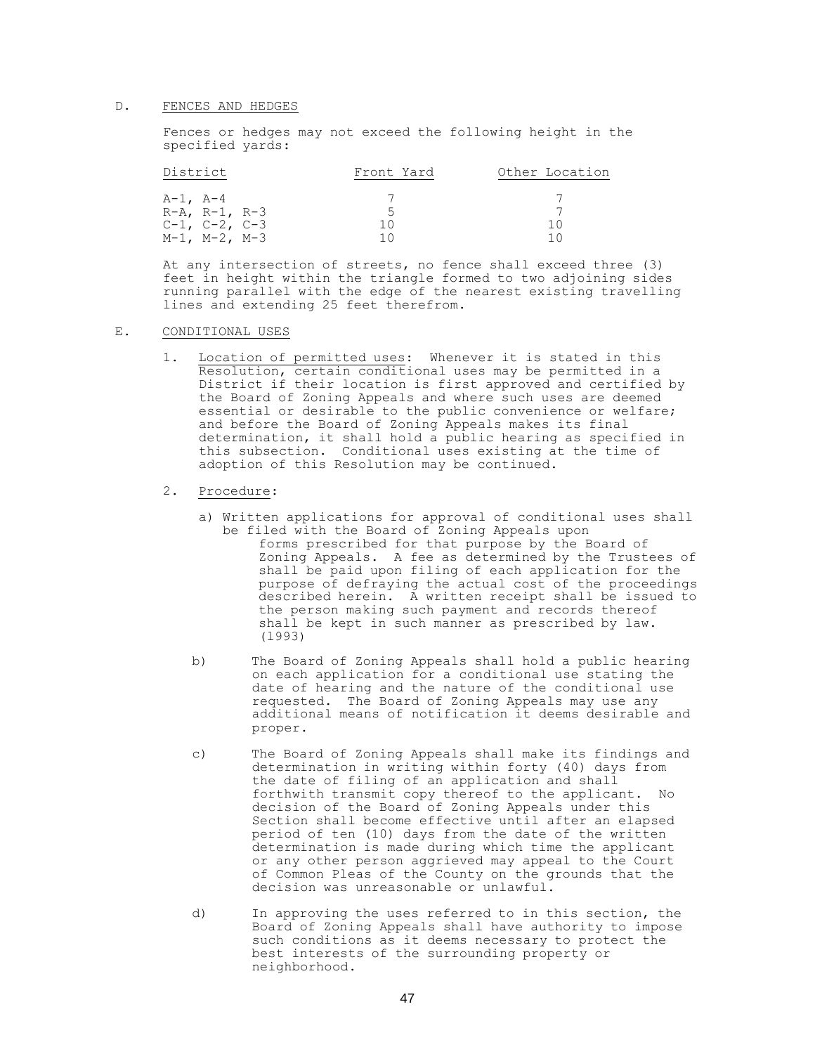## D. FENCES AND HEDGES

Fences or hedges may not exceed the following height in the specified yards:

| District | Front Yard | Other Location |
|---|---|---|
| A-1, A-4 | 7 | 7 |
| R-A, R-1, R-3 | 5 | 7 |
| C-1, C-2, C-3 | 10 | 10 |
| M-1, M-2, M-3 | 10 | 10 |

At any intersection of streets, no fence shall exceed three (3) feet in height within the triangle formed to two adjoining sides running parallel with the edge of the nearest existing travelling lines and extending 25 feet therefrom.

## E. CONDITIONAL USES

1. Location of permitted uses: Whenever it is stated in this Resolution, certain conditional uses may be permitted in a District if their location is first approved and certified by the Board of Zoning Appeals and where such uses are deemed essential or desirable to the public convenience or welfare; and before the Board of Zoning Appeals makes its final determination, it shall hold a public hearing as specified in this subsection. Conditional uses existing at the time of adoption of this Resolution may be continued.

2. Procedure:

   a) Written applications for approval of conditional uses shall be filed with the Board of Zoning Appeals upon forms prescribed for that purpose by the Board of Zoning Appeals. A fee as determined by the Trustees of shall be paid upon filing of each application for the purpose of defraying the actual cost of the proceedings described herein. A written receipt shall be issued to the person making such payment and records thereof shall be kept in such manner as prescribed by law. (1993)

   b) The Board of Zoning Appeals shall hold a public hearing on each application for a conditional use stating the date of hearing and the nature of the conditional use requested. The Board of Zoning Appeals may use any additional means of notification it deems desirable and proper.

   c) The Board of Zoning Appeals shall make its findings and determination in writing within forty (40) days from the date of filing of an application and shall forthwith transmit copy thereof to the applicant. No decision of the Board of Zoning Appeals under this Section shall become effective until after an elapsed period of ten (10) days from the date of the written determination is made during which time the applicant or any other person aggrieved may appeal to the Court of Common Pleas of the County on the grounds that the decision was unreasonable or unlawful.

   d) In approving the uses referred to in this section, the Board of Zoning Appeals shall have authority to impose such conditions as it deems necessary to protect the best interests of the surrounding property or neighborhood.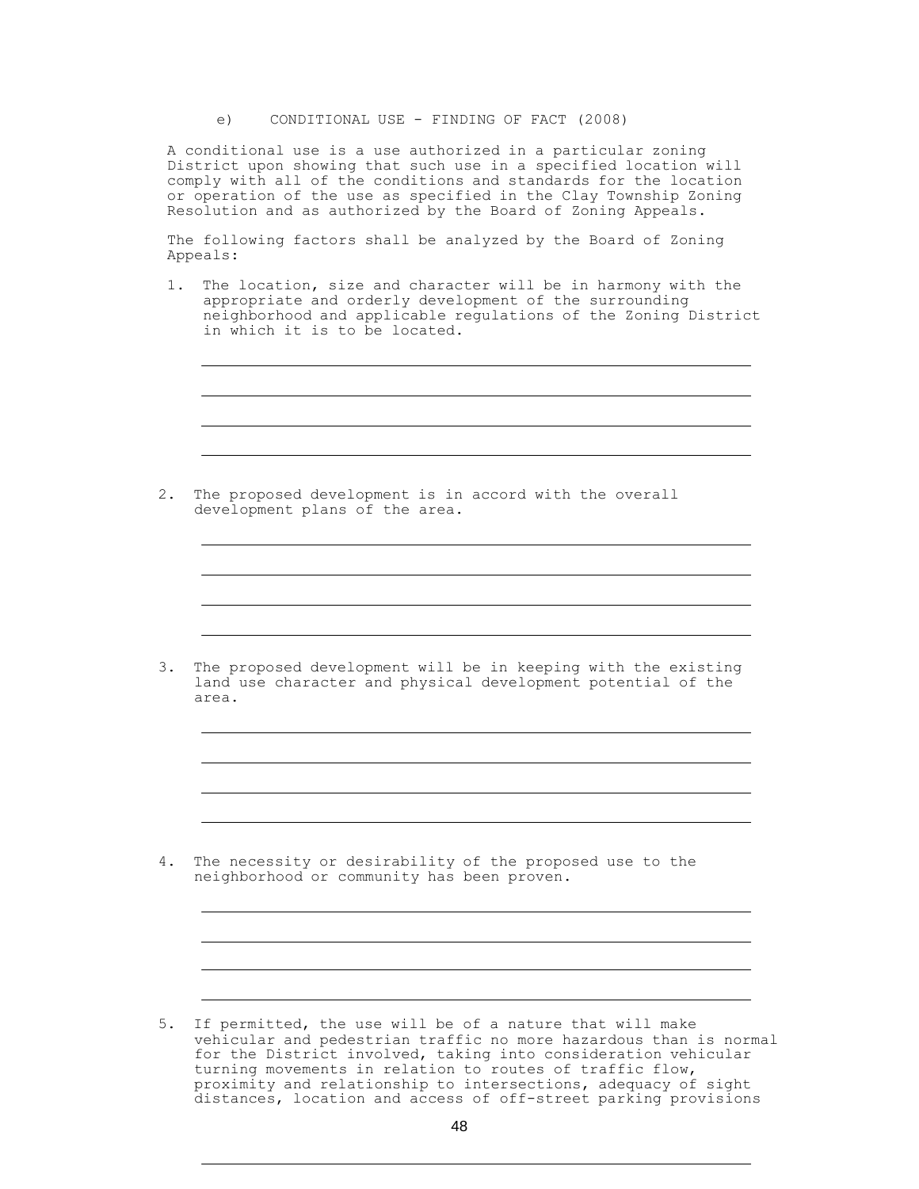e) CONDITIONAL USE - FINDING OF FACT (2008)

A conditional use is a use authorized in a particular zoning District upon showing that such use in a specified location will comply with all of the conditions and standards for the location or operation of the use as specified in the Clay Township Zoning Resolution and as authorized by the Board of Zoning Appeals.

The following factors shall be analyzed by the Board of Zoning Appeals:

1. The location, size and character will be in harmony with the appropriate and orderly development of the surrounding neighborhood and applicable regulations of the Zoning District in which it is to be located.

   ______________________________________________________________

   ______________________________________________________________

   ______________________________________________________________

   ______________________________________________________________

2. The proposed development is in accord with the overall development plans of the area.

   ______________________________________________________________

   ______________________________________________________________

   ______________________________________________________________

   ______________________________________________________________

3. The proposed development will be in keeping with the existing land use character and physical development potential of the area.

   ______________________________________________________________

   ______________________________________________________________

   ______________________________________________________________

   ______________________________________________________________

4. The necessity or desirability of the proposed use to the neighborhood or community has been proven.

   ______________________________________________________________

   ______________________________________________________________

   ______________________________________________________________

   ______________________________________________________________

5. If permitted, the use will be of a nature that will make vehicular and pedestrian traffic no more hazardous than is normal for the District involved, taking into consideration vehicular turning movements in relation to routes of traffic flow, proximity and relationship to intersections, adequacy of sight distances, location and access of off-street parking provisions

   ______________________________________________________________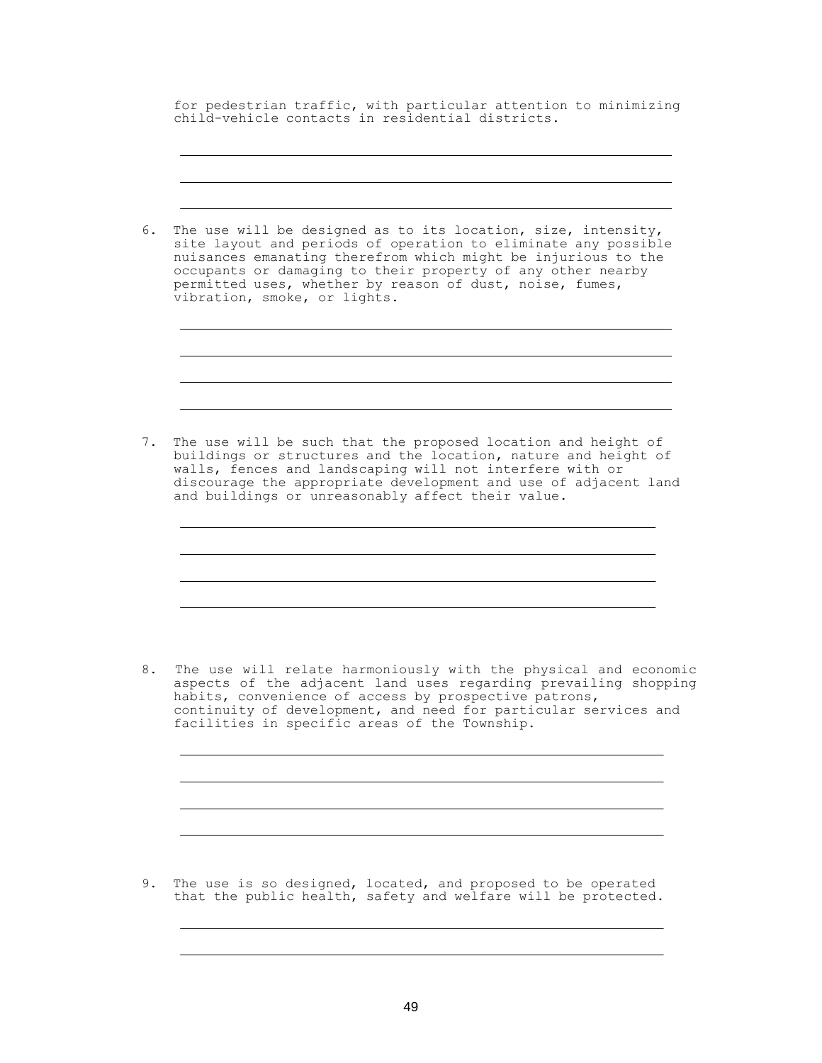for pedestrian traffic, with particular attention to minimizing child-vehicle contacts in residential districts.

\_\_\_\_\_\_\_\_\_\_\_\_\_\_\_\_\_\_\_\_\_\_\_\_\_\_\_\_\_\_\_\_\_\_\_\_\_\_\_\_\_\_\_\_\_\_\_\_\_\_\_\_\_\_\_\_\_\_\_\_

\_\_\_\_\_\_\_\_\_\_\_\_\_\_\_\_\_\_\_\_\_\_\_\_\_\_\_\_\_\_\_\_\_\_\_\_\_\_\_\_\_\_\_\_\_\_\_\_\_\_\_\_\_\_\_\_\_\_\_\_

\_\_\_\_\_\_\_\_\_\_\_\_\_\_\_\_\_\_\_\_\_\_\_\_\_\_\_\_\_\_\_\_\_\_\_\_\_\_\_\_\_\_\_\_\_\_\_\_\_\_\_\_\_\_\_\_\_\_\_\_

6. The use will be designed as to its location, size, intensity, site layout and periods of operation to eliminate any possible nuisances emanating therefrom which might be injurious to the occupants or damaging to their property of any other nearby permitted uses, whether by reason of dust, noise, fumes, vibration, smoke, or lights.

\_\_\_\_\_\_\_\_\_\_\_\_\_\_\_\_\_\_\_\_\_\_\_\_\_\_\_\_\_\_\_\_\_\_\_\_\_\_\_\_\_\_\_\_\_\_\_\_\_\_\_\_\_\_\_\_\_\_\_\_

\_\_\_\_\_\_\_\_\_\_\_\_\_\_\_\_\_\_\_\_\_\_\_\_\_\_\_\_\_\_\_\_\_\_\_\_\_\_\_\_\_\_\_\_\_\_\_\_\_\_\_\_\_\_\_\_\_\_\_\_

\_\_\_\_\_\_\_\_\_\_\_\_\_\_\_\_\_\_\_\_\_\_\_\_\_\_\_\_\_\_\_\_\_\_\_\_\_\_\_\_\_\_\_\_\_\_\_\_\_\_\_\_\_\_\_\_\_\_\_\_

\_\_\_\_\_\_\_\_\_\_\_\_\_\_\_\_\_\_\_\_\_\_\_\_\_\_\_\_\_\_\_\_\_\_\_\_\_\_\_\_\_\_\_\_\_\_\_\_\_\_\_\_\_\_\_\_\_\_\_\_

7. The use will be such that the proposed location and height of buildings or structures and the location, nature and height of walls, fences and landscaping will not interfere with or discourage the appropriate development and use of adjacent land and buildings or unreasonably affect their value.

\_\_\_\_\_\_\_\_\_\_\_\_\_\_\_\_\_\_\_\_\_\_\_\_\_\_\_\_\_\_\_\_\_\_\_\_\_\_\_\_\_\_\_\_\_\_\_\_\_\_\_\_\_\_\_\_\_\_\_\_

\_\_\_\_\_\_\_\_\_\_\_\_\_\_\_\_\_\_\_\_\_\_\_\_\_\_\_\_\_\_\_\_\_\_\_\_\_\_\_\_\_\_\_\_\_\_\_\_\_\_\_\_\_\_\_\_\_\_\_\_

\_\_\_\_\_\_\_\_\_\_\_\_\_\_\_\_\_\_\_\_\_\_\_\_\_\_\_\_\_\_\_\_\_\_\_\_\_\_\_\_\_\_\_\_\_\_\_\_\_\_\_\_\_\_\_\_\_\_\_\_

\_\_\_\_\_\_\_\_\_\_\_\_\_\_\_\_\_\_\_\_\_\_\_\_\_\_\_\_\_\_\_\_\_\_\_\_\_\_\_\_\_\_\_\_\_\_\_\_\_\_\_\_\_\_\_\_\_\_\_\_

8. The use will relate harmoniously with the physical and economic aspects of the adjacent land uses regarding prevailing shopping habits, convenience of access by prospective patrons, continuity of development, and need for particular services and facilities in specific areas of the Township.

\_\_\_\_\_\_\_\_\_\_\_\_\_\_\_\_\_\_\_\_\_\_\_\_\_\_\_\_\_\_\_\_\_\_\_\_\_\_\_\_\_\_\_\_\_\_\_\_\_\_\_\_\_\_\_\_\_\_\_\_

\_\_\_\_\_\_\_\_\_\_\_\_\_\_\_\_\_\_\_\_\_\_\_\_\_\_\_\_\_\_\_\_\_\_\_\_\_\_\_\_\_\_\_\_\_\_\_\_\_\_\_\_\_\_\_\_\_\_\_\_

\_\_\_\_\_\_\_\_\_\_\_\_\_\_\_\_\_\_\_\_\_\_\_\_\_\_\_\_\_\_\_\_\_\_\_\_\_\_\_\_\_\_\_\_\_\_\_\_\_\_\_\_\_\_\_\_\_\_\_\_

\_\_\_\_\_\_\_\_\_\_\_\_\_\_\_\_\_\_\_\_\_\_\_\_\_\_\_\_\_\_\_\_\_\_\_\_\_\_\_\_\_\_\_\_\_\_\_\_\_\_\_\_\_\_\_\_\_\_\_\_

9. The use is so designed, located, and proposed to be operated that the public health, safety and welfare will be protected.

\_\_\_\_\_\_\_\_\_\_\_\_\_\_\_\_\_\_\_\_\_\_\_\_\_\_\_\_\_\_\_\_\_\_\_\_\_\_\_\_\_\_\_\_\_\_\_\_\_\_\_\_\_\_\_\_\_\_\_\_

\_\_\_\_\_\_\_\_\_\_\_\_\_\_\_\_\_\_\_\_\_\_\_\_\_\_\_\_\_\_\_\_\_\_\_\_\_\_\_\_\_\_\_\_\_\_\_\_\_\_\_\_\_\_\_\_\_\_\_\_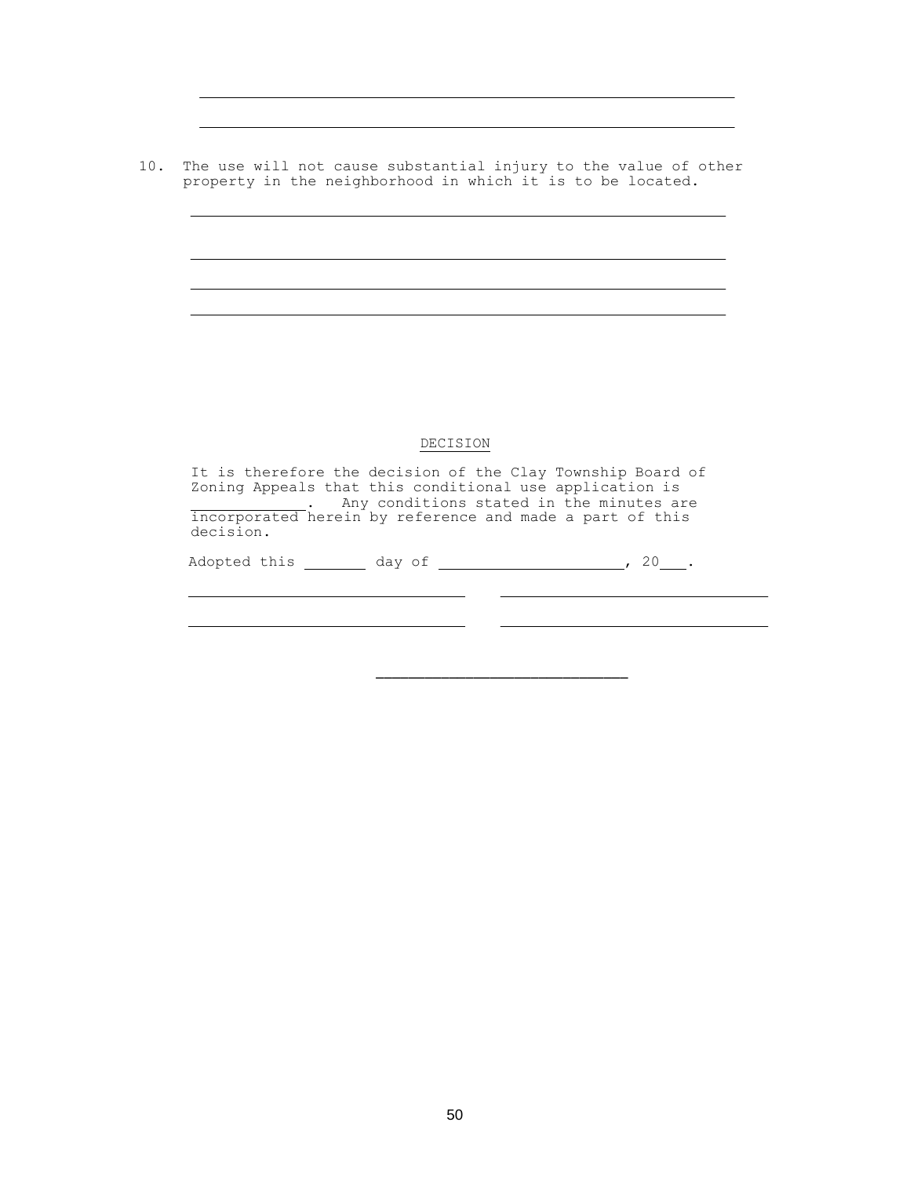\_\_\_\_\_\_\_\_\_\_\_\_\_\_\_\_\_\_\_\_\_\_\_\_\_\_\_\_\_\_\_\_\_\_\_\_\_\_\_\_\_\_\_\_\_\_\_\_\_\_\_\_\_\_\_\_\_\_\_\_

\_\_\_\_\_\_\_\_\_\_\_\_\_\_\_\_\_\_\_\_\_\_\_\_\_\_\_\_\_\_\_\_\_\_\_\_\_\_\_\_\_\_\_\_\_\_\_\_\_\_\_\_\_\_\_\_\_\_\_\_

10. The use will not cause substantial injury to the value of other property in the neighborhood in which it is to be located.

\_\_\_\_\_\_\_\_\_\_\_\_\_\_\_\_\_\_\_\_\_\_\_\_\_\_\_\_\_\_\_\_\_\_\_\_\_\_\_\_\_\_\_\_\_\_\_\_\_\_\_\_\_\_\_\_\_\_\_\_

\_\_\_\_\_\_\_\_\_\_\_\_\_\_\_\_\_\_\_\_\_\_\_\_\_\_\_\_\_\_\_\_\_\_\_\_\_\_\_\_\_\_\_\_\_\_\_\_\_\_\_\_\_\_\_\_\_\_\_\_

\_\_\_\_\_\_\_\_\_\_\_\_\_\_\_\_\_\_\_\_\_\_\_\_\_\_\_\_\_\_\_\_\_\_\_\_\_\_\_\_\_\_\_\_\_\_\_\_\_\_\_\_\_\_\_\_\_\_\_\_

\_\_\_\_\_\_\_\_\_\_\_\_\_\_\_\_\_\_\_\_\_\_\_\_\_\_\_\_\_\_\_\_\_\_\_\_\_\_\_\_\_\_\_\_\_\_\_\_\_\_\_\_\_\_\_\_\_\_\_\_

## DECISION

It is therefore the decision of the Clay Township Board of Zoning Appeals that this conditional use application is \_\_\_\_\_\_\_\_\_\_\_\_. Any conditions stated in the minutes are incorporated herein by reference and made a part of this decision.

Adopted this \_\_\_\_\_\_\_ day of \_\_\_\_\_\_\_\_\_\_\_\_\_\_\_\_\_\_\_\_, 20\_\_\_.

\_\_\_\_\_\_\_\_\_\_\_\_\_\_\_\_\_\_\_\_\_\_\_\_\_\_\_\_\_\_ \_\_\_\_\_\_\_\_\_\_\_\_\_\_\_\_\_\_\_\_\_\_\_\_\_\_\_\_\_\_

\_\_\_\_\_\_\_\_\_\_\_\_\_\_\_\_\_\_\_\_\_\_\_\_\_\_\_\_\_\_ \_\_\_\_\_\_\_\_\_\_\_\_\_\_\_\_\_\_\_\_\_\_\_\_\_\_\_\_\_\_

\_\_\_\_\_\_\_\_\_\_\_\_\_\_\_\_\_\_\_\_\_\_\_\_\_\_\_\_\_\_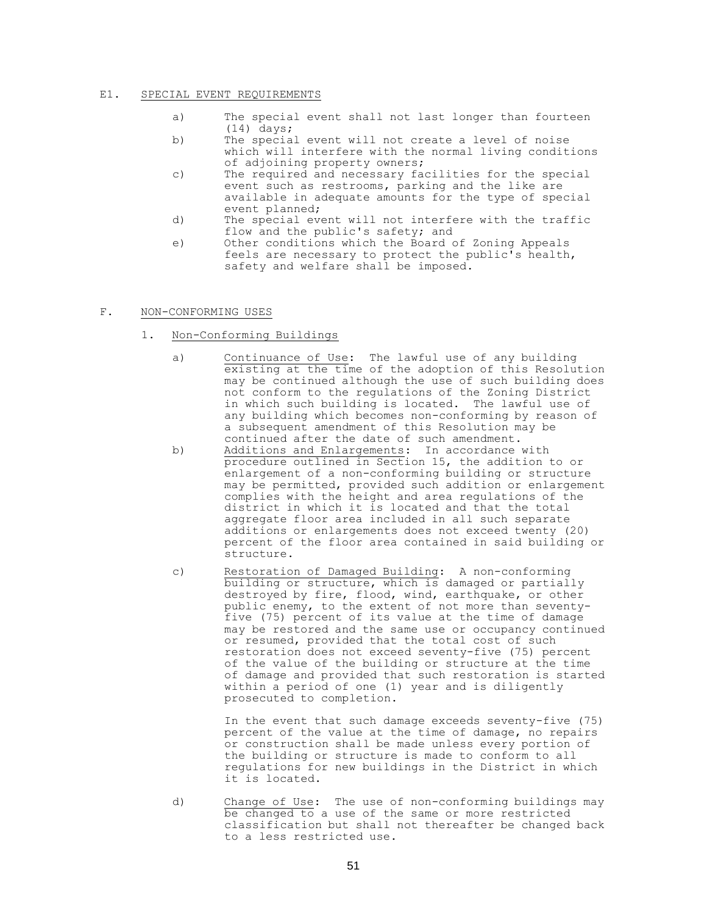E1. SPECIAL EVENT REQUIREMENTS

a) The special event shall not last longer than fourteen (14) days;
b) The special event will not create a level of noise which will interfere with the normal living conditions of adjoining property owners;
c) The required and necessary facilities for the special event such as restrooms, parking and the like are available in adequate amounts for the type of special event planned;
d) The special event will not interfere with the traffic flow and the public's safety; and
e) Other conditions which the Board of Zoning Appeals feels are necessary to protect the public's health, safety and welfare shall be imposed.

F. NON-CONFORMING USES

1. Non-Conforming Buildings

a) Continuance of Use: The lawful use of any building existing at the time of the adoption of this Resolution may be continued although the use of such building does not conform to the regulations of the Zoning District in which such building is located. The lawful use of any building which becomes non-conforming by reason of a subsequent amendment of this Resolution may be continued after the date of such amendment.

b) Additions and Enlargements: In accordance with procedure outlined in Section 15, the addition to or enlargement of a non-conforming building or structure may be permitted, provided such addition or enlargement complies with the height and area regulations of the district in which it is located and that the total aggregate floor area included in all such separate additions or enlargements does not exceed twenty (20) percent of the floor area contained in said building or structure.

c) Restoration of Damaged Building: A non-conforming building or structure, which is damaged or partially destroyed by fire, flood, wind, earthquake, or other public enemy, to the extent of not more than seventy-five (75) percent of its value at the time of damage may be restored and the same use or occupancy continued or resumed, provided that the total cost of such restoration does not exceed seventy-five (75) percent of the value of the building or structure at the time of damage and provided that such restoration is started within a period of one (1) year and is diligently prosecuted to completion.

In the event that such damage exceeds seventy-five (75) percent of the value at the time of damage, no repairs or construction shall be made unless every portion of the building or structure is made to conform to all regulations for new buildings in the District in which it is located.

d) Change of Use: The use of non-conforming buildings may be changed to a use of the same or more restricted classification but shall not thereafter be changed back to a less restricted use.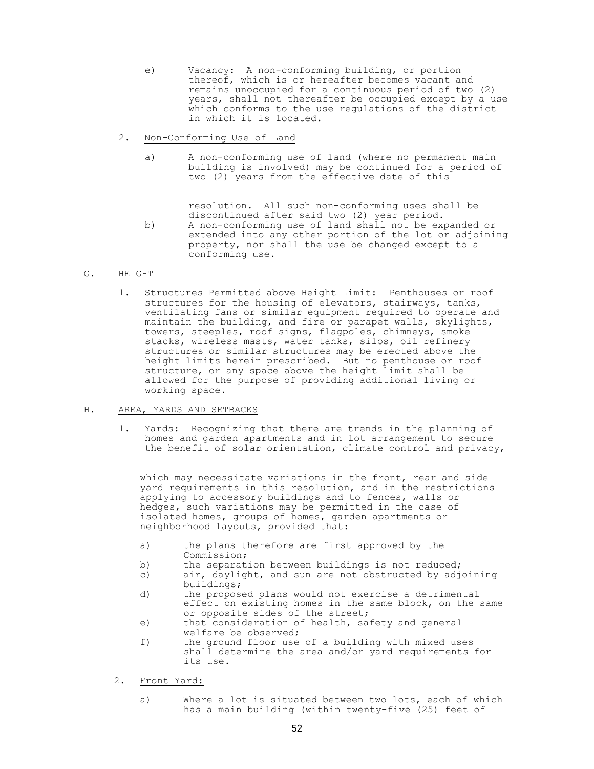e) Vacancy: A non-conforming building, or portion thereof, which is or hereafter becomes vacant and remains unoccupied for a continuous period of two (2) years, shall not thereafter be occupied except by a use which conforms to the use regulations of the district in which it is located.

2. Non-Conforming Use of Land

a) A non-conforming use of land (where no permanent main building is involved) may be continued for a period of two (2) years from the effective date of this resolution. All such non-conforming uses shall be discontinued after said two (2) year period.

b) A non-conforming use of land shall not be expanded or extended into any other portion of the lot or adjoining property, nor shall the use be changed except to a conforming use.

## G. HEIGHT

1. Structures Permitted above Height Limit: Penthouses or roof structures for the housing of elevators, stairways, tanks, ventilating fans or similar equipment required to operate and maintain the building, and fire or parapet walls, skylights, towers, steeples, roof signs, flagpoles, chimneys, smoke stacks, wireless masts, water tanks, silos, oil refinery structures or similar structures may be erected above the height limits herein prescribed. But no penthouse or roof structure, or any space above the height limit shall be allowed for the purpose of providing additional living or working space.

## H. AREA, YARDS AND SETBACKS

1. Yards: Recognizing that there are trends in the planning of homes and garden apartments and in lot arrangement to secure the benefit of solar orientation, climate control and privacy, which may necessitate variations in the front, rear and side yard requirements in this resolution, and in the restrictions applying to accessory buildings and to fences, walls or hedges, such variations may be permitted in the case of isolated homes, groups of homes, garden apartments or neighborhood layouts, provided that:

   a) the plans therefore are first approved by the Commission;
   b) the separation between buildings is not reduced;
   c) air, daylight, and sun are not obstructed by adjoining buildings;
   d) the proposed plans would not exercise a detrimental effect on existing homes in the same block, on the same or opposite sides of the street;
   e) that consideration of health, safety and general welfare be observed;
   f) the ground floor use of a building with mixed uses shall determine the area and/or yard requirements for its use.

2. Front Yard:

   a) Where a lot is situated between two lots, each of which has a main building (within twenty-five (25) feet of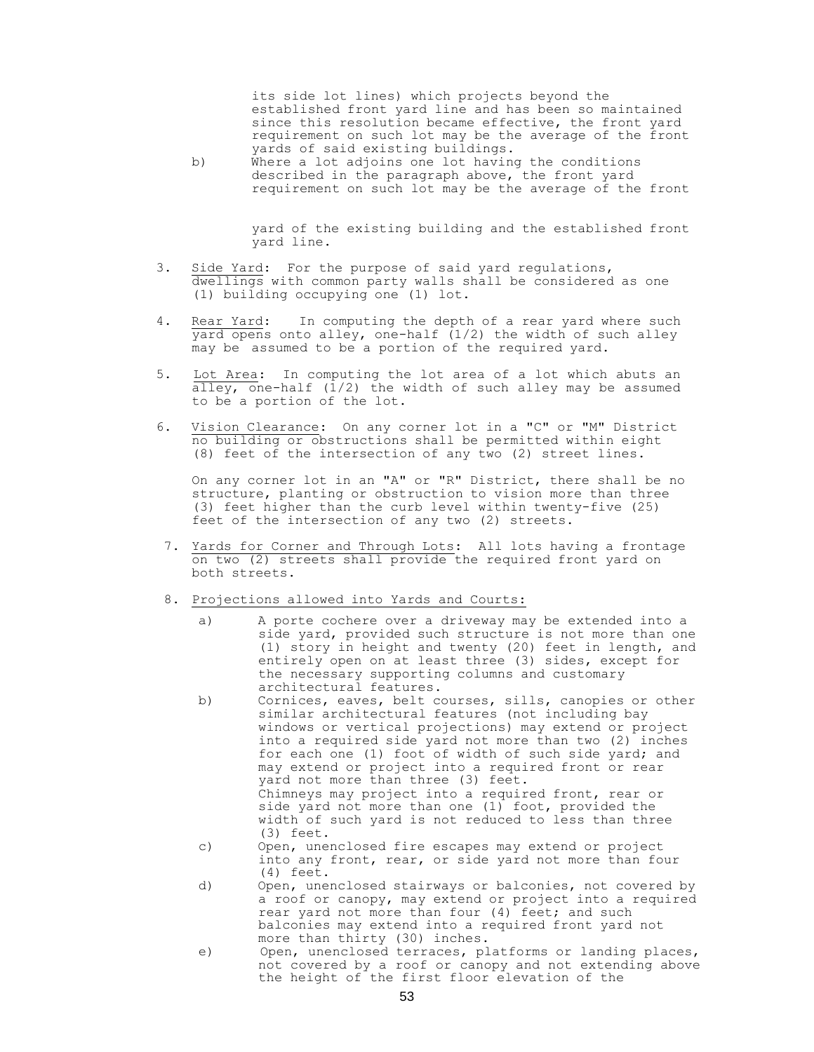its side lot lines) which projects beyond the established front yard line and has been so maintained since this resolution became effective, the front yard requirement on such lot may be the average of the front yards of said existing buildings.

b) Where a lot adjoins one lot having the conditions described in the paragraph above, the front yard requirement on such lot may be the average of the front yard of the existing building and the established front yard line.

3. Side Yard: For the purpose of said yard regulations, dwellings with common party walls shall be considered as one (1) building occupying one (1) lot.

4. Rear Yard: In computing the depth of a rear yard where such yard opens onto alley, one-half (1/2) the width of such alley may be assumed to be a portion of the required yard.

5. Lot Area: In computing the lot area of a lot which abuts an alley, one-half (1/2) the width of such alley may be assumed to be a portion of the lot.

6. Vision Clearance: On any corner lot in a "C" or "M" District no building or obstructions shall be permitted within eight (8) feet of the intersection of any two (2) street lines.

   On any corner lot in an "A" or "R" District, there shall be no structure, planting or obstruction to vision more than three (3) feet higher than the curb level within twenty-five (25) feet of the intersection of any two (2) streets.

7. Yards for Corner and Through Lots: All lots having a frontage on two (2) streets shall provide the required front yard on both streets.

8. Projections allowed into Yards and Courts:

   a) A porte cochere over a driveway may be extended into a side yard, provided such structure is not more than one (1) story in height and twenty (20) feet in length, and entirely open on at least three (3) sides, except for the necessary supporting columns and customary architectural features.

   b) Cornices, eaves, belt courses, sills, canopies or other similar architectural features (not including bay windows or vertical projections) may extend or project into a required side yard not more than two (2) inches for each one (1) foot of width of such side yard; and may extend or project into a required front or rear yard not more than three (3) feet.
   Chimneys may project into a required front, rear or side yard not more than one (1) foot, provided the width of such yard is not reduced to less than three (3) feet.

   c) Open, unenclosed fire escapes may extend or project into any front, rear, or side yard not more than four (4) feet.

   d) Open, unenclosed stairways or balconies, not covered by a roof or canopy, may extend or project into a required rear yard not more than four (4) feet; and such balconies may extend into a required front yard not more than thirty (30) inches.

   e) Open, unenclosed terraces, platforms or landing places, not covered by a roof or canopy and not extending above the height of the first floor elevation of the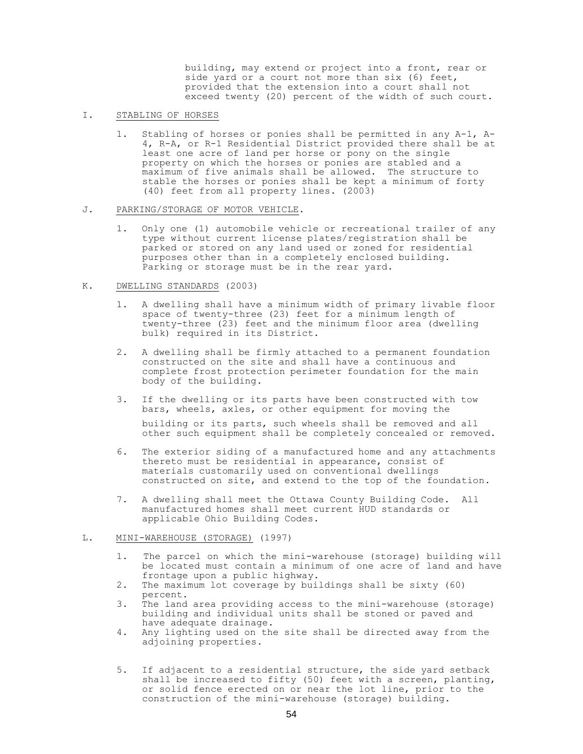building, may extend or project into a front, rear or side yard or a court not more than six (6) feet, provided that the extension into a court shall not exceed twenty (20) percent of the width of such court.

I. STABLING OF HORSES

1. Stabling of horses or ponies shall be permitted in any A-1, A-4, R-A, or R-1 Residential District provided there shall be at least one acre of land per horse or pony on the single property on which the horses or ponies are stabled and a maximum of five animals shall be allowed. The structure to stable the horses or ponies shall be kept a minimum of forty (40) feet from all property lines. (2003)

J. PARKING/STORAGE OF MOTOR VEHICLE.

1. Only one (1) automobile vehicle or recreational trailer of any type without current license plates/registration shall be parked or stored on any land used or zoned for residential purposes other than in a completely enclosed building. Parking or storage must be in the rear yard.

K. DWELLING STANDARDS (2003)

1. A dwelling shall have a minimum width of primary livable floor space of twenty-three (23) feet for a minimum length of twenty-three (23) feet and the minimum floor area (dwelling bulk) required in its District.

2. A dwelling shall be firmly attached to a permanent foundation constructed on the site and shall have a continuous and complete frost protection perimeter foundation for the main body of the building.

3. If the dwelling or its parts have been constructed with tow bars, wheels, axles, or other equipment for moving the building or its parts, such wheels shall be removed and all other such equipment shall be completely concealed or removed.

6. The exterior siding of a manufactured home and any attachments thereto must be residential in appearance, consist of materials customarily used on conventional dwellings constructed on site, and extend to the top of the foundation.

7. A dwelling shall meet the Ottawa County Building Code. All manufactured homes shall meet current HUD standards or applicable Ohio Building Codes.

L. MINI-WAREHOUSE (STORAGE) (1997)

1. The parcel on which the mini-warehouse (storage) building will be located must contain a minimum of one acre of land and have frontage upon a public highway.
2. The maximum lot coverage by buildings shall be sixty (60) percent.
3. The land area providing access to the mini-warehouse (storage) building and individual units shall be stoned or paved and have adequate drainage.
4. Any lighting used on the site shall be directed away from the adjoining properties.

5. If adjacent to a residential structure, the side yard setback shall be increased to fifty (50) feet with a screen, planting, or solid fence erected on or near the lot line, prior to the construction of the mini-warehouse (storage) building.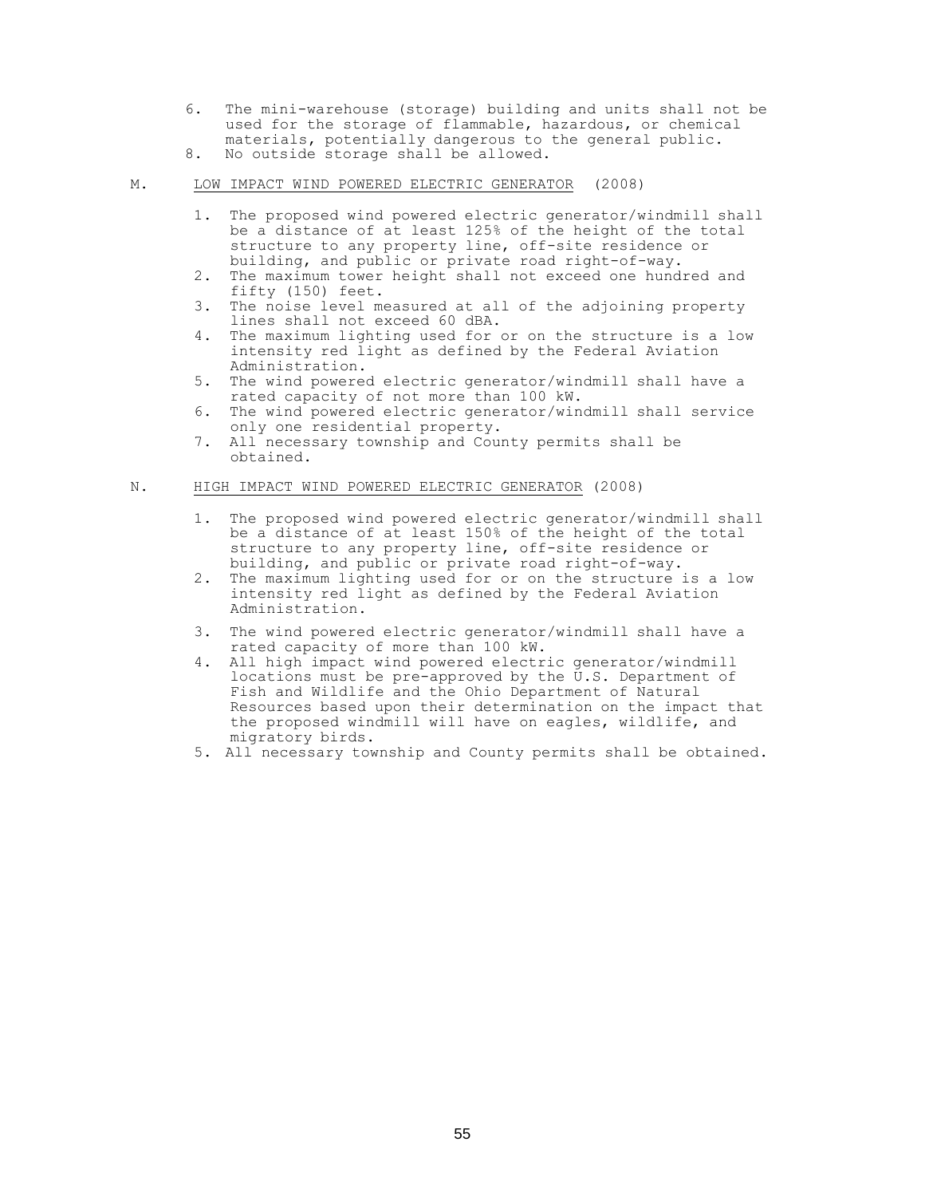6. The mini-warehouse (storage) building and units shall not be used for the storage of flammable, hazardous, or chemical materials, potentially dangerous to the general public.
8. No outside storage shall be allowed.

M. <u>LOW IMPACT WIND POWERED ELECTRIC GENERATOR</u> (2008)

1. The proposed wind powered electric generator/windmill shall be a distance of at least 125% of the height of the total structure to any property line, off-site residence or building, and public or private road right-of-way.
2. The maximum tower height shall not exceed one hundred and fifty (150) feet.
3. The noise level measured at all of the adjoining property lines shall not exceed 60 dBA.
4. The maximum lighting used for or on the structure is a low intensity red light as defined by the Federal Aviation Administration.
5. The wind powered electric generator/windmill shall have a rated capacity of not more than 100 kW.
6. The wind powered electric generator/windmill shall service only one residential property.
7. All necessary township and County permits shall be obtained.

N. <u>HIGH IMPACT WIND POWERED ELECTRIC GENERATOR</u> (2008)

1. The proposed wind powered electric generator/windmill shall be a distance of at least 150% of the height of the total structure to any property line, off-site residence or building, and public or private road right-of-way.
2. The maximum lighting used for or on the structure is a low intensity red light as defined by the Federal Aviation Administration.
3. The wind powered electric generator/windmill shall have a rated capacity of more than 100 kW.
4. All high impact wind powered electric generator/windmill locations must be pre-approved by the U.S. Department of Fish and Wildlife and the Ohio Department of Natural Resources based upon their determination on the impact that the proposed windmill will have on eagles, wildlife, and migratory birds.
5. All necessary township and County permits shall be obtained.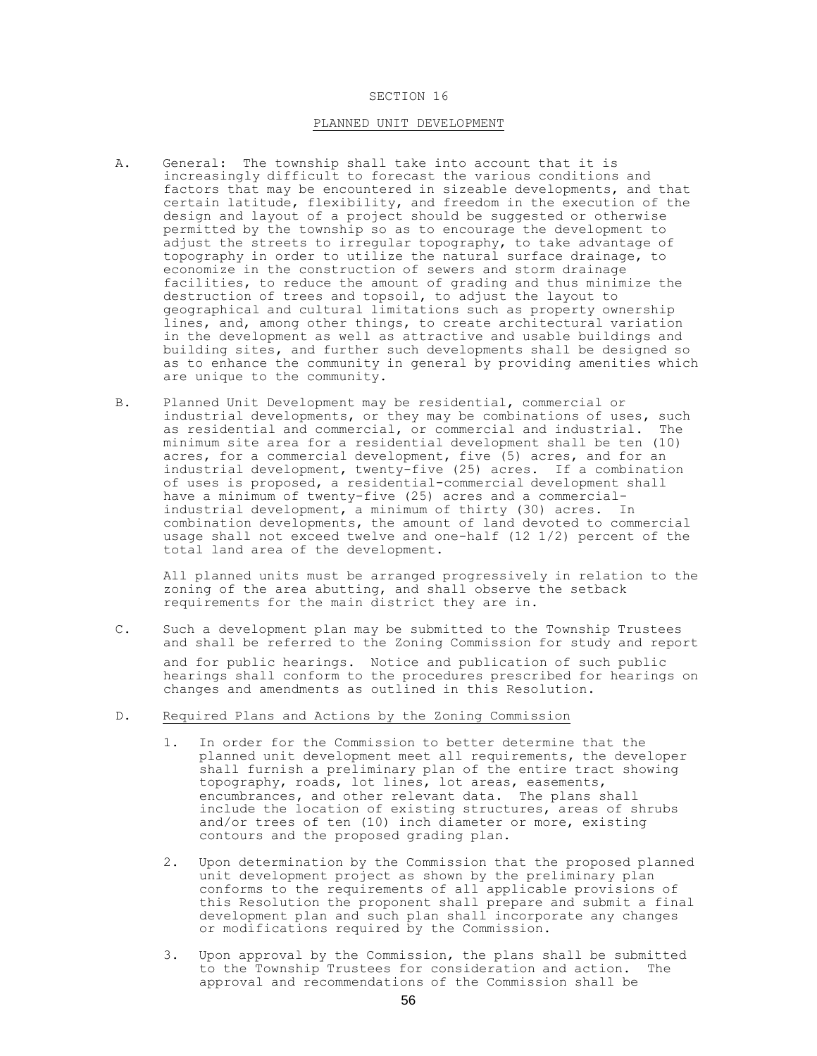# SECTION 16

## PLANNED UNIT DEVELOPMENT

A. General: The township shall take into account that it is increasingly difficult to forecast the various conditions and factors that may be encountered in sizeable developments, and that certain latitude, flexibility, and freedom in the execution of the design and layout of a project should be suggested or otherwise permitted by the township so as to encourage the development to adjust the streets to irregular topography, to take advantage of topography in order to utilize the natural surface drainage, to economize in the construction of sewers and storm drainage facilities, to reduce the amount of grading and thus minimize the destruction of trees and topsoil, to adjust the layout to geographical and cultural limitations such as property ownership lines, and, among other things, to create architectural variation in the development as well as attractive and usable buildings and building sites, and further such developments shall be designed so as to enhance the community in general by providing amenities which are unique to the community.

B. Planned Unit Development may be residential, commercial or industrial developments, or they may be combinations of uses, such as residential and commercial, or commercial and industrial. The minimum site area for a residential development shall be ten (10) acres, for a commercial development, five (5) acres, and for an industrial development, twenty-five (25) acres. If a combination of uses is proposed, a residential-commercial development shall have a minimum of twenty-five (25) acres and a commercial-industrial development, a minimum of thirty (30) acres. In combination developments, the amount of land devoted to commercial usage shall not exceed twelve and one-half (12 1/2) percent of the total land area of the development.

   All planned units must be arranged progressively in relation to the zoning of the area abutting, and shall observe the setback requirements for the main district they are in.

C. Such a development plan may be submitted to the Township Trustees and shall be referred to the Zoning Commission for study and report and for public hearings. Notice and publication of such public hearings shall conform to the procedures prescribed for hearings on changes and amendments as outlined in this Resolution.

D. Required Plans and Actions by the Zoning Commission

   1. In order for the Commission to better determine that the planned unit development meet all requirements, the developer shall furnish a preliminary plan of the entire tract showing topography, roads, lot lines, lot areas, easements, encumbrances, and other relevant data. The plans shall include the location of existing structures, areas of shrubs and/or trees of ten (10) inch diameter or more, existing contours and the proposed grading plan.

   2. Upon determination by the Commission that the proposed planned unit development project as shown by the preliminary plan conforms to the requirements of all applicable provisions of this Resolution the proponent shall prepare and submit a final development plan and such plan shall incorporate any changes or modifications required by the Commission.

   3. Upon approval by the Commission, the plans shall be submitted to the Township Trustees for consideration and action. The approval and recommendations of the Commission shall be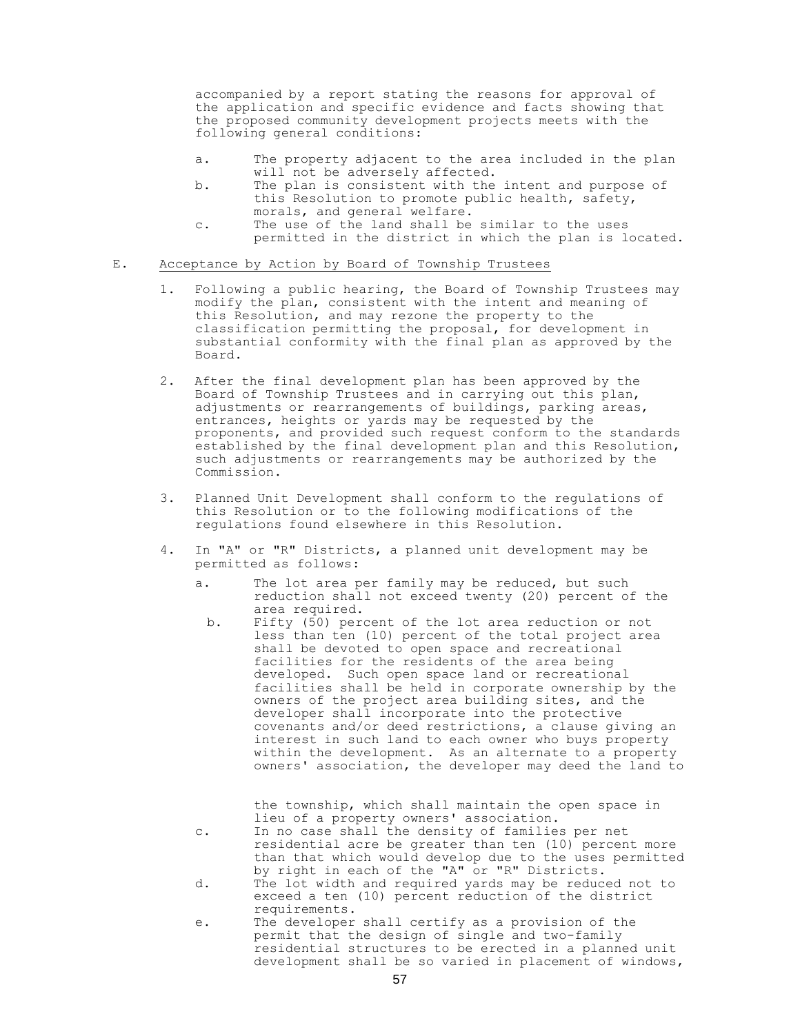accompanied by a report stating the reasons for approval of the application and specific evidence and facts showing that the proposed community development projects meets with the following general conditions:

a. The property adjacent to the area included in the plan will not be adversely affected.
b. The plan is consistent with the intent and purpose of this Resolution to promote public health, safety, morals, and general welfare.
c. The use of the land shall be similar to the uses permitted in the district in which the plan is located.

E. <u>Acceptance by Action by Board of Township Trustees</u>

1. Following a public hearing, the Board of Township Trustees may modify the plan, consistent with the intent and meaning of this Resolution, and may rezone the property to the classification permitting the proposal, for development in substantial conformity with the final plan as approved by the Board.

2. After the final development plan has been approved by the Board of Township Trustees and in carrying out this plan, adjustments or rearrangements of buildings, parking areas, entrances, heights or yards may be requested by the proponents, and provided such request conform to the standards established by the final development plan and this Resolution, such adjustments or rearrangements may be authorized by the Commission.

3. Planned Unit Development shall conform to the regulations of this Resolution or to the following modifications of the regulations found elsewhere in this Resolution.

4. In "A" or "R" Districts, a planned unit development may be permitted as follows:

   a. The lot area per family may be reduced, but such reduction shall not exceed twenty (20) percent of the area required.
   b. Fifty (50) percent of the lot area reduction or not less than ten (10) percent of the total project area shall be devoted to open space and recreational facilities for the residents of the area being developed. Such open space land or recreational facilities shall be held in corporate ownership by the owners of the project area building sites, and the developer shall incorporate into the protective covenants and/or deed restrictions, a clause giving an interest in such land to each owner who buys property within the development. As an alternate to a property owners' association, the developer may deed the land to the township, which shall maintain the open space in lieu of a property owners' association.
   c. In no case shall the density of families per net residential acre be greater than ten (10) percent more than that which would develop due to the uses permitted by right in each of the "A" or "R" Districts.
   d. The lot width and required yards may be reduced not to exceed a ten (10) percent reduction of the district requirements.
   e. The developer shall certify as a provision of the permit that the design of single and two-family residential structures to be erected in a planned unit development shall be so varied in placement of windows,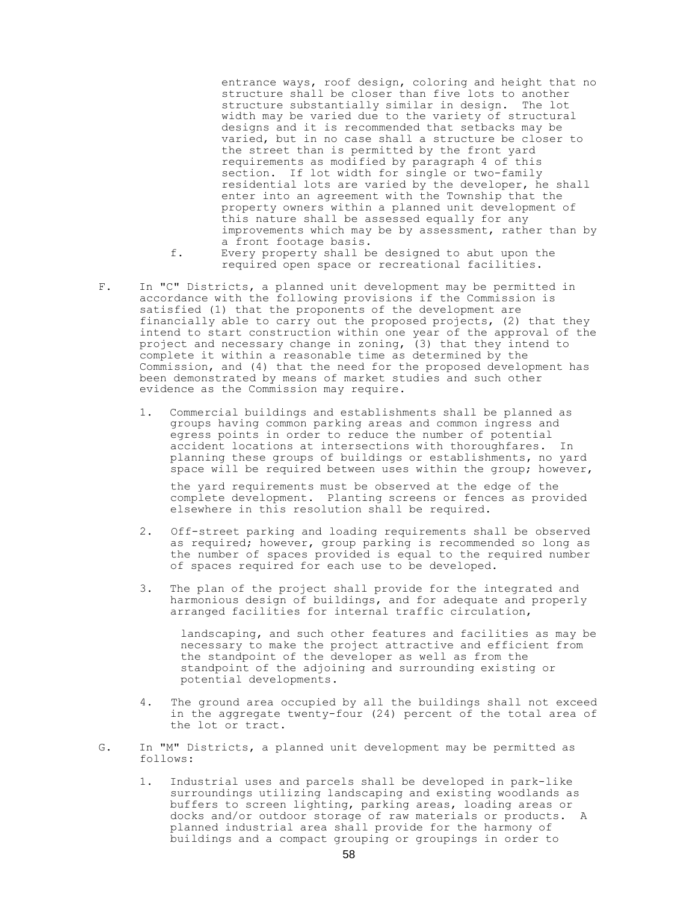entrance ways, roof design, coloring and height that no structure shall be closer than five lots to another structure substantially similar in design. The lot width may be varied due to the variety of structural designs and it is recommended that setbacks may be varied, but in no case shall a structure be closer to the street than is permitted by the front yard requirements as modified by paragraph 4 of this section. If lot width for single or two-family residential lots are varied by the developer, he shall enter into an agreement with the Township that the property owners within a planned unit development of this nature shall be assessed equally for any improvements which may be by assessment, rather than by a front footage basis.

f. Every property shall be designed to abut upon the required open space or recreational facilities.

F. In "C" Districts, a planned unit development may be permitted in accordance with the following provisions if the Commission is satisfied (1) that the proponents of the development are financially able to carry out the proposed projects, (2) that they intend to start construction within one year of the approval of the project and necessary change in zoning, (3) that they intend to complete it within a reasonable time as determined by the Commission, and (4) that the need for the proposed development has been demonstrated by means of market studies and such other evidence as the Commission may require.

1. Commercial buildings and establishments shall be planned as groups having common parking areas and common ingress and egress points in order to reduce the number of potential accident locations at intersections with thoroughfares. In planning these groups of buildings or establishments, no yard space will be required between uses within the group; however, the yard requirements must be observed at the edge of the complete development. Planting screens or fences as provided elsewhere in this resolution shall be required.

2. Off-street parking and loading requirements shall be observed as required; however, group parking is recommended so long as the number of spaces provided is equal to the required number of spaces required for each use to be developed.

3. The plan of the project shall provide for the integrated and harmonious design of buildings, and for adequate and properly arranged facilities for internal traffic circulation, landscaping, and such other features and facilities as may be necessary to make the project attractive and efficient from the standpoint of the developer as well as from the standpoint of the adjoining and surrounding existing or potential developments.

4. The ground area occupied by all the buildings shall not exceed in the aggregate twenty-four (24) percent of the total area of the lot or tract.

G. In "M" Districts, a planned unit development may be permitted as follows:

1. Industrial uses and parcels shall be developed in park-like surroundings utilizing landscaping and existing woodlands as buffers to screen lighting, parking areas, loading areas or docks and/or outdoor storage of raw materials or products. A planned industrial area shall provide for the harmony of buildings and a compact grouping or groupings in order to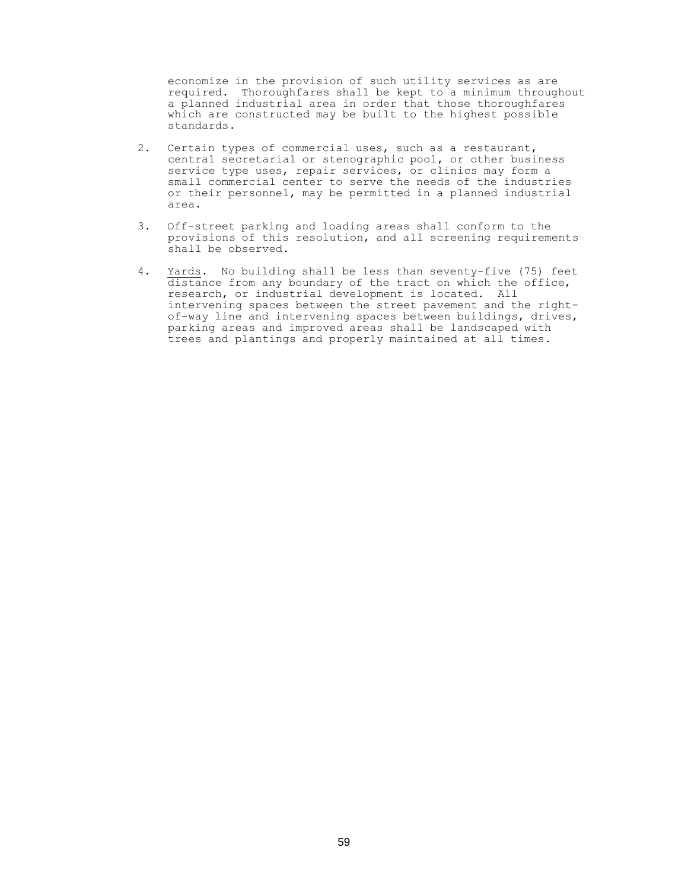economize in the provision of such utility services as are required. Thoroughfares shall be kept to a minimum throughout a planned industrial area in order that those thoroughfares which are constructed may be built to the highest possible standards.

2. Certain types of commercial uses, such as a restaurant, central secretarial or stenographic pool, or other business service type uses, repair services, or clinics may form a small commercial center to serve the needs of the industries or their personnel, may be permitted in a planned industrial area.

3. Off-street parking and loading areas shall conform to the provisions of this resolution, and all screening requirements shall be observed.

4. Yards. No building shall be less than seventy-five (75) feet distance from any boundary of the tract on which the office, research, or industrial development is located. All intervening spaces between the street pavement and the right-of-way line and intervening spaces between buildings, drives, parking areas and improved areas shall be landscaped with trees and plantings and properly maintained at all times.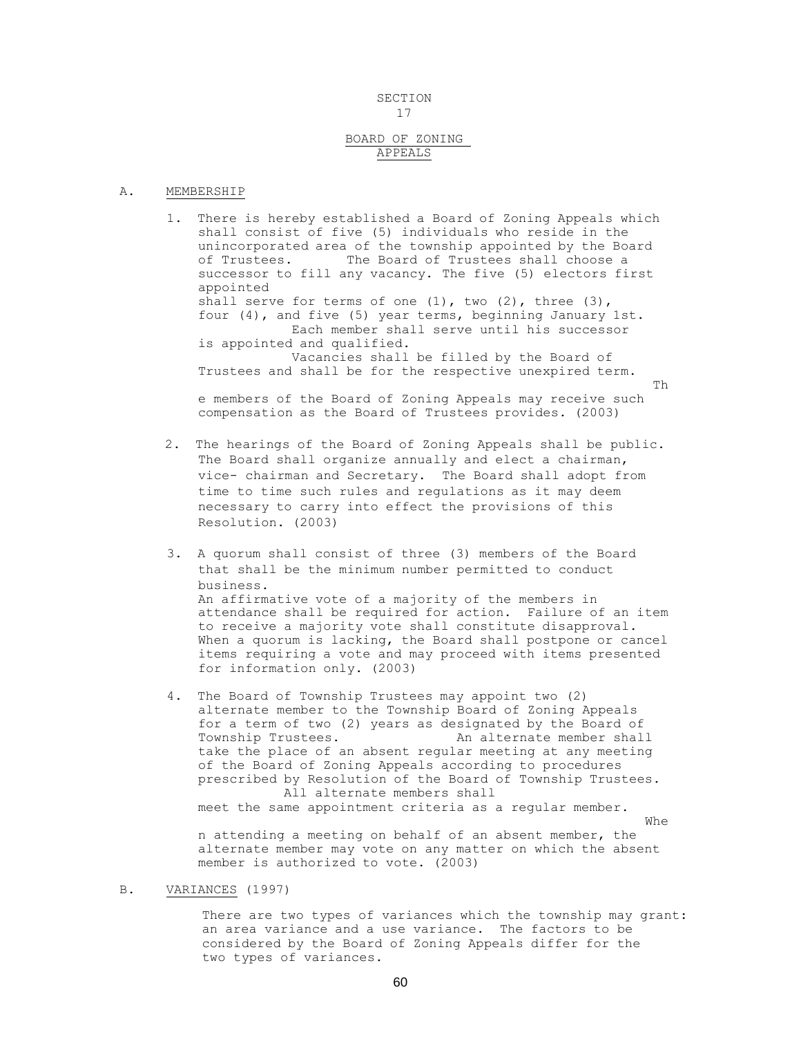# SECTION 17

## BOARD OF ZONING APPEALS

A. MEMBERSHIP

1. There is hereby established a Board of Zoning Appeals which shall consist of five (5) individuals who reside in the unincorporated area of the township appointed by the Board of Trustees. The Board of Trustees shall choose a successor to fill any vacancy. The five (5) electors first appointed shall serve for terms of one (1), two (2), three (3), four (4), and five (5) year terms, beginning January 1st. Each member shall serve until his successor is appointed and qualified. Vacancies shall be filled by the Board of Trustees and shall be for the respective unexpired term. The members of the Board of Zoning Appeals may receive such compensation as the Board of Trustees provides. (2003)

2. The hearings of the Board of Zoning Appeals shall be public. The Board shall organize annually and elect a chairman, vice- chairman and Secretary. The Board shall adopt from time to time such rules and regulations as it may deem necessary to carry into effect the provisions of this Resolution. (2003)

3. A quorum shall consist of three (3) members of the Board that shall be the minimum number permitted to conduct business. An affirmative vote of a majority of the members in attendance shall be required for action. Failure of an item to receive a majority vote shall constitute disapproval. When a quorum is lacking, the Board shall postpone or cancel items requiring a vote and may proceed with items presented for information only. (2003)

4. The Board of Township Trustees may appoint two (2) alternate member to the Township Board of Zoning Appeals for a term of two (2) years as designated by the Board of Township Trustees. An alternate member shall take the place of an absent regular meeting at any meeting of the Board of Zoning Appeals according to procedures prescribed by Resolution of the Board of Township Trustees. All alternate members shall meet the same appointment criteria as a regular member. When attending a meeting on behalf of an absent member, the alternate member may vote on any matter on which the absent member is authorized to vote. (2003)

B. VARIANCES (1997)

There are two types of variances which the township may grant: an area variance and a use variance. The factors to be considered by the Board of Zoning Appeals differ for the two types of variances.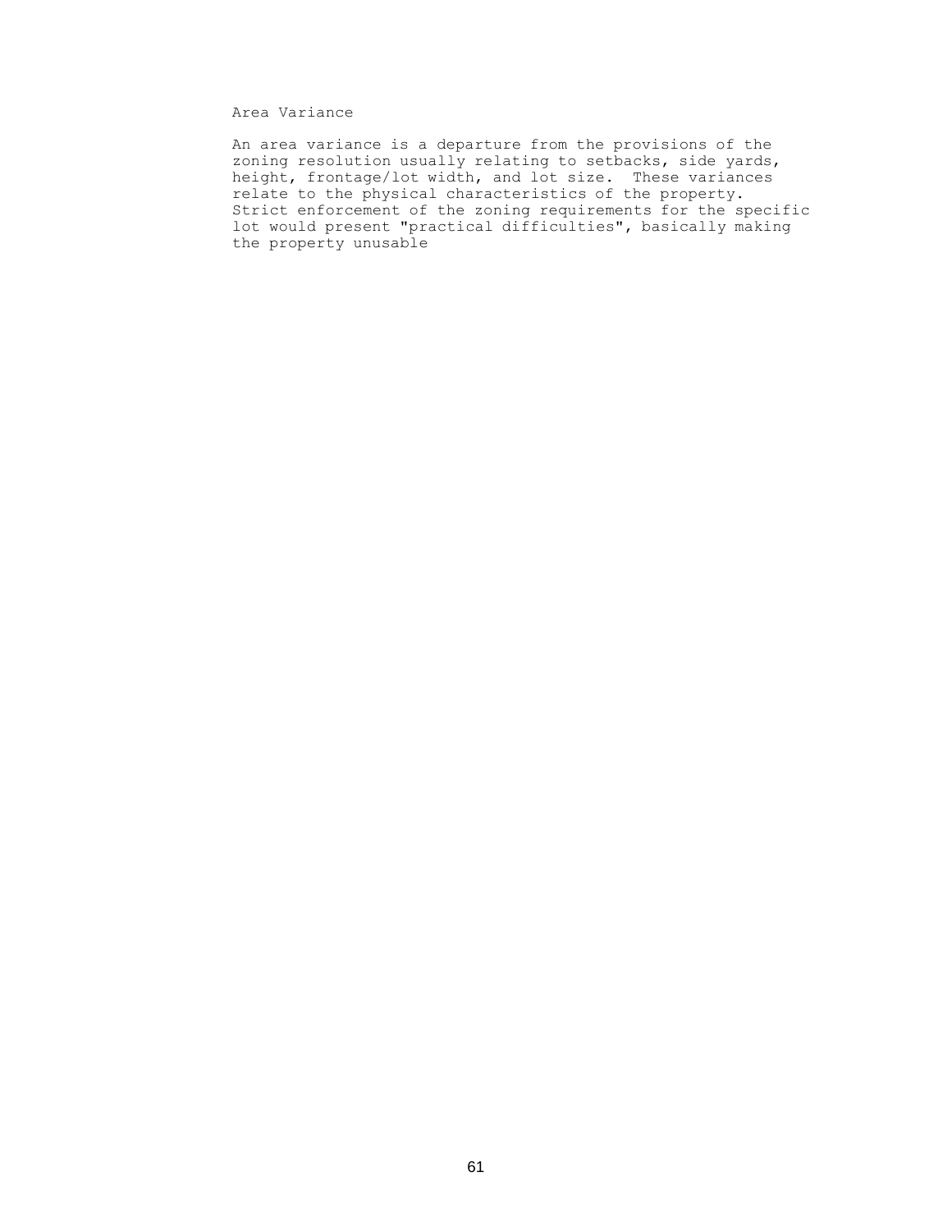## Area Variance

An area variance is a departure from the provisions of the zoning resolution usually relating to setbacks, side yards, height, frontage/lot width, and lot size. These variances relate to the physical characteristics of the property. Strict enforcement of the zoning requirements for the specific lot would present "practical difficulties", basically making the property unusable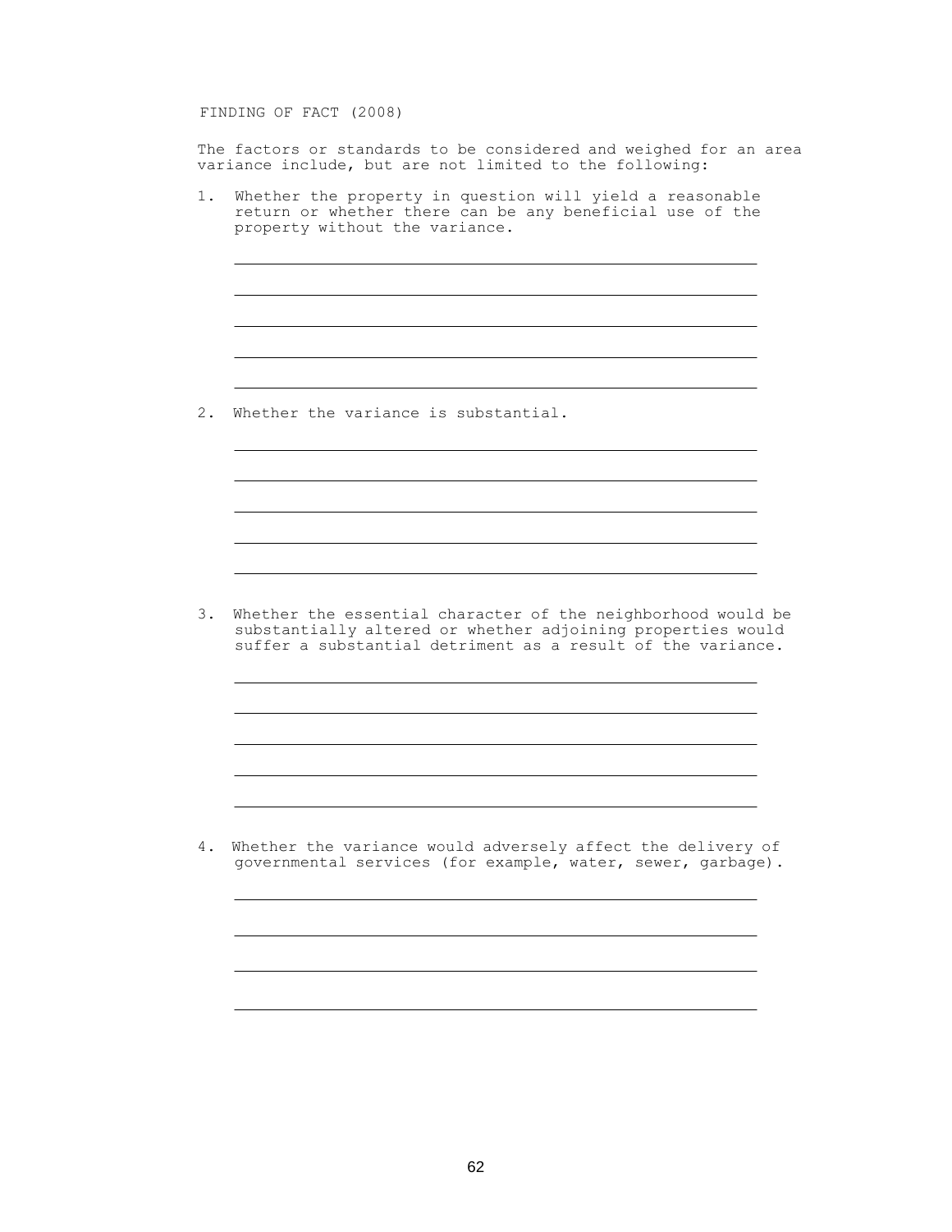FINDING OF FACT (2008)

The factors or standards to be considered and weighed for an area variance include, but are not limited to the following:

1. Whether the property in question will yield a reasonable return or whether there can be any beneficial use of the property without the variance.

   \_\_\_\_\_\_\_\_\_\_\_\_\_\_\_\_\_\_\_\_\_\_\_\_\_\_\_\_\_\_\_\_\_\_\_\_\_\_\_\_\_\_\_\_\_\_\_\_\_\_\_\_\_\_\_\_

   \_\_\_\_\_\_\_\_\_\_\_\_\_\_\_\_\_\_\_\_\_\_\_\_\_\_\_\_\_\_\_\_\_\_\_\_\_\_\_\_\_\_\_\_\_\_\_\_\_\_\_\_\_\_\_\_

   \_\_\_\_\_\_\_\_\_\_\_\_\_\_\_\_\_\_\_\_\_\_\_\_\_\_\_\_\_\_\_\_\_\_\_\_\_\_\_\_\_\_\_\_\_\_\_\_\_\_\_\_\_\_\_\_

   \_\_\_\_\_\_\_\_\_\_\_\_\_\_\_\_\_\_\_\_\_\_\_\_\_\_\_\_\_\_\_\_\_\_\_\_\_\_\_\_\_\_\_\_\_\_\_\_\_\_\_\_\_\_\_\_

   \_\_\_\_\_\_\_\_\_\_\_\_\_\_\_\_\_\_\_\_\_\_\_\_\_\_\_\_\_\_\_\_\_\_\_\_\_\_\_\_\_\_\_\_\_\_\_\_\_\_\_\_\_\_\_\_

2. Whether the variance is substantial.

   \_\_\_\_\_\_\_\_\_\_\_\_\_\_\_\_\_\_\_\_\_\_\_\_\_\_\_\_\_\_\_\_\_\_\_\_\_\_\_\_\_\_\_\_\_\_\_\_\_\_\_\_\_\_\_\_

   \_\_\_\_\_\_\_\_\_\_\_\_\_\_\_\_\_\_\_\_\_\_\_\_\_\_\_\_\_\_\_\_\_\_\_\_\_\_\_\_\_\_\_\_\_\_\_\_\_\_\_\_\_\_\_\_

   \_\_\_\_\_\_\_\_\_\_\_\_\_\_\_\_\_\_\_\_\_\_\_\_\_\_\_\_\_\_\_\_\_\_\_\_\_\_\_\_\_\_\_\_\_\_\_\_\_\_\_\_\_\_\_\_

   \_\_\_\_\_\_\_\_\_\_\_\_\_\_\_\_\_\_\_\_\_\_\_\_\_\_\_\_\_\_\_\_\_\_\_\_\_\_\_\_\_\_\_\_\_\_\_\_\_\_\_\_\_\_\_\_

   \_\_\_\_\_\_\_\_\_\_\_\_\_\_\_\_\_\_\_\_\_\_\_\_\_\_\_\_\_\_\_\_\_\_\_\_\_\_\_\_\_\_\_\_\_\_\_\_\_\_\_\_\_\_\_\_

3. Whether the essential character of the neighborhood would be substantially altered or whether adjoining properties would suffer a substantial detriment as a result of the variance.

   \_\_\_\_\_\_\_\_\_\_\_\_\_\_\_\_\_\_\_\_\_\_\_\_\_\_\_\_\_\_\_\_\_\_\_\_\_\_\_\_\_\_\_\_\_\_\_\_\_\_\_\_\_\_\_\_

   \_\_\_\_\_\_\_\_\_\_\_\_\_\_\_\_\_\_\_\_\_\_\_\_\_\_\_\_\_\_\_\_\_\_\_\_\_\_\_\_\_\_\_\_\_\_\_\_\_\_\_\_\_\_\_\_

   \_\_\_\_\_\_\_\_\_\_\_\_\_\_\_\_\_\_\_\_\_\_\_\_\_\_\_\_\_\_\_\_\_\_\_\_\_\_\_\_\_\_\_\_\_\_\_\_\_\_\_\_\_\_\_\_

   \_\_\_\_\_\_\_\_\_\_\_\_\_\_\_\_\_\_\_\_\_\_\_\_\_\_\_\_\_\_\_\_\_\_\_\_\_\_\_\_\_\_\_\_\_\_\_\_\_\_\_\_\_\_\_\_

   \_\_\_\_\_\_\_\_\_\_\_\_\_\_\_\_\_\_\_\_\_\_\_\_\_\_\_\_\_\_\_\_\_\_\_\_\_\_\_\_\_\_\_\_\_\_\_\_\_\_\_\_\_\_\_\_

4. Whether the variance would adversely affect the delivery of governmental services (for example, water, sewer, garbage).

   \_\_\_\_\_\_\_\_\_\_\_\_\_\_\_\_\_\_\_\_\_\_\_\_\_\_\_\_\_\_\_\_\_\_\_\_\_\_\_\_\_\_\_\_\_\_\_\_\_\_\_\_\_\_\_\_

   \_\_\_\_\_\_\_\_\_\_\_\_\_\_\_\_\_\_\_\_\_\_\_\_\_\_\_\_\_\_\_\_\_\_\_\_\_\_\_\_\_\_\_\_\_\_\_\_\_\_\_\_\_\_\_\_

   \_\_\_\_\_\_\_\_\_\_\_\_\_\_\_\_\_\_\_\_\_\_\_\_\_\_\_\_\_\_\_\_\_\_\_\_\_\_\_\_\_\_\_\_\_\_\_\_\_\_\_\_\_\_\_\_

   \_\_\_\_\_\_\_\_\_\_\_\_\_\_\_\_\_\_\_\_\_\_\_\_\_\_\_\_\_\_\_\_\_\_\_\_\_\_\_\_\_\_\_\_\_\_\_\_\_\_\_\_\_\_\_\_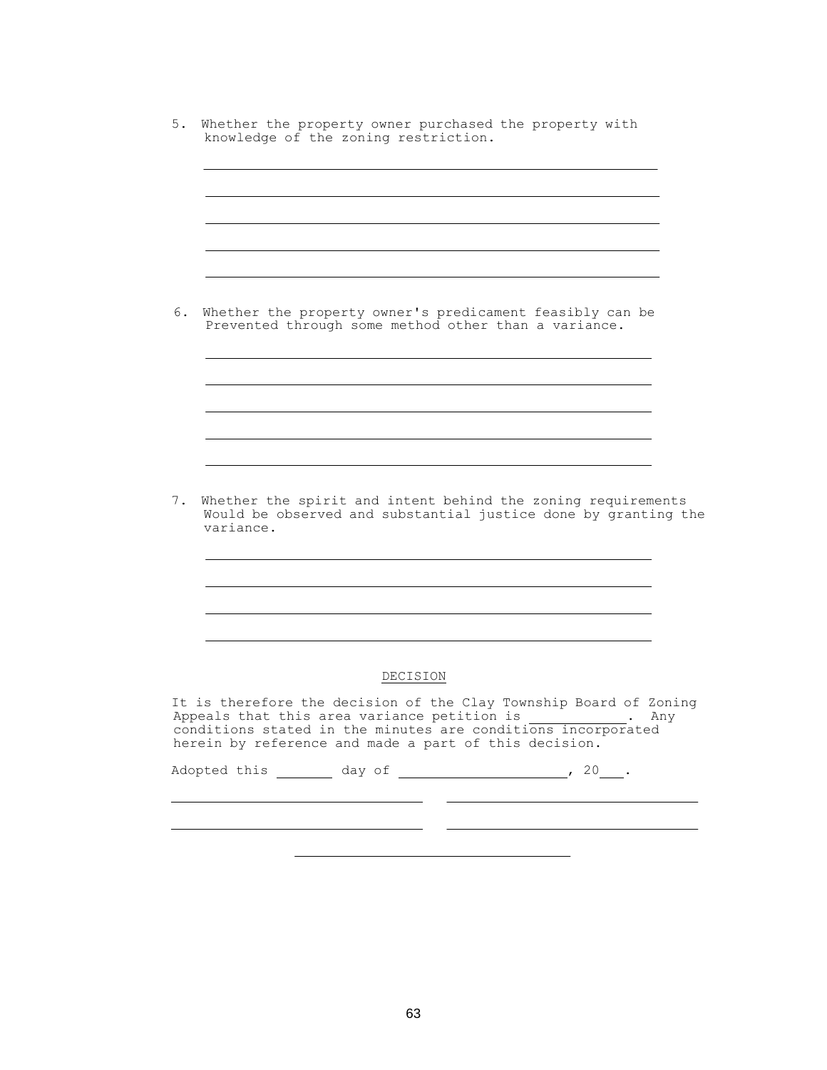5. Whether the property owner purchased the property with knowledge of the zoning restriction.

_______________________________________________________________

_______________________________________________________________

_______________________________________________________________

_______________________________________________________________

_______________________________________________________________

6. Whether the property owner's predicament feasibly can be Prevented through some method other than a variance.

_______________________________________________________________

_______________________________________________________________

_______________________________________________________________

_______________________________________________________________

_______________________________________________________________

7. Whether the spirit and intent behind the zoning requirements Would be observed and substantial justice done by granting the variance.

_______________________________________________________________

_______________________________________________________________

_______________________________________________________________

_______________________________________________________________

DECISION

It is therefore the decision of the Clay Township Board of Zoning Appeals that this area variance petition is ____________. Any conditions stated in the minutes are conditions incorporated herein by reference and made a part of this decision.

Adopted this _______ day of ____________________, 20___.

________________________________ ________________________________

________________________________ ________________________________

________________________________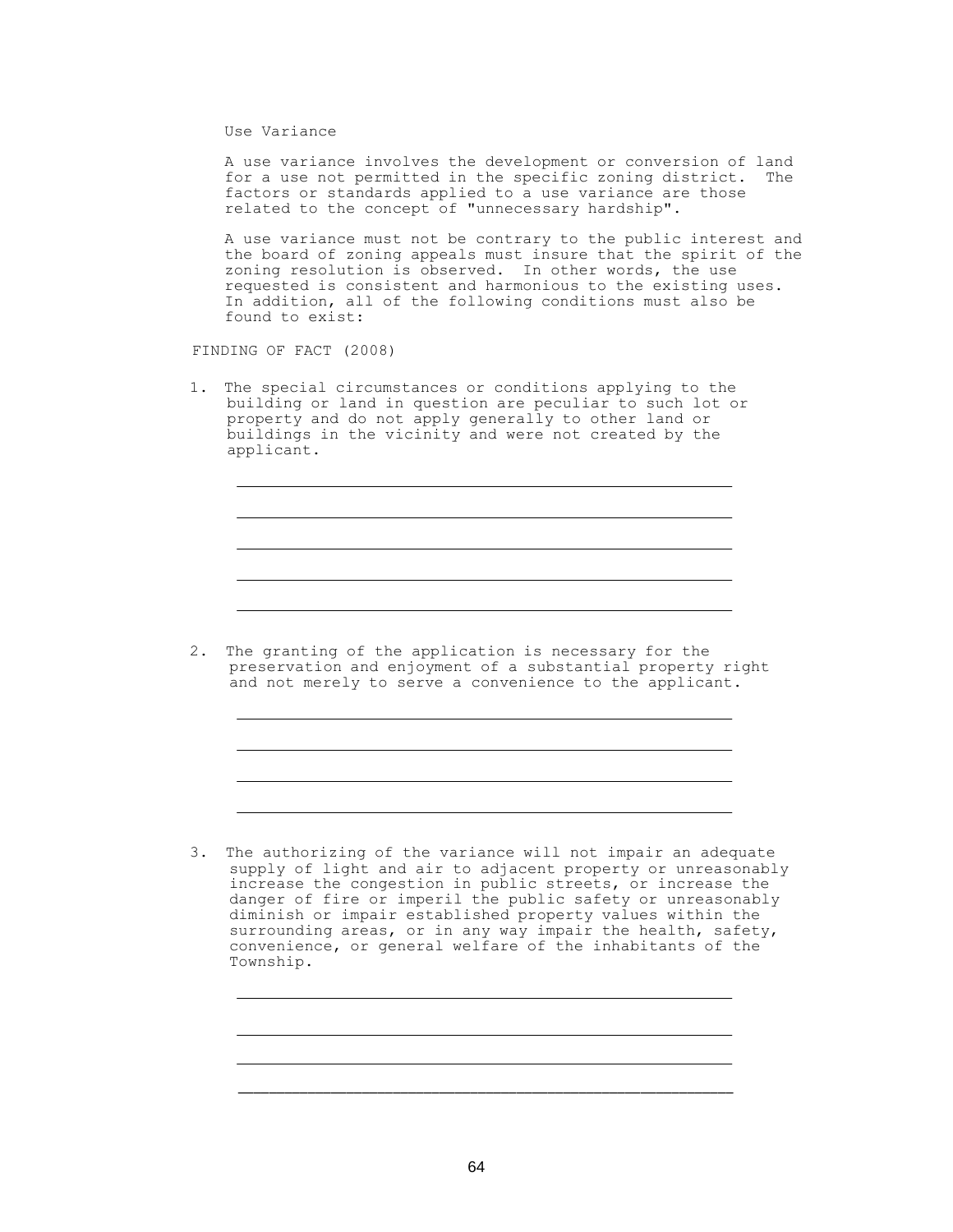Use Variance

A use variance involves the development or conversion of land for a use not permitted in the specific zoning district. The factors or standards applied to a use variance are those related to the concept of "unnecessary hardship".

A use variance must not be contrary to the public interest and the board of zoning appeals must insure that the spirit of the zoning resolution is observed. In other words, the use requested is consistent and harmonious to the existing uses. In addition, all of the following conditions must also be found to exist:

FINDING OF FACT (2008)

1. The special circumstances or conditions applying to the building or land in question are peculiar to such lot or property and do not apply generally to other land or buildings in the vicinity and were not created by the applicant.

   ____________________________________________________

   ____________________________________________________

   ____________________________________________________

   ____________________________________________________

   ____________________________________________________

2. The granting of the application is necessary for the preservation and enjoyment of a substantial property right and not merely to serve a convenience to the applicant.

   ____________________________________________________

   ____________________________________________________

   ____________________________________________________

   ____________________________________________________

3. The authorizing of the variance will not impair an adequate supply of light and air to adjacent property or unreasonably increase the congestion in public streets, or increase the danger of fire or imperil the public safety or unreasonably diminish or impair established property values within the surrounding areas, or in any way impair the health, safety, convenience, or general welfare of the inhabitants of the Township.

   ____________________________________________________

   ____________________________________________________

   ____________________________________________________

   ____________________________________________________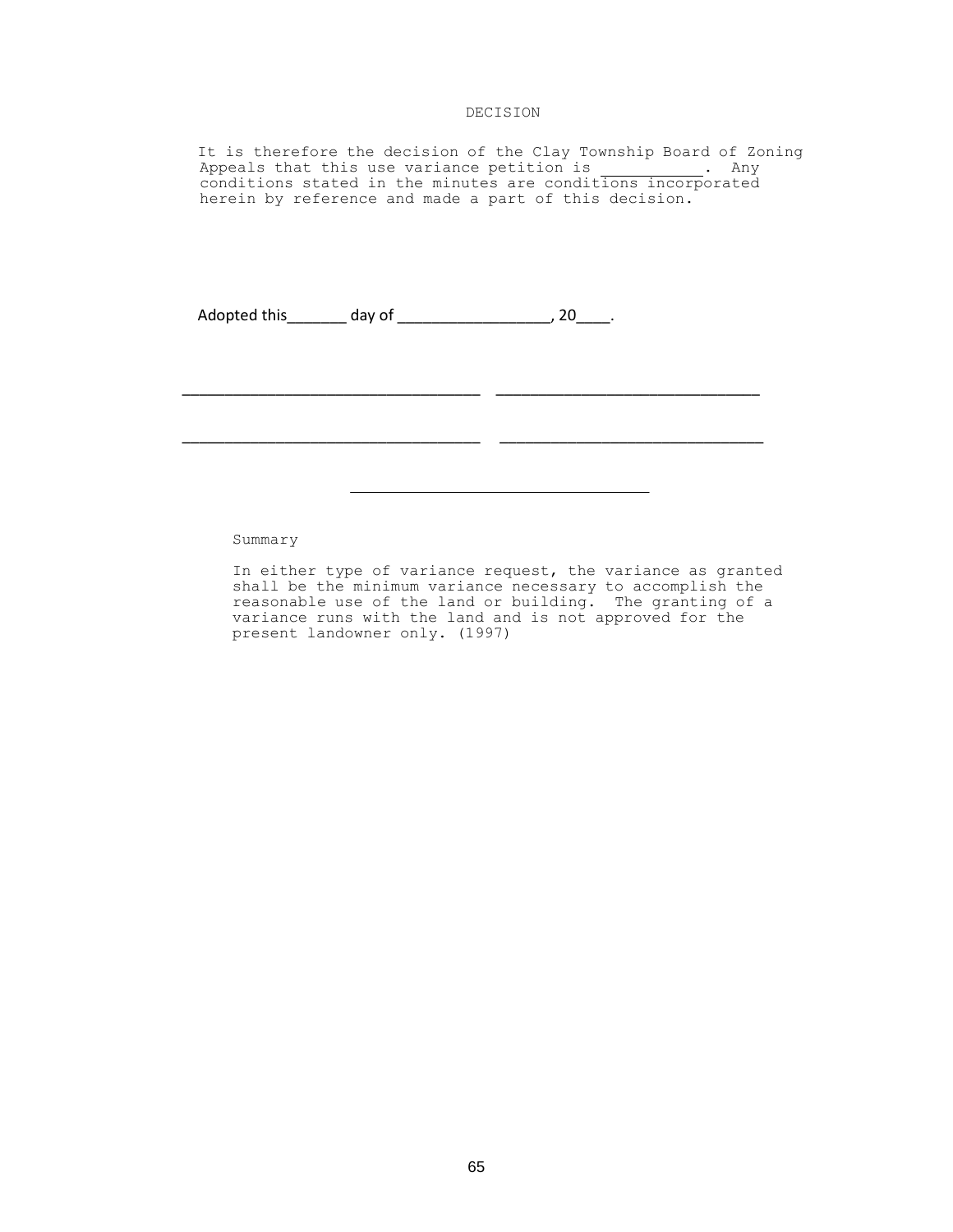DECISION

It is therefore the decision of the Clay Township Board of Zoning Appeals that this use variance petition is ___________. Any conditions stated in the minutes are conditions incorporated herein by reference and made a part of this decision.

Adopted this_______ day of _________________, 20____.

_________________________________ _____________________________

_________________________________ _____________________________

_________________________________

Summary

In either type of variance request, the variance as granted shall be the minimum variance necessary to accomplish the reasonable use of the land or building. The granting of a variance runs with the land and is not approved for the present landowner only. (1997)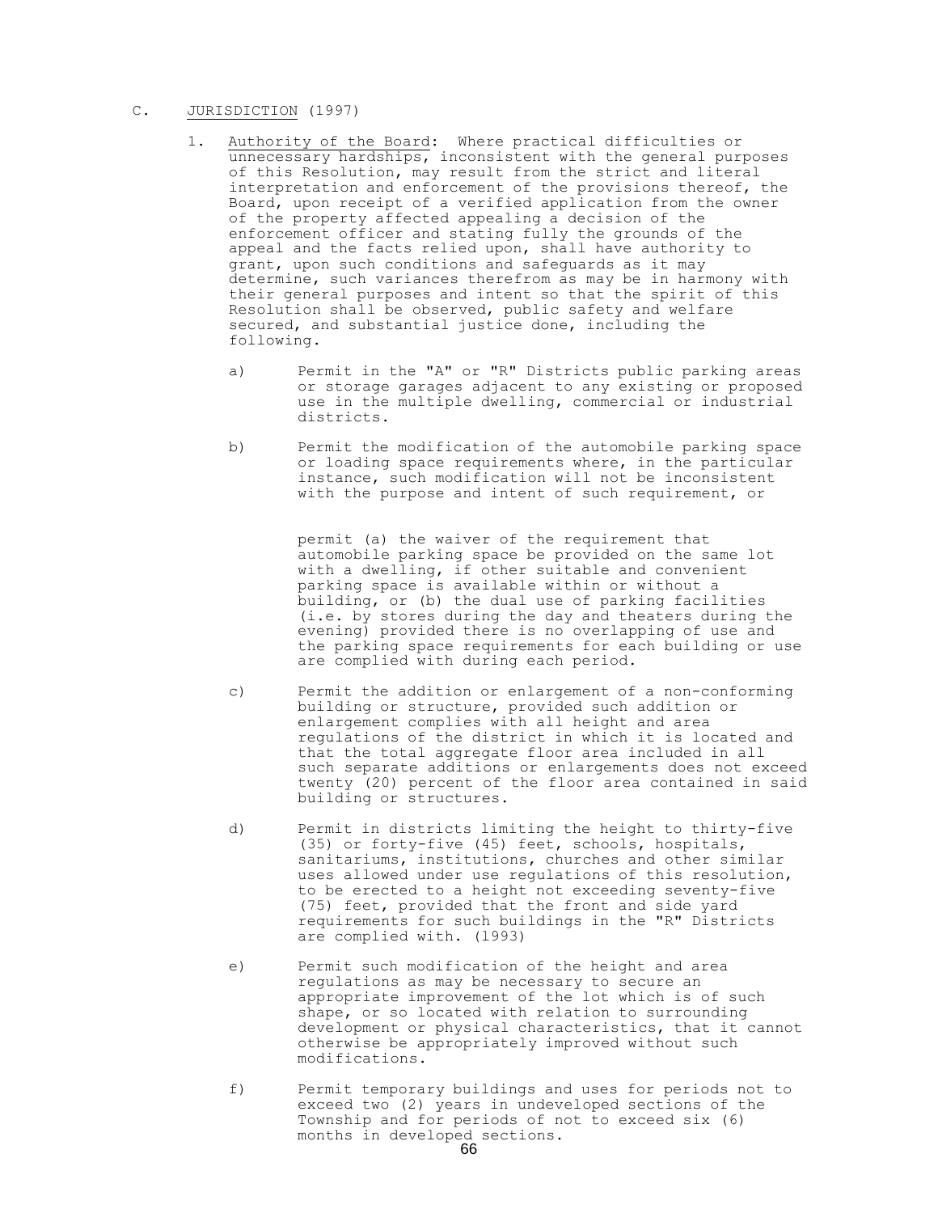C. <u>JURISDICTION</u> (1997)

1. <u>Authority of the Board</u>: Where practical difficulties or unnecessary hardships, inconsistent with the general purposes of this Resolution, may result from the strict and literal interpretation and enforcement of the provisions thereof, the Board, upon receipt of a verified application from the owner of the property affected appealing a decision of the enforcement officer and stating fully the grounds of the appeal and the facts relied upon, shall have authority to grant, upon such conditions and safeguards as it may determine, such variances therefrom as may be in harmony with their general purposes and intent so that the spirit of this Resolution shall be observed, public safety and welfare secured, and substantial justice done, including the following.

   a) Permit in the "A" or "R" Districts public parking areas or storage garages adjacent to any existing or proposed use in the multiple dwelling, commercial or industrial districts.

   b) Permit the modification of the automobile parking space or loading space requirements where, in the particular instance, such modification will not be inconsistent with the purpose and intent of such requirement, or

      permit (a) the waiver of the requirement that automobile parking space be provided on the same lot with a dwelling, if other suitable and convenient parking space is available within or without a building, or (b) the dual use of parking facilities (i.e. by stores during the day and theaters during the evening) provided there is no overlapping of use and the parking space requirements for each building or use are complied with during each period.

   c) Permit the addition or enlargement of a non-conforming building or structure, provided such addition or enlargement complies with all height and area regulations of the district in which it is located and that the total aggregate floor area included in all such separate additions or enlargements does not exceed twenty (20) percent of the floor area contained in said building or structures.

   d) Permit in districts limiting the height to thirty-five (35) or forty-five (45) feet, schools, hospitals, sanitariums, institutions, churches and other similar uses allowed under use regulations of this resolution, to be erected to a height not exceeding seventy-five (75) feet, provided that the front and side yard requirements for such buildings in the "R" Districts are complied with. (1993)

   e) Permit such modification of the height and area regulations as may be necessary to secure an appropriate improvement of the lot which is of such shape, or so located with relation to surrounding development or physical characteristics, that it cannot otherwise be appropriately improved without such modifications.

   f) Permit temporary buildings and uses for periods not to exceed two (2) years in undeveloped sections of the Township and for periods of not to exceed six (6) months in developed sections.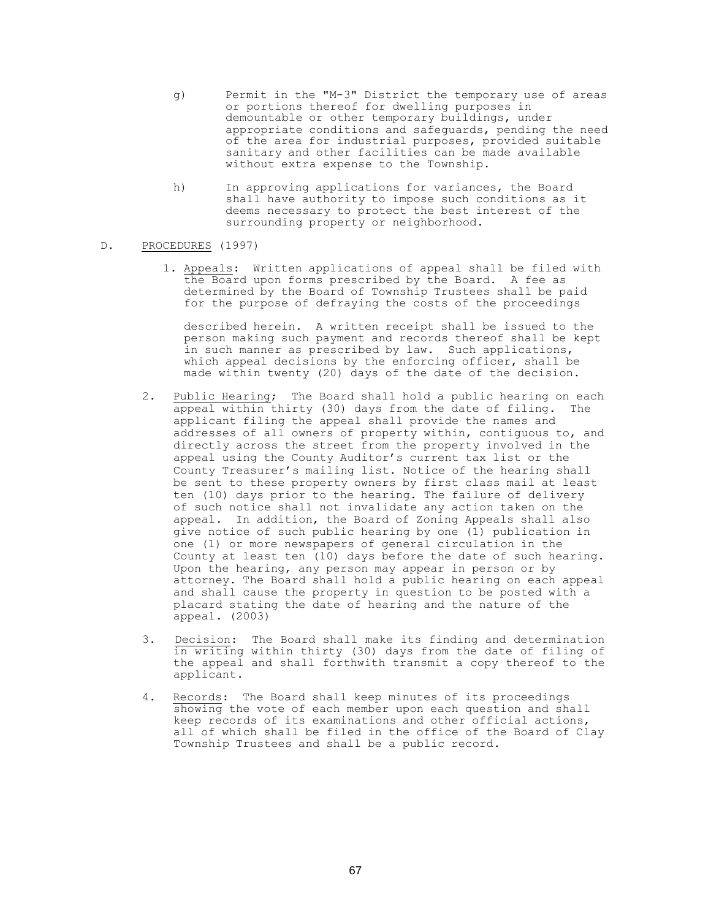g) Permit in the "M-3" District the temporary use of areas or portions thereof for dwelling purposes in demountable or other temporary buildings, under appropriate conditions and safeguards, pending the need of the area for industrial purposes, provided suitable sanitary and other facilities can be made available without extra expense to the Township.

h) In approving applications for variances, the Board shall have authority to impose such conditions as it deems necessary to protect the best interest of the surrounding property or neighborhood.

D. <u>PROCEDURES</u> (1997)

1. <u>Appeals</u>: Written applications of appeal shall be filed with the Board upon forms prescribed by the Board. A fee as determined by the Board of Township Trustees shall be paid for the purpose of defraying the costs of the proceedings described herein. A written receipt shall be issued to the person making such payment and records thereof shall be kept in such manner as prescribed by law. Such applications, which appeal decisions by the enforcing officer, shall be made within twenty (20) days of the date of the decision.

2. <u>Public Hearing</u>; The Board shall hold a public hearing on each appeal within thirty (30) days from the date of filing. The applicant filing the appeal shall provide the names and addresses of all owners of property within, contiguous to, and directly across the street from the property involved in the appeal using the County Auditor's current tax list or the County Treasurer's mailing list. Notice of the hearing shall be sent to these property owners by first class mail at least ten (10) days prior to the hearing. The failure of delivery of such notice shall not invalidate any action taken on the appeal. In addition, the Board of Zoning Appeals shall also give notice of such public hearing by one (1) publication in one (1) or more newspapers of general circulation in the County at least ten (10) days before the date of such hearing. Upon the hearing, any person may appear in person or by attorney. The Board shall hold a public hearing on each appeal and shall cause the property in question to be posted with a placard stating the date of hearing and the nature of the appeal. (2003)

3. <u>Decision</u>: The Board shall make its finding and determination in writing within thirty (30) days from the date of filing of the appeal and shall forthwith transmit a copy thereof to the applicant.

4. <u>Records</u>: The Board shall keep minutes of its proceedings showing the vote of each member upon each question and shall keep records of its examinations and other official actions, all of which shall be filed in the office of the Board of Clay Township Trustees and shall be a public record.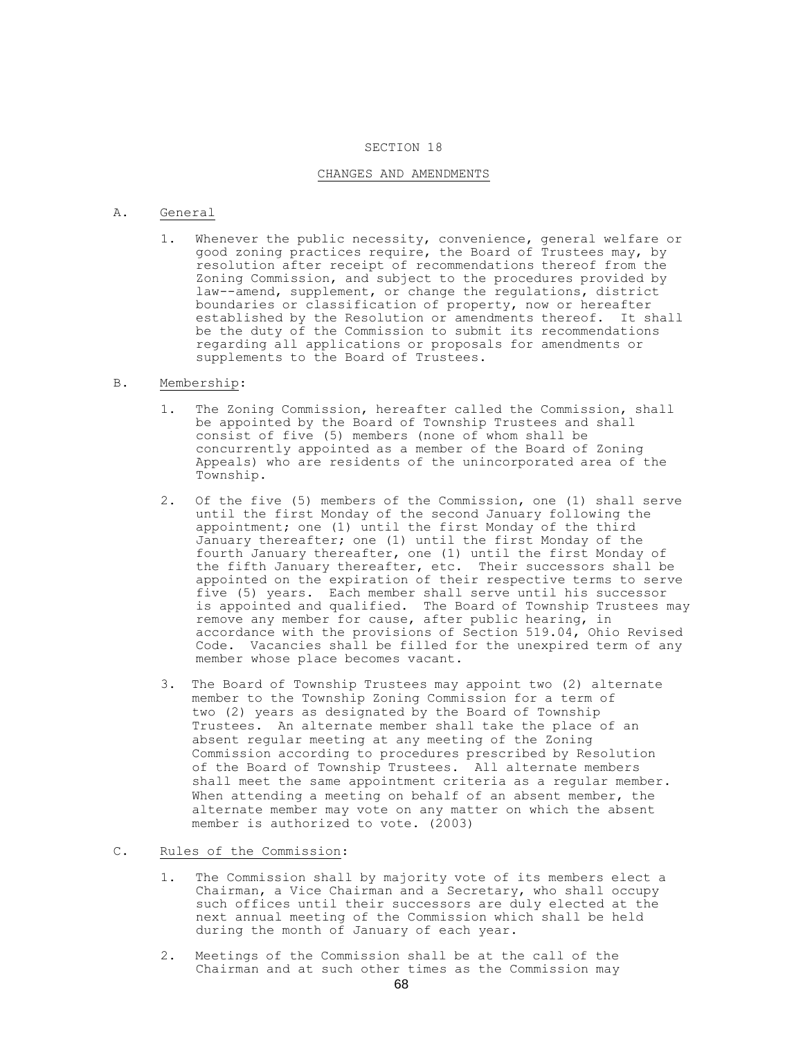# SECTION 18

## CHANGES AND AMENDMENTS

A. General

1. Whenever the public necessity, convenience, general welfare or good zoning practices require, the Board of Trustees may, by resolution after receipt of recommendations thereof from the Zoning Commission, and subject to the procedures provided by law--amend, supplement, or change the regulations, district boundaries or classification of property, now or hereafter established by the Resolution or amendments thereof. It shall be the duty of the Commission to submit its recommendations regarding all applications or proposals for amendments or supplements to the Board of Trustees.

B. Membership:

1. The Zoning Commission, hereafter called the Commission, shall be appointed by the Board of Township Trustees and shall consist of five (5) members (none of whom shall be concurrently appointed as a member of the Board of Zoning Appeals) who are residents of the unincorporated area of the Township.

2. Of the five (5) members of the Commission, one (1) shall serve until the first Monday of the second January following the appointment; one (1) until the first Monday of the third January thereafter; one (1) until the first Monday of the fourth January thereafter, one (1) until the first Monday of the fifth January thereafter, etc. Their successors shall be appointed on the expiration of their respective terms to serve five (5) years. Each member shall serve until his successor is appointed and qualified. The Board of Township Trustees may remove any member for cause, after public hearing, in accordance with the provisions of Section 519.04, Ohio Revised Code. Vacancies shall be filled for the unexpired term of any member whose place becomes vacant.

3. The Board of Township Trustees may appoint two (2) alternate member to the Township Zoning Commission for a term of two (2) years as designated by the Board of Township Trustees. An alternate member shall take the place of an absent regular meeting at any meeting of the Zoning Commission according to procedures prescribed by Resolution of the Board of Township Trustees. All alternate members shall meet the same appointment criteria as a regular member. When attending a meeting on behalf of an absent member, the alternate member may vote on any matter on which the absent member is authorized to vote. (2003)

C. Rules of the Commission:

1. The Commission shall by majority vote of its members elect a Chairman, a Vice Chairman and a Secretary, who shall occupy such offices until their successors are duly elected at the next annual meeting of the Commission which shall be held during the month of January of each year.

2. Meetings of the Commission shall be at the call of the Chairman and at such other times as the Commission may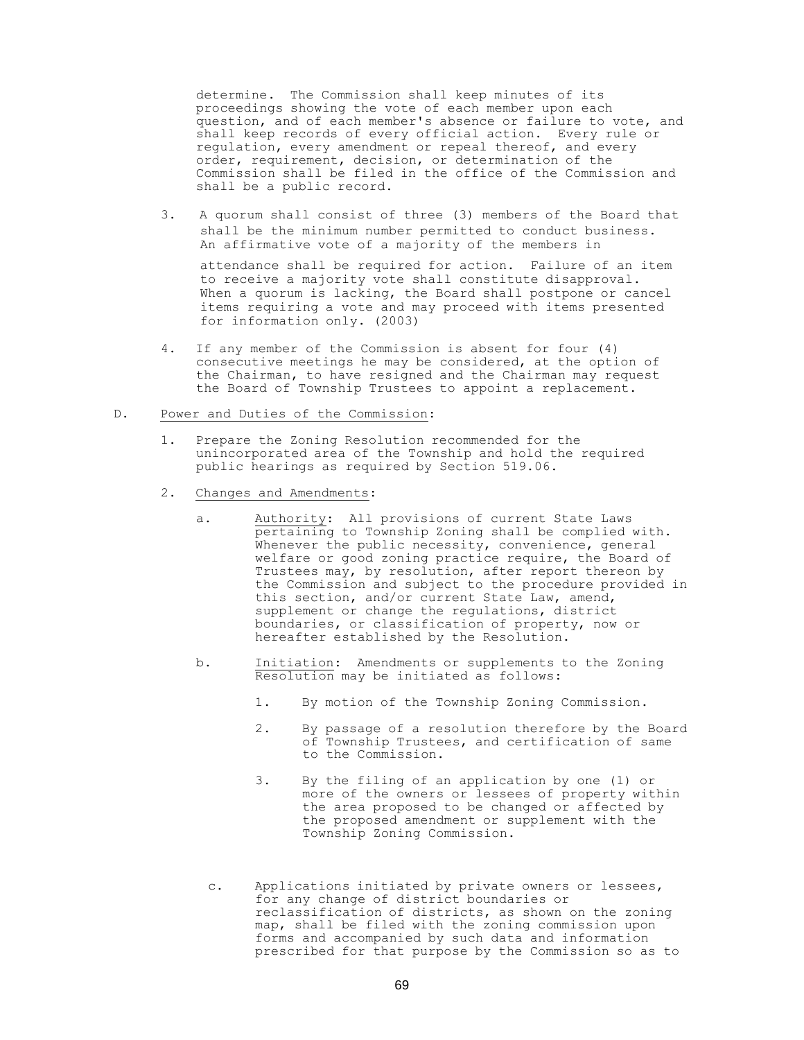determine. The Commission shall keep minutes of its proceedings showing the vote of each member upon each question, and of each member's absence or failure to vote, and shall keep records of every official action. Every rule or regulation, every amendment or repeal thereof, and every order, requirement, decision, or determination of the Commission shall be filed in the office of the Commission and shall be a public record.

3. A quorum shall consist of three (3) members of the Board that shall be the minimum number permitted to conduct business. An affirmative vote of a majority of the members in attendance shall be required for action. Failure of an item to receive a majority vote shall constitute disapproval. When a quorum is lacking, the Board shall postpone or cancel items requiring a vote and may proceed with items presented for information only. (2003)

4. If any member of the Commission is absent for four (4) consecutive meetings he may be considered, at the option of the Chairman, to have resigned and the Chairman may request the Board of Township Trustees to appoint a replacement.

D. Power and Duties of the Commission:

1. Prepare the Zoning Resolution recommended for the unincorporated area of the Township and hold the required public hearings as required by Section 519.06.

2. Changes and Amendments:

   a. Authority: All provisions of current State Laws pertaining to Township Zoning shall be complied with. Whenever the public necessity, convenience, general welfare or good zoning practice require, the Board of Trustees may, by resolution, after report thereon by the Commission and subject to the procedure provided in this section, and/or current State Law, amend, supplement or change the regulations, district boundaries, or classification of property, now or hereafter established by the Resolution.

   b. Initiation: Amendments or supplements to the Zoning Resolution may be initiated as follows:

      1. By motion of the Township Zoning Commission.

      2. By passage of a resolution therefore by the Board of Township Trustees, and certification of same to the Commission.

      3. By the filing of an application by one (1) or more of the owners or lessees of property within the area proposed to be changed or affected by the proposed amendment or supplement with the Township Zoning Commission.

   c. Applications initiated by private owners or lessees, for any change of district boundaries or reclassification of districts, as shown on the zoning map, shall be filed with the zoning commission upon forms and accompanied by such data and information prescribed for that purpose by the Commission so as to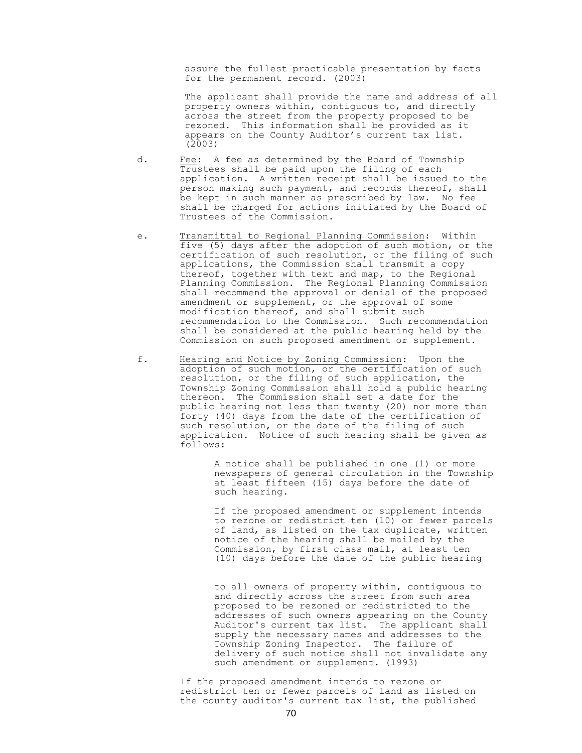assure the fullest practicable presentation by facts for the permanent record. (2003)

The applicant shall provide the name and address of all property owners within, contiguous to, and directly across the street from the property proposed to be rezoned. This information shall be provided as it appears on the County Auditor's current tax list. (2003)

d. Fee: A fee as determined by the Board of Township Trustees shall be paid upon the filing of each application. A written receipt shall be issued to the person making such payment, and records thereof, shall be kept in such manner as prescribed by law. No fee shall be charged for actions initiated by the Board of Trustees of the Commission.

e. Transmittal to Regional Planning Commission: Within five (5) days after the adoption of such motion, or the certification of such resolution, or the filing of such applications, the Commission shall transmit a copy thereof, together with text and map, to the Regional Planning Commission. The Regional Planning Commission shall recommend the approval or denial of the proposed amendment or supplement, or the approval of some modification thereof, and shall submit such recommendation to the Commission. Such recommendation shall be considered at the public hearing held by the Commission on such proposed amendment or supplement.

f. Hearing and Notice by Zoning Commission: Upon the adoption of such motion, or the certification of such resolution, or the filing of such application, the Township Zoning Commission shall hold a public hearing thereon. The Commission shall set a date for the public hearing not less than twenty (20) nor more than forty (40) days from the date of the certification of such resolution, or the date of the filing of such application. Notice of such hearing shall be given as follows:

A notice shall be published in one (1) or more newspapers of general circulation in the Township at least fifteen (15) days before the date of such hearing.

If the proposed amendment or supplement intends to rezone or redistrict ten (10) or fewer parcels of land, as listed on the tax duplicate, written notice of the hearing shall be mailed by the Commission, by first class mail, at least ten (10) days before the date of the public hearing

to all owners of property within, contiguous to and directly across the street from such area proposed to be rezoned or redistricted to the addresses of such owners appearing on the County Auditor's current tax list. The applicant shall supply the necessary names and addresses to the Township Zoning Inspector. The failure of delivery of such notice shall not invalidate any such amendment or supplement. (1993)

If the proposed amendment intends to rezone or redistrict ten or fewer parcels of land as listed on the county auditor's current tax list, the published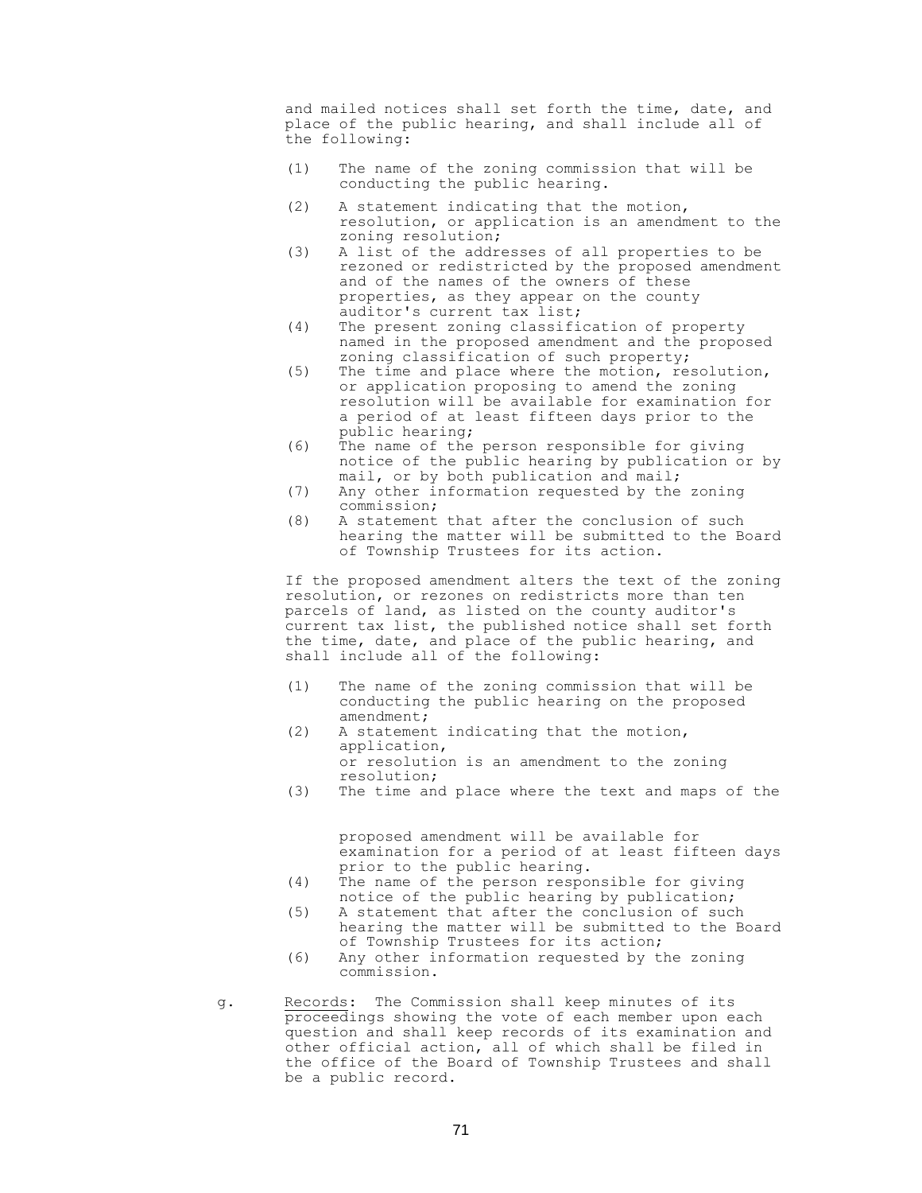and mailed notices shall set forth the time, date, and place of the public hearing, and shall include all of the following:

(1) The name of the zoning commission that will be conducting the public hearing.

(2) A statement indicating that the motion, resolution, or application is an amendment to the zoning resolution;

(3) A list of the addresses of all properties to be rezoned or redistricted by the proposed amendment and of the names of the owners of these properties, as they appear on the county auditor's current tax list;

(4) The present zoning classification of property named in the proposed amendment and the proposed zoning classification of such property;

(5) The time and place where the motion, resolution, or application proposing to amend the zoning resolution will be available for examination for a period of at least fifteen days prior to the public hearing;

(6) The name of the person responsible for giving notice of the public hearing by publication or by mail, or by both publication and mail;

(7) Any other information requested by the zoning commission;

(8) A statement that after the conclusion of such hearing the matter will be submitted to the Board of Township Trustees for its action.

If the proposed amendment alters the text of the zoning resolution, or rezones on redistricts more than ten parcels of land, as listed on the county auditor's current tax list, the published notice shall set forth the time, date, and place of the public hearing, and shall include all of the following:

(1) The name of the zoning commission that will be conducting the public hearing on the proposed amendment;

(2) A statement indicating that the motion, application, or resolution is an amendment to the zoning resolution;

(3) The time and place where the text and maps of the proposed amendment will be available for examination for a period of at least fifteen days prior to the public hearing.

(4) The name of the person responsible for giving notice of the public hearing by publication;

(5) A statement that after the conclusion of such hearing the matter will be submitted to the Board of Township Trustees for its action;

(6) Any other information requested by the zoning commission.

g. Records: The Commission shall keep minutes of its proceedings showing the vote of each member upon each question and shall keep records of its examination and other official action, all of which shall be filed in the office of the Board of Township Trustees and shall be a public record.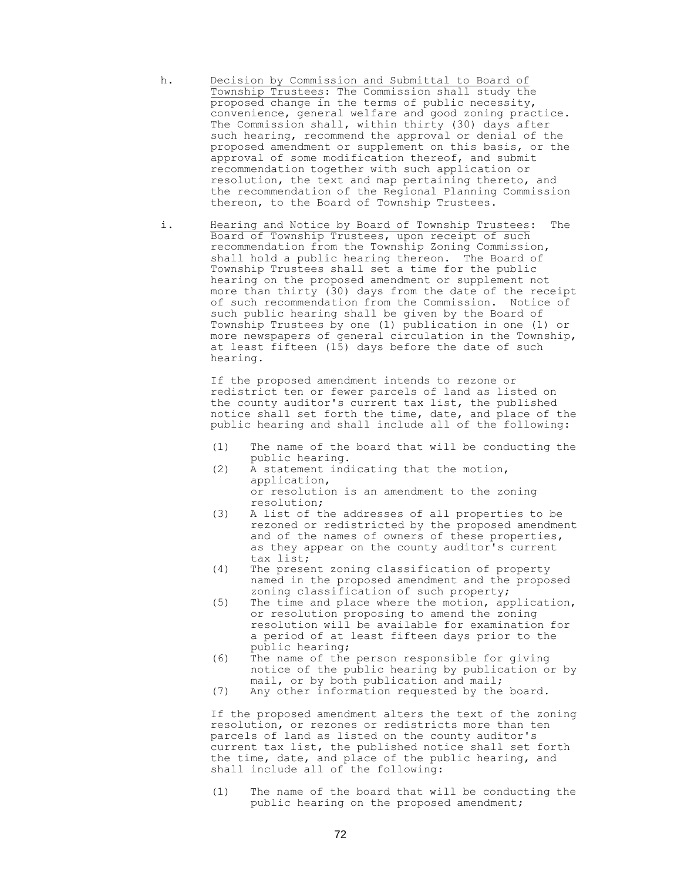h. <u>Decision by Commission and Submittal to Board of Township Trustees</u>: The Commission shall study the proposed change in terms of public necessity, convenience, general welfare and good zoning practice. The Commission shall, within thirty (30) days after such hearing, recommend the approval or denial of the proposed amendment or supplement on this basis, or the approval of some modification thereof, and submit recommendation together with such application or resolution, the text and map pertaining thereto, and the recommendation of the Regional Planning Commission thereon, to the Board of Township Trustees.

i. <u>Hearing and Notice by Board of Township Trustees</u>: The Board of Township Trustees, upon receipt of such recommendation from the Township Zoning Commission, shall hold a public hearing thereon. The Board of Township Trustees shall set a time for the public hearing on the proposed amendment or supplement not more than thirty (30) days from the date of the receipt of such recommendation from the Commission. Notice of such public hearing shall be given by the Board of Township Trustees by one (1) publication in one (1) or more newspapers of general circulation in the Township, at least fifteen (15) days before the date of such hearing.

   If the proposed amendment intends to rezone or redistrict ten or fewer parcels of land as listed on the county auditor's current tax list, the published notice shall set forth the time, date, and place of the public hearing and shall include all of the following:

   (1) The name of the board that will be conducting the public hearing.
   (2) A statement indicating that the motion, application, or resolution is an amendment to the zoning resolution;
   (3) A list of the addresses of all properties to be rezoned or redistricted by the proposed amendment and of the names of owners of these properties, as they appear on the county auditor's current tax list;
   (4) The present zoning classification of property named in the proposed amendment and the proposed zoning classification of such property;
   (5) The time and place where the motion, application, or resolution proposing to amend the zoning resolution will be available for examination for a period of at least fifteen days prior to the public hearing;
   (6) The name of the person responsible for giving notice of the public hearing by publication or by mail, or by both publication and mail;
   (7) Any other information requested by the board.

   If the proposed amendment alters the text of the zoning resolution, or rezones or redistricts more than ten parcels of land as listed on the county auditor's current tax list, the published notice shall set forth the time, date, and place of the public hearing, and shall include all of the following:

   (1) The name of the board that will be conducting the public hearing on the proposed amendment;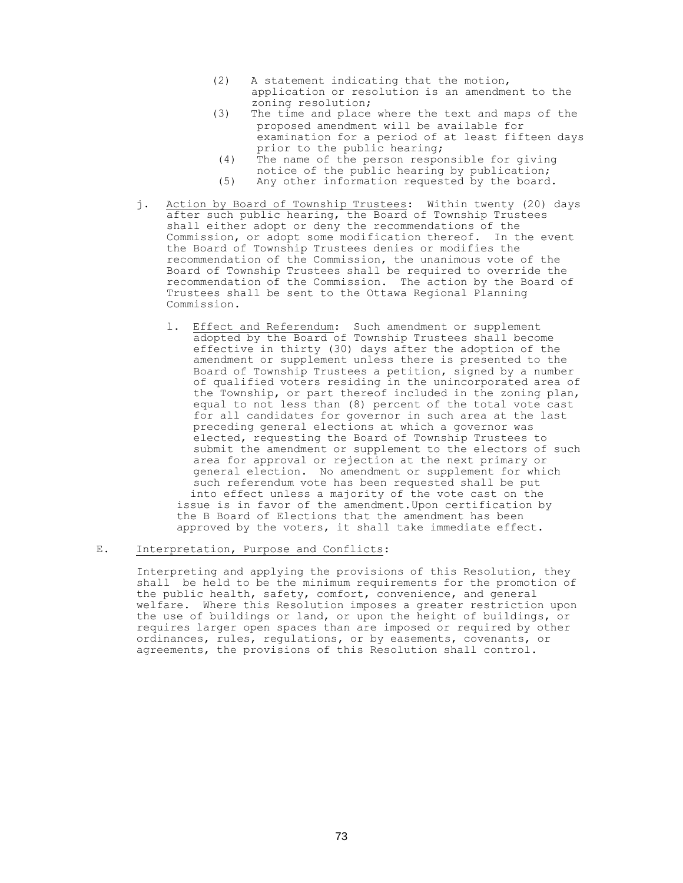(2) A statement indicating that the motion, application or resolution is an amendment to the zoning resolution;
(3) The time and place where the text and maps of the proposed amendment will be available for examination for a period of at least fifteen days prior to the public hearing;
(4) The name of the person responsible for giving notice of the public hearing by publication;
(5) Any other information requested by the board.

j. <u>Action by Board of Township Trustees</u>: Within twenty (20) days after such public hearing, the Board of Township Trustees shall either adopt or deny the recommendations of the Commission, or adopt some modification thereof. In the event the Board of Township Trustees denies or modifies the recommendation of the Commission, the unanimous vote of the Board of Township Trustees shall be required to override the recommendation of the Commission. The action by the Board of Trustees shall be sent to the Ottawa Regional Planning Commission.

l. <u>Effect and Referendum</u>: Such amendment or supplement adopted by the Board of Township Trustees shall become effective in thirty (30) days after the adoption of the amendment or supplement unless there is presented to the Board of Township Trustees a petition, signed by a number of qualified voters residing in the unincorporated area of the Township, or part thereof included in the zoning plan, equal to not less than (8) percent of the total vote cast for all candidates for governor in such area at the last preceding general elections at which a governor was elected, requesting the Board of Township Trustees to submit the amendment or supplement to the electors of such area for approval or rejection at the next primary or general election. No amendment or supplement for which such referendum vote has been requested shall be put into effect unless a majority of the vote cast on the issue is in favor of the amendment.Upon certification by the B Board of Elections that the amendment has been approved by the voters, it shall take immediate effect.

E. <u>Interpretation, Purpose and Conflicts</u>:

Interpreting and applying the provisions of this Resolution, they shall be held to be the minimum requirements for the promotion of the public health, safety, comfort, convenience, and general welfare. Where this Resolution imposes a greater restriction upon the use of buildings or land, or upon the height of buildings, or requires larger open spaces than are imposed or required by other ordinances, rules, regulations, or by easements, covenants, or agreements, the provisions of this Resolution shall control.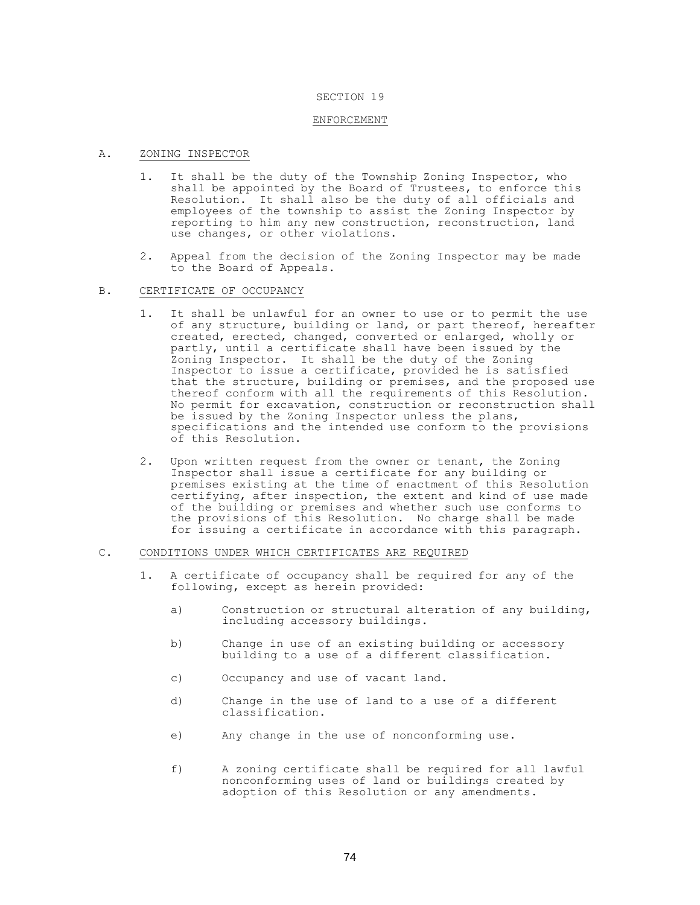# SECTION 19

## ENFORCEMENT

### A. ZONING INSPECTOR

1. It shall be the duty of the Township Zoning Inspector, who shall be appointed by the Board of Trustees, to enforce this Resolution. It shall also be the duty of all officials and employees of the township to assist the Zoning Inspector by reporting to him any new construction, reconstruction, land use changes, or other violations.

2. Appeal from the decision of the Zoning Inspector may be made to the Board of Appeals.

### B. CERTIFICATE OF OCCUPANCY

1. It shall be unlawful for an owner to use or to permit the use of any structure, building or land, or part thereof, hereafter created, erected, changed, converted or enlarged, wholly or partly, until a certificate shall have been issued by the Zoning Inspector. It shall be the duty of the Zoning Inspector to issue a certificate, provided he is satisfied that the structure, building or premises, and the proposed use thereof conform with all the requirements of this Resolution. No permit for excavation, construction or reconstruction shall be issued by the Zoning Inspector unless the plans, specifications and the intended use conform to the provisions of this Resolution.

2. Upon written request from the owner or tenant, the Zoning Inspector shall issue a certificate for any building or premises existing at the time of enactment of this Resolution certifying, after inspection, the extent and kind of use made of the building or premises and whether such use conforms to the provisions of this Resolution. No charge shall be made for issuing a certificate in accordance with this paragraph.

### C. CONDITIONS UNDER WHICH CERTIFICATES ARE REQUIRED

1. A certificate of occupancy shall be required for any of the following, except as herein provided:

   a) Construction or structural alteration of any building, including accessory buildings.

   b) Change in use of an existing building or accessory building to a use of a different classification.

   c) Occupancy and use of vacant land.

   d) Change in the use of land to a use of a different classification.

   e) Any change in the use of nonconforming use.

   f) A zoning certificate shall be required for all lawful nonconforming uses of land or buildings created by adoption of this Resolution or any amendments.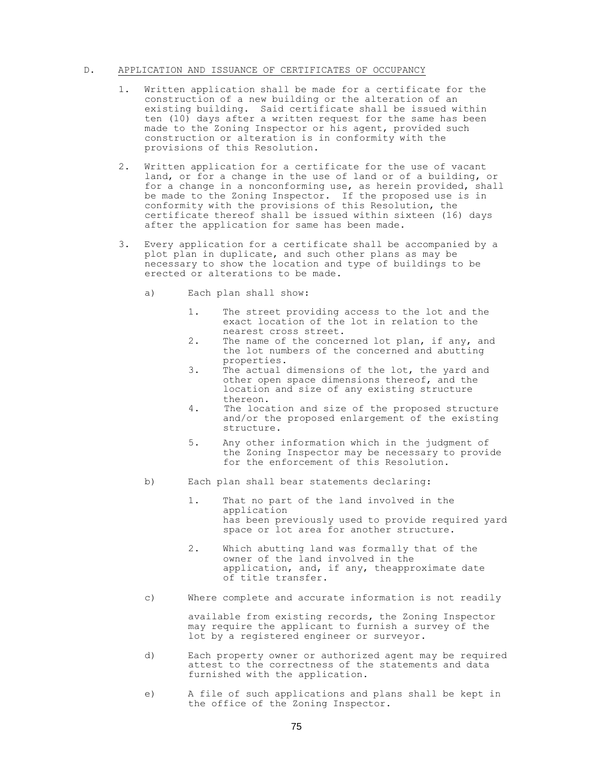## D. APPLICATION AND ISSUANCE OF CERTIFICATES OF OCCUPANCY

1. Written application shall be made for a certificate for the construction of a new building or the alteration of an existing building. Said certificate shall be issued within ten (10) days after a written request for the same has been made to the Zoning Inspector or his agent, provided such construction or alteration is in conformity with the provisions of this Resolution.

2. Written application for a certificate for the use of vacant land, or for a change in the use of land or of a building, or for a change in a nonconforming use, as herein provided, shall be made to the Zoning Inspector. If the proposed use is in conformity with the provisions of this Resolution, the certificate thereof shall be issued within sixteen (16) days after the application for same has been made.

3. Every application for a certificate shall be accompanied by a plot plan in duplicate, and such other plans as may be necessary to show the location and type of buildings to be erected or alterations to be made.

   a) Each plan shall show:

      1. The street providing access to the lot and the exact location of the lot in relation to the nearest cross street.
      2. The name of the concerned lot plan, if any, and the lot numbers of the concerned and abutting properties.
      3. The actual dimensions of the lot, the yard and other open space dimensions thereof, and the location and size of any existing structure thereon.
      4. The location and size of the proposed structure and/or the proposed enlargement of the existing structure.
      5. Any other information which in the judgment of the Zoning Inspector may be necessary to provide for the enforcement of this Resolution.

   b) Each plan shall bear statements declaring:

      1. That no part of the land involved in the application has been previously used to provide required yard space or lot area for another structure.
      2. Which abutting land was formally that of the owner of the land involved in the application, and, if any, theapproximate date of title transfer.

   c) Where complete and accurate information is not readily available from existing records, the Zoning Inspector may require the applicant to furnish a survey of the lot by a registered engineer or surveyor.

   d) Each property owner or authorized agent may be required attest to the correctness of the statements and data furnished with the application.

   e) A file of such applications and plans shall be kept in the office of the Zoning Inspector.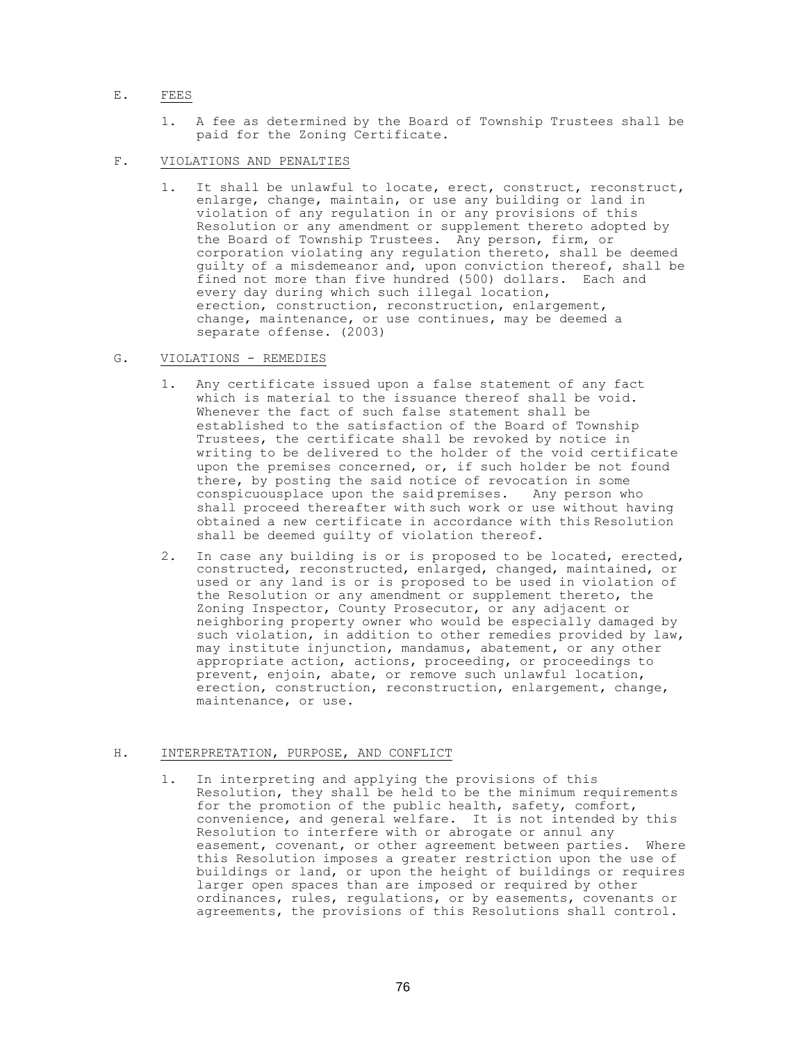## E. FEES

1. A fee as determined by the Board of Township Trustees shall be paid for the Zoning Certificate.

## F. VIOLATIONS AND PENALTIES

1. It shall be unlawful to locate, erect, construct, reconstruct, enlarge, change, maintain, or use any building or land in violation of any regulation in or any provisions of this Resolution or any amendment or supplement thereto adopted by the Board of Township Trustees. Any person, firm, or corporation violating any regulation thereto, shall be deemed guilty of a misdemeanor and, upon conviction thereof, shall be fined not more than five hundred (500) dollars. Each and every day during which such illegal location, erection, construction, reconstruction, enlargement, change, maintenance, or use continues, may be deemed a separate offense. (2003)

## G. VIOLATIONS - REMEDIES

1. Any certificate issued upon a false statement of any fact which is material to the issuance thereof shall be void. Whenever the fact of such false statement shall be established to the satisfaction of the Board of Township Trustees, the certificate shall be revoked by notice in writing to be delivered to the holder of the void certificate upon the premises concerned, or, if such holder be not found there, by posting the said notice of revocation in some conspicuousplace upon the said premises. Any person who shall proceed thereafter with such work or use without having obtained a new certificate in accordance with this Resolution shall be deemed guilty of violation thereof.

2. In case any building is or is proposed to be located, erected, constructed, reconstructed, enlarged, changed, maintained, or used or any land is or is proposed to be used in violation of the Resolution or any amendment or supplement thereto, the Zoning Inspector, County Prosecutor, or any adjacent or neighboring property owner who would be especially damaged by such violation, in addition to other remedies provided by law, may institute injunction, mandamus, abatement, or any other appropriate action, actions, proceeding, or proceedings to prevent, enjoin, abate, or remove such unlawful location, erection, construction, reconstruction, enlargement, change, maintenance, or use.

## H. INTERPRETATION, PURPOSE, AND CONFLICT

1. In interpreting and applying the provisions of this Resolution, they shall be held to be the minimum requirements for the promotion of the public health, safety, comfort, convenience, and general welfare. It is not intended by this Resolution to interfere with or abrogate or annul any easement, covenant, or other agreement between parties. Where this Resolution imposes a greater restriction upon the use of buildings or land, or upon the height of buildings or requires larger open spaces than are imposed or required by other ordinances, rules, regulations, or by easements, covenants or agreements, the provisions of this Resolutions shall control.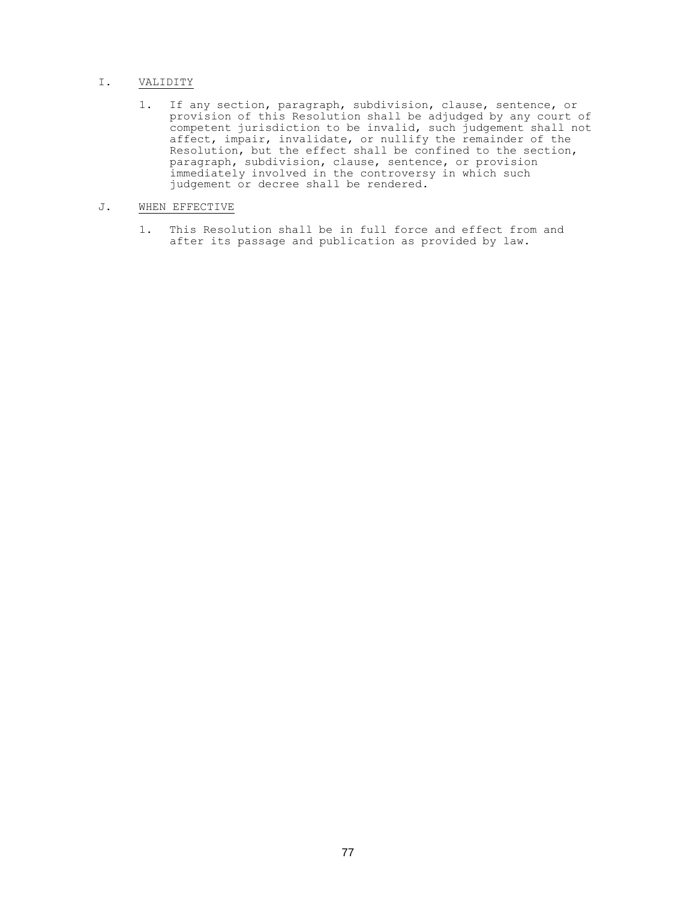## I. <u>VALIDITY</u>

1. If any section, paragraph, subdivision, clause, sentence, or provision of this Resolution shall be adjudged by any court of competent jurisdiction to be invalid, such judgement shall not affect, impair, invalidate, or nullify the remainder of the Resolution, but the effect shall be confined to the section, paragraph, subdivision, clause, sentence, or provision immediately involved in the controversy in which such judgement or decree shall be rendered.

## J. <u>WHEN EFFECTIVE</u>

1. This Resolution shall be in full force and effect from and after its passage and publication as provided by law.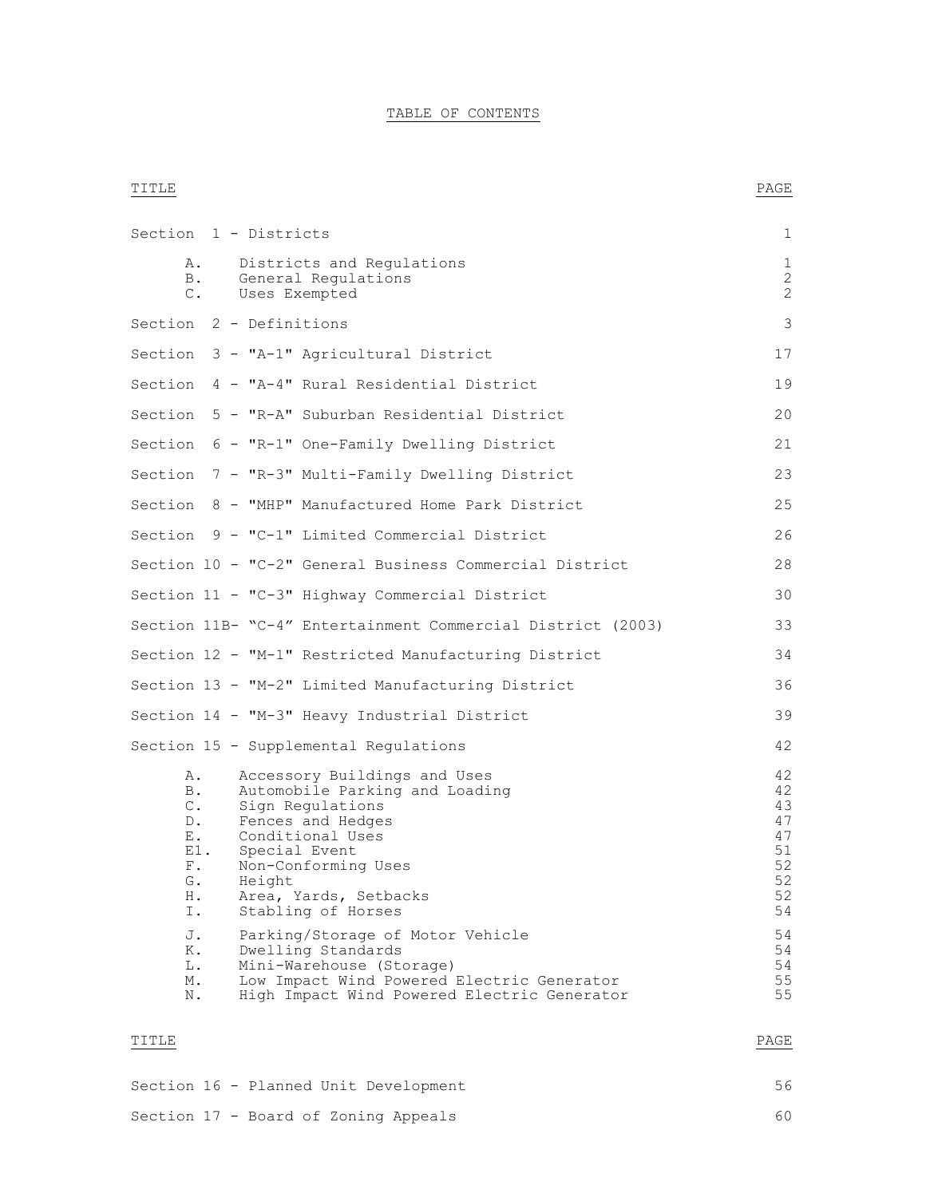# TABLE OF CONTENTS

| TITLE | PAGE |
|---|---|
| Section 1 - Districts | 1 |
| A. Districts and Regulations | 1 |
| B. General Regulations | 2 |
| C. Uses Exempted | 2 |
| Section 2 - Definitions | 3 |
| Section 3 - "A-1" Agricultural District | 17 |
| Section 4 - "A-4" Rural Residential District | 19 |
| Section 5 - "R-A" Suburban Residential District | 20 |
| Section 6 - "R-1" One-Family Dwelling District | 21 |
| Section 7 - "R-3" Multi-Family Dwelling District | 23 |
| Section 8 - "MHP" Manufactured Home Park District | 25 |
| Section 9 - "C-1" Limited Commercial District | 26 |
| Section 10 - "C-2" General Business Commercial District | 28 |
| Section 11 - "C-3" Highway Commercial District | 30 |
| Section 11B- "C-4" Entertainment Commercial District (2003) | 33 |
| Section 12 - "M-1" Restricted Manufacturing District | 34 |
| Section 13 - "M-2" Limited Manufacturing District | 36 |
| Section 14 - "M-3" Heavy Industrial District | 39 |
| Section 15 - Supplemental Regulations | 42 |
| A. Accessory Buildings and Uses | 42 |
| B. Automobile Parking and Loading | 42 |
| C. Sign Regulations | 43 |
| D. Fences and Hedges | 47 |
| E. Conditional Uses | 47 |
| E1. Special Event | 51 |
| F. Non-Conforming Uses | 52 |
| G. Height | 52 |
| H. Area, Yards, Setbacks | 52 |
| I. Stabling of Horses | 54 |
| J. Parking/Storage of Motor Vehicle | 54 |
| K. Dwelling Standards | 54 |
| L. Mini-Warehouse (Storage) | 54 |
| M. Low Impact Wind Powered Electric Generator | 55 |
| N. High Impact Wind Powered Electric Generator | 55 |

| TITLE | PAGE |
|---|---|
| Section 16 - Planned Unit Development | 56 |
| Section 17 - Board of Zoning Appeals | 60 |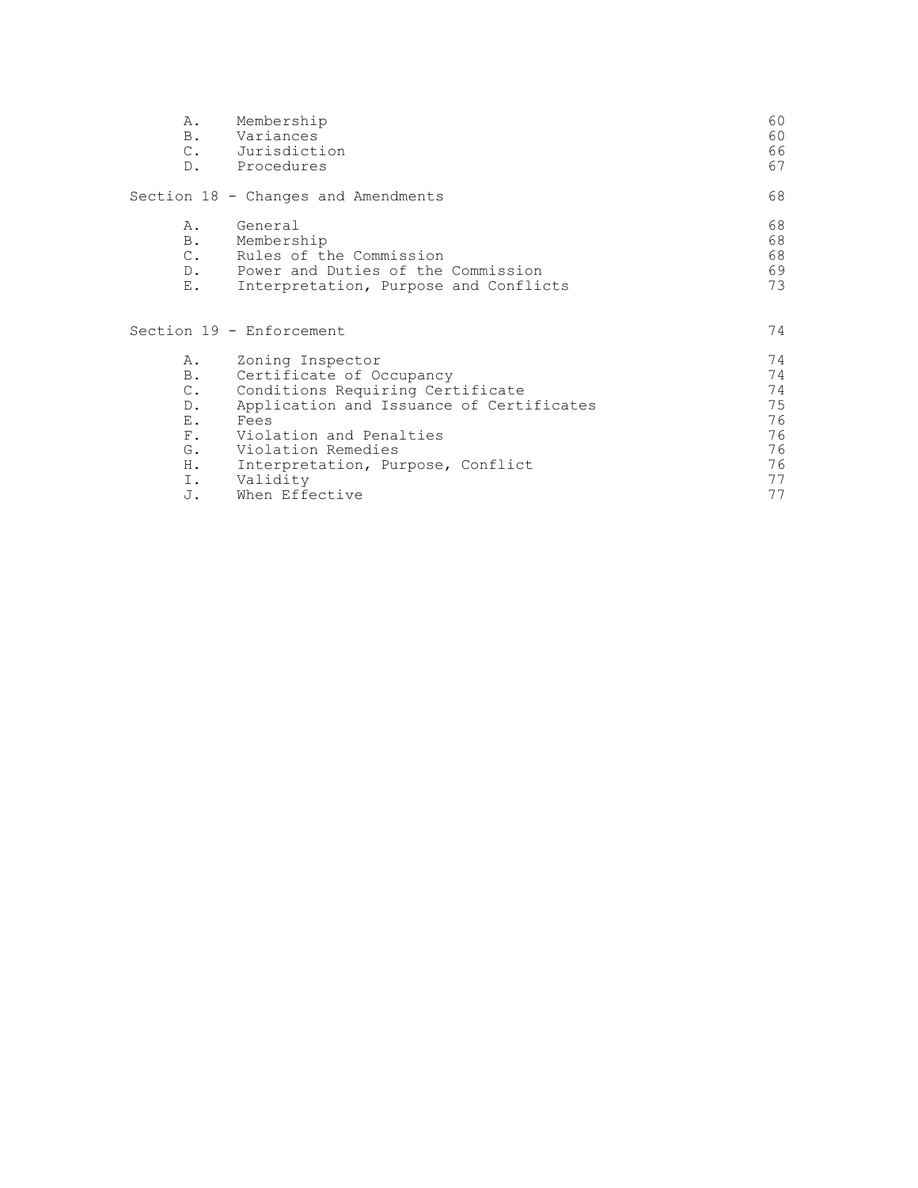| | | |
|---|---|---|
| A. | Membership | 60 |
| B. | Variances | 60 |
| C. | Jurisdiction | 66 |
| D. | Procedures | 67 |

| | | |
|---|---|---|
| **Section 18 - Changes and Amendments** | | 68 |
| A. | General | 68 |
| B. | Membership | 68 |
| C. | Rules of the Commission | 68 |
| D. | Power and Duties of the Commission | 69 |
| E. | Interpretation, Purpose and Conflicts | 73 |

| | | |
|---|---|---|
| **Section 19 - Enforcement** | | 74 |
| A. | Zoning Inspector | 74 |
| B. | Certificate of Occupancy | 74 |
| C. | Conditions Requiring Certificate | 74 |
| D. | Application and Issuance of Certificates | 75 |
| E. | Fees | 76 |
| F. | Violation and Penalties | 76 |
| G. | Violation Remedies | 76 |
| H. | Interpretation, Purpose, Conflict | 76 |
| I. | Validity | 77 |
| J. | When Effective | 77 |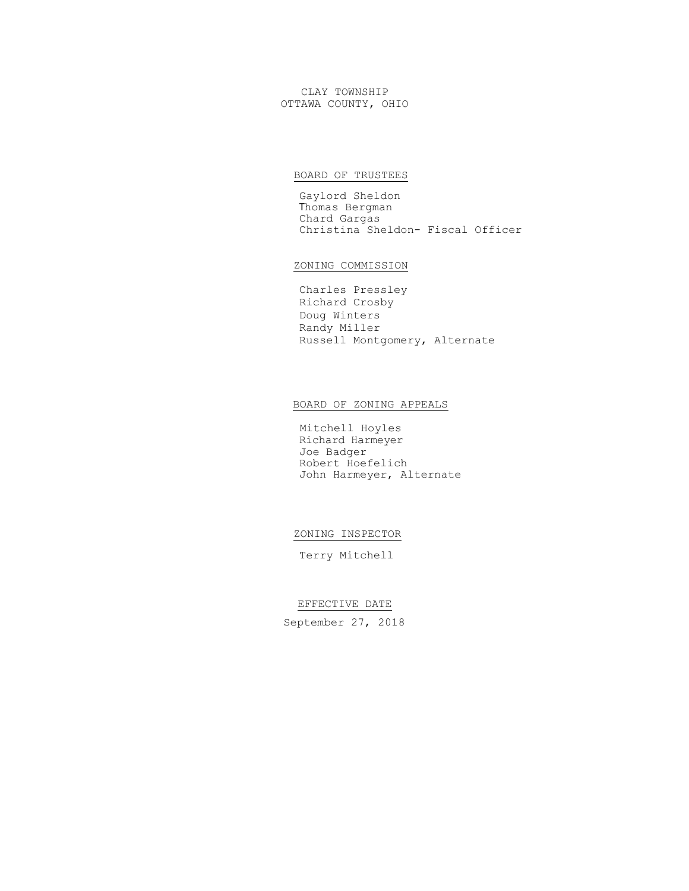# CLAY TOWNSHIP
# OTTAWA COUNTY, OHIO

## BOARD OF TRUSTEES

Gaylord Sheldon
Thomas Bergman
Chard Gargas
Christina Sheldon- Fiscal Officer

## ZONING COMMISSION

Charles Pressley
Richard Crosby
Doug Winters
Randy Miller
Russell Montgomery, Alternate

## BOARD OF ZONING APPEALS

Mitchell Hoyles
Richard Harmeyer
Joe Badger
Robert Hoefelich
John Harmeyer, Alternate

## ZONING INSPECTOR

Terry Mitchell

## EFFECTIVE DATE

September 27, 2018